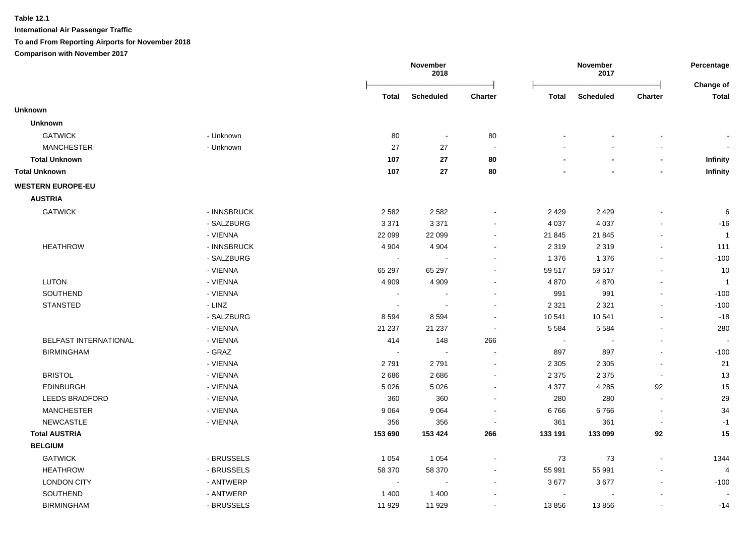**Table 12.1**

**International Air Passenger Traffic**

**To and From Reporting Airports for November 2018**

**Comparison with November 2017**

| | | November 2018 | | | November 2017 | | | Percentage |
|---|---|---|---|---|---|---|---|---|
| | | **Total** | **Scheduled** | **Charter** | **Total** | **Scheduled** | **Charter** | **Change of Total** |
| **Unknown** | | | | | | | | |
| **Unknown** | | | | | | | | |
| GATWICK | - Unknown | 80 | - | 80 | - | - | - | - |
| MANCHESTER | - Unknown | 27 | 27 | - | - | - | - | - |
| **Total Unknown** | | **107** | **27** | **80** | **-** | **-** | **-** | **Infinity** |
| **Total Unknown** | | **107** | **27** | **80** | **-** | **-** | **-** | **Infinity** |
| **WESTERN EUROPE-EU** | | | | | | | | |
| **AUSTRIA** | | | | | | | | |
| GATWICK | - INNSBRUCK | 2 582 | 2 582 | - | 2 429 | 2 429 | - | 6 |
| | - SALZBURG | 3 371 | 3 371 | - | 4 037 | 4 037 | - | -16 |
| | - VIENNA | 22 099 | 22 099 | - | 21 845 | 21 845 | - | 1 |
| HEATHROW | - INNSBRUCK | 4 904 | 4 904 | - | 2 319 | 2 319 | - | 111 |
| | - SALZBURG | - | - | - | 1 376 | 1 376 | - | -100 |
| | - VIENNA | 65 297 | 65 297 | - | 59 517 | 59 517 | - | 10 |
| LUTON | - VIENNA | 4 909 | 4 909 | - | 4 870 | 4 870 | - | 1 |
| SOUTHEND | - VIENNA | - | - | - | 991 | 991 | - | -100 |
| STANSTED | - LINZ | - | - | - | 2 321 | 2 321 | - | -100 |
| | - SALZBURG | 8 594 | 8 594 | - | 10 541 | 10 541 | - | -18 |
| | - VIENNA | 21 237 | 21 237 | - | 5 584 | 5 584 | - | 280 |
| BELFAST INTERNATIONAL | - VIENNA | 414 | 148 | 266 | - | - | - | - |
| BIRMINGHAM | - GRAZ | - | - | - | 897 | 897 | - | -100 |
| | - VIENNA | 2 791 | 2 791 | - | 2 305 | 2 305 | - | 21 |
| BRISTOL | - VIENNA | 2 686 | 2 686 | - | 2 375 | 2 375 | - | 13 |
| EDINBURGH | - VIENNA | 5 026 | 5 026 | - | 4 377 | 4 285 | 92 | 15 |
| LEEDS BRADFORD | - VIENNA | 360 | 360 | - | 280 | 280 | - | 29 |
| MANCHESTER | - VIENNA | 9 064 | 9 064 | - | 6 766 | 6 766 | - | 34 |
| NEWCASTLE | - VIENNA | 356 | 356 | - | 361 | 361 | - | -1 |
| **Total AUSTRIA** | | **153 690** | **153 424** | **266** | **133 191** | **133 099** | **92** | **15** |
| **BELGIUM** | | | | | | | | |
| GATWICK | - BRUSSELS | 1 054 | 1 054 | - | 73 | 73 | - | 1344 |
| HEATHROW | - BRUSSELS | 58 370 | 58 370 | - | 55 991 | 55 991 | - | 4 |
| LONDON CITY | - ANTWERP | - | - | - | 3 677 | 3 677 | - | -100 |
| SOUTHEND | - ANTWERP | 1 400 | 1 400 | - | - | - | - | - |
| BIRMINGHAM | - BRUSSELS | 11 929 | 11 929 | - | 13 856 | 13 856 | - | -14 |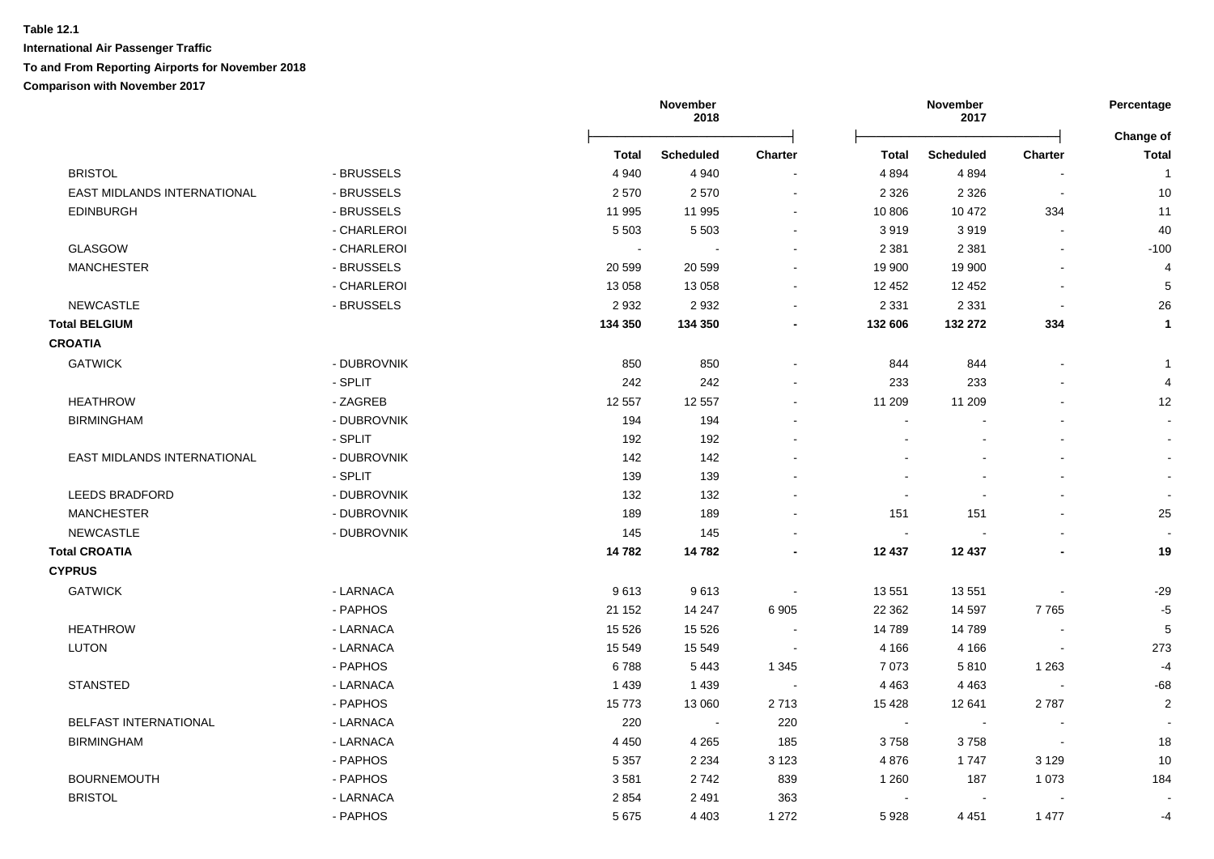**Table 12.1**

**International Air Passenger Traffic**

**To and From Reporting Airports for November 2018**

**Comparison with November 2017**

| | | November 2018 | | | November 2017 | | | Percentage |
|---|---|---|---|---|---|---|---|---|
| | | **Total** | **Scheduled** | **Charter** | **Total** | **Scheduled** | **Charter** | **Change of Total** |
| BRISTOL | - BRUSSELS | 4 940 | 4 940 | - | 4 894 | 4 894 | - | 1 |
| EAST MIDLANDS INTERNATIONAL | - BRUSSELS | 2 570 | 2 570 | - | 2 326 | 2 326 | - | 10 |
| EDINBURGH | - BRUSSELS | 11 995 | 11 995 | - | 10 806 | 10 472 | 334 | 11 |
| | - CHARLEROI | 5 503 | 5 503 | - | 3 919 | 3 919 | - | 40 |
| GLASGOW | - CHARLEROI | - | - | - | 2 381 | 2 381 | - | -100 |
| MANCHESTER | - BRUSSELS | 20 599 | 20 599 | - | 19 900 | 19 900 | - | 4 |
| | - CHARLEROI | 13 058 | 13 058 | - | 12 452 | 12 452 | - | 5 |
| NEWCASTLE | - BRUSSELS | 2 932 | 2 932 | - | 2 331 | 2 331 | - | 26 |
| **Total BELGIUM** | | **134 350** | **134 350** | **-** | **132 606** | **132 272** | **334** | **1** |
| **CROATIA** | | | | | | | | |
| GATWICK | - DUBROVNIK | 850 | 850 | - | 844 | 844 | - | 1 |
| | - SPLIT | 242 | 242 | - | 233 | 233 | - | 4 |
| HEATHROW | - ZAGREB | 12 557 | 12 557 | - | 11 209 | 11 209 | - | 12 |
| BIRMINGHAM | - DUBROVNIK | 194 | 194 | - | - | - | - | - |
| | - SPLIT | 192 | 192 | - | - | - | - | - |
| EAST MIDLANDS INTERNATIONAL | - DUBROVNIK | 142 | 142 | - | - | - | - | - |
| | - SPLIT | 139 | 139 | - | - | - | - | - |
| LEEDS BRADFORD | - DUBROVNIK | 132 | 132 | - | - | - | - | - |
| MANCHESTER | - DUBROVNIK | 189 | 189 | - | 151 | 151 | - | 25 |
| NEWCASTLE | - DUBROVNIK | 145 | 145 | - | - | - | - | - |
| **Total CROATIA** | | **14 782** | **14 782** | **-** | **12 437** | **12 437** | **-** | **19** |
| **CYPRUS** | | | | | | | | |
| GATWICK | - LARNACA | 9 613 | 9 613 | - | 13 551 | 13 551 | - | -29 |
| | - PAPHOS | 21 152 | 14 247 | 6 905 | 22 362 | 14 597 | 7 765 | -5 |
| HEATHROW | - LARNACA | 15 526 | 15 526 | - | 14 789 | 14 789 | - | 5 |
| LUTON | - LARNACA | 15 549 | 15 549 | - | 4 166 | 4 166 | - | 273 |
| | - PAPHOS | 6 788 | 5 443 | 1 345 | 7 073 | 5 810 | 1 263 | -4 |
| STANSTED | - LARNACA | 1 439 | 1 439 | - | 4 463 | 4 463 | - | -68 |
| | - PAPHOS | 15 773 | 13 060 | 2 713 | 15 428 | 12 641 | 2 787 | 2 |
| BELFAST INTERNATIONAL | - LARNACA | 220 | - | 220 | - | - | - | - |
| BIRMINGHAM | - LARNACA | 4 450 | 4 265 | 185 | 3 758 | 3 758 | - | 18 |
| | - PAPHOS | 5 357 | 2 234 | 3 123 | 4 876 | 1 747 | 3 129 | 10 |
| BOURNEMOUTH | - PAPHOS | 3 581 | 2 742 | 839 | 1 260 | 187 | 1 073 | 184 |
| BRISTOL | - LARNACA | 2 854 | 2 491 | 363 | - | - | - | - |
| | - PAPHOS | 5 675 | 4 403 | 1 272 | 5 928 | 4 451 | 1 477 | -4 |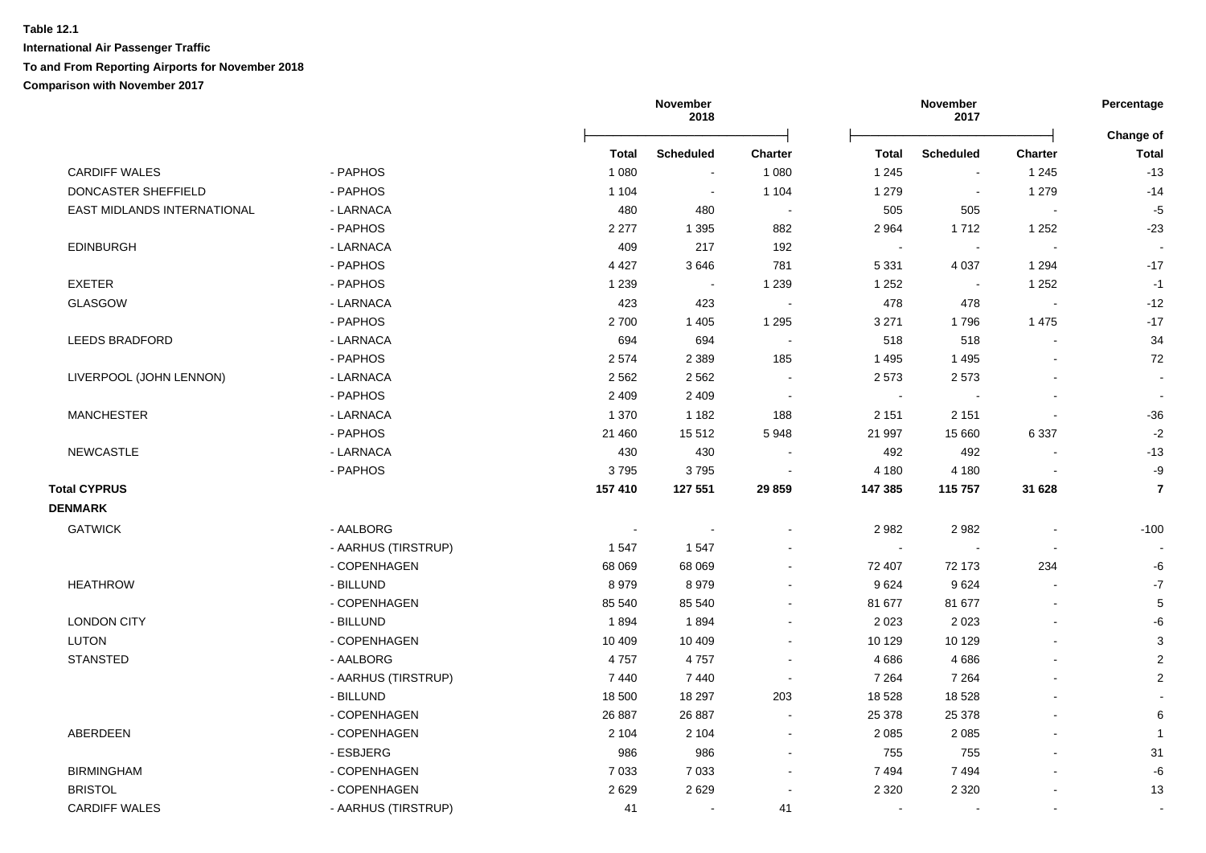**Table 12.1**

**International Air Passenger Traffic**

**To and From Reporting Airports for November 2018**

**Comparison with November 2017**

| | | November 2018 | | | November 2017 | | | Percentage |
|---|---|---|---|---|---|---|---|---|
| | | Total | Scheduled | Charter | Total | Scheduled | Charter | Change of Total |
| CARDIFF WALES | - PAPHOS | 1 080 | - | 1 080 | 1 245 | - | 1 245 | -13 |
| DONCASTER SHEFFIELD | - PAPHOS | 1 104 | - | 1 104 | 1 279 | - | 1 279 | -14 |
| EAST MIDLANDS INTERNATIONAL | - LARNACA | 480 | 480 | - | 505 | 505 | - | -5 |
| | - PAPHOS | 2 277 | 1 395 | 882 | 2 964 | 1 712 | 1 252 | -23 |
| EDINBURGH | - LARNACA | 409 | 217 | 192 | - | - | - | - |
| | - PAPHOS | 4 427 | 3 646 | 781 | 5 331 | 4 037 | 1 294 | -17 |
| EXETER | - PAPHOS | 1 239 | - | 1 239 | 1 252 | - | 1 252 | -1 |
| GLASGOW | - LARNACA | 423 | 423 | - | 478 | 478 | - | -12 |
| | - PAPHOS | 2 700 | 1 405 | 1 295 | 3 271 | 1 796 | 1 475 | -17 |
| LEEDS BRADFORD | - LARNACA | 694 | 694 | - | 518 | 518 | - | 34 |
| | - PAPHOS | 2 574 | 2 389 | 185 | 1 495 | 1 495 | - | 72 |
| LIVERPOOL (JOHN LENNON) | - LARNACA | 2 562 | 2 562 | - | 2 573 | 2 573 | - | - |
| | - PAPHOS | 2 409 | 2 409 | - | - | - | - | - |
| MANCHESTER | - LARNACA | 1 370 | 1 182 | 188 | 2 151 | 2 151 | - | -36 |
| | - PAPHOS | 21 460 | 15 512 | 5 948 | 21 997 | 15 660 | 6 337 | -2 |
| NEWCASTLE | - LARNACA | 430 | 430 | - | 492 | 492 | - | -13 |
| | - PAPHOS | 3 795 | 3 795 | - | 4 180 | 4 180 | - | -9 |
| **Total CYPRUS** | | **157 410** | **127 551** | **29 859** | **147 385** | **115 757** | **31 628** | **7** |
| **DENMARK** | | | | | | | | |
| GATWICK | - AALBORG | - | - | - | 2 982 | 2 982 | - | -100 |
| | - AARHUS (TIRSTRUP) | 1 547 | 1 547 | - | - | - | - | - |
| | - COPENHAGEN | 68 069 | 68 069 | - | 72 407 | 72 173 | 234 | -6 |
| HEATHROW | - BILLUND | 8 979 | 8 979 | - | 9 624 | 9 624 | - | -7 |
| | - COPENHAGEN | 85 540 | 85 540 | - | 81 677 | 81 677 | - | 5 |
| LONDON CITY | - BILLUND | 1 894 | 1 894 | - | 2 023 | 2 023 | - | -6 |
| LUTON | - COPENHAGEN | 10 409 | 10 409 | - | 10 129 | 10 129 | - | 3 |
| STANSTED | - AALBORG | 4 757 | 4 757 | - | 4 686 | 4 686 | - | 2 |
| | - AARHUS (TIRSTRUP) | 7 440 | 7 440 | - | 7 264 | 7 264 | - | 2 |
| | - BILLUND | 18 500 | 18 297 | 203 | 18 528 | 18 528 | - | - |
| | - COPENHAGEN | 26 887 | 26 887 | - | 25 378 | 25 378 | - | 6 |
| ABERDEEN | - COPENHAGEN | 2 104 | 2 104 | - | 2 085 | 2 085 | - | 1 |
| | - ESBJERG | 986 | 986 | - | 755 | 755 | - | 31 |
| BIRMINGHAM | - COPENHAGEN | 7 033 | 7 033 | - | 7 494 | 7 494 | - | -6 |
| BRISTOL | - COPENHAGEN | 2 629 | 2 629 | - | 2 320 | 2 320 | - | 13 |
| CARDIFF WALES | - AARHUS (TIRSTRUP) | 41 | - | 41 | - | - | - | - |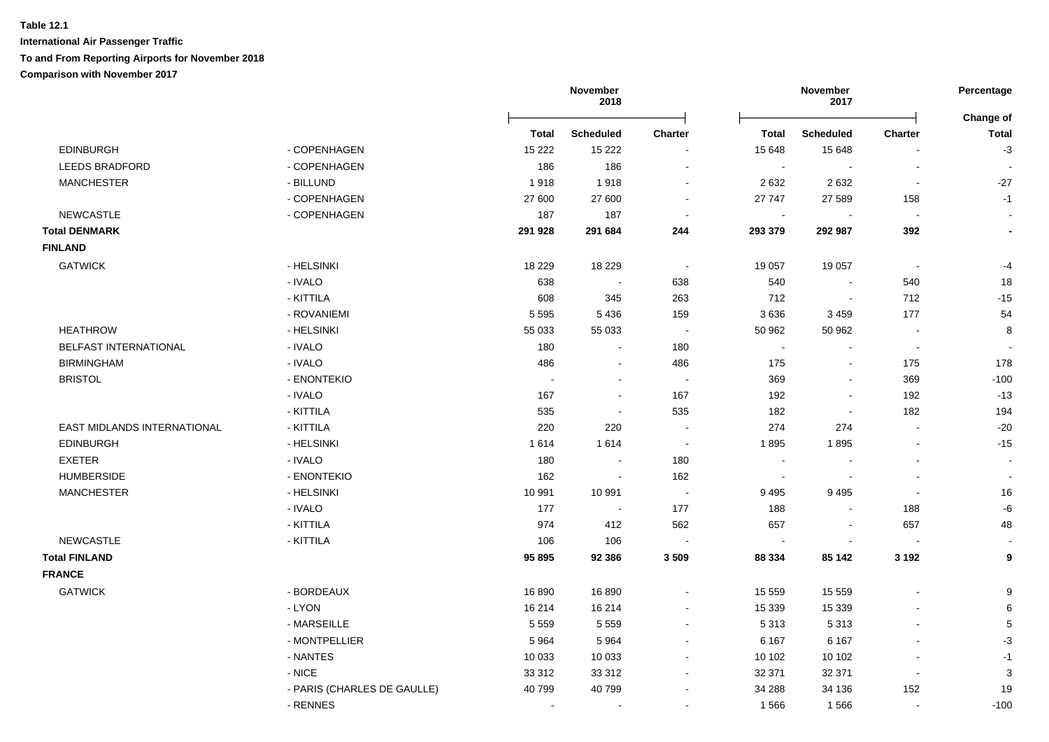**Table 12.1**

**International Air Passenger Traffic**

**To and From Reporting Airports for November 2018**

**Comparison with November 2017**

| | | November 2018 | | | November 2017 | | | Percentage |
|---|---|---|---|---|---|---|---|---|
| | | **Total** | **Scheduled** | **Charter** | **Total** | **Scheduled** | **Charter** | **Change of Total** |
| EDINBURGH | - COPENHAGEN | 15 222 | 15 222 | - | 15 648 | 15 648 | - | -3 |
| LEEDS BRADFORD | - COPENHAGEN | 186 | 186 | - | - | - | - | - |
| MANCHESTER | - BILLUND | 1 918 | 1 918 | - | 2 632 | 2 632 | - | -27 |
| | - COPENHAGEN | 27 600 | 27 600 | - | 27 747 | 27 589 | 158 | -1 |
| NEWCASTLE | - COPENHAGEN | 187 | 187 | - | - | - | - | - |
| **Total DENMARK** | | **291 928** | **291 684** | **244** | **293 379** | **292 987** | **392** | **-** |
| **FINLAND** | | | | | | | | |
| GATWICK | - HELSINKI | 18 229 | 18 229 | - | 19 057 | 19 057 | - | -4 |
| | - IVALO | 638 | - | 638 | 540 | - | 540 | 18 |
| | - KITTILA | 608 | 345 | 263 | 712 | - | 712 | -15 |
| | - ROVANIEMI | 5 595 | 5 436 | 159 | 3 636 | 3 459 | 177 | 54 |
| HEATHROW | - HELSINKI | 55 033 | 55 033 | - | 50 962 | 50 962 | - | 8 |
| BELFAST INTERNATIONAL | - IVALO | 180 | - | 180 | - | - | - | - |
| BIRMINGHAM | - IVALO | 486 | - | 486 | 175 | - | 175 | 178 |
| BRISTOL | - ENONTEKIO | - | - | - | 369 | - | 369 | -100 |
| | - IVALO | 167 | - | 167 | 192 | - | 192 | -13 |
| | - KITTILA | 535 | - | 535 | 182 | - | 182 | 194 |
| EAST MIDLANDS INTERNATIONAL | - KITTILA | 220 | 220 | - | 274 | 274 | - | -20 |
| EDINBURGH | - HELSINKI | 1 614 | 1 614 | - | 1 895 | 1 895 | - | -15 |
| EXETER | - IVALO | 180 | - | 180 | - | - | - | - |
| HUMBERSIDE | - ENONTEKIO | 162 | - | 162 | - | - | - | - |
| MANCHESTER | - HELSINKI | 10 991 | 10 991 | - | 9 495 | 9 495 | - | 16 |
| | - IVALO | 177 | - | 177 | 188 | - | 188 | -6 |
| | - KITTILA | 974 | 412 | 562 | 657 | - | 657 | 48 |
| NEWCASTLE | - KITTILA | 106 | 106 | - | - | - | - | - |
| **Total FINLAND** | | **95 895** | **92 386** | **3 509** | **88 334** | **85 142** | **3 192** | **9** |
| **FRANCE** | | | | | | | | |
| GATWICK | - BORDEAUX | 16 890 | 16 890 | - | 15 559 | 15 559 | - | 9 |
| | - LYON | 16 214 | 16 214 | - | 15 339 | 15 339 | - | 6 |
| | - MARSEILLE | 5 559 | 5 559 | - | 5 313 | 5 313 | - | 5 |
| | - MONTPELLIER | 5 964 | 5 964 | - | 6 167 | 6 167 | - | -3 |
| | - NANTES | 10 033 | 10 033 | - | 10 102 | 10 102 | - | -1 |
| | - NICE | 33 312 | 33 312 | - | 32 371 | 32 371 | - | 3 |
| | - PARIS (CHARLES DE GAULLE) | 40 799 | 40 799 | - | 34 288 | 34 136 | 152 | 19 |
| | - RENNES | - | - | - | 1 566 | 1 566 | - | -100 |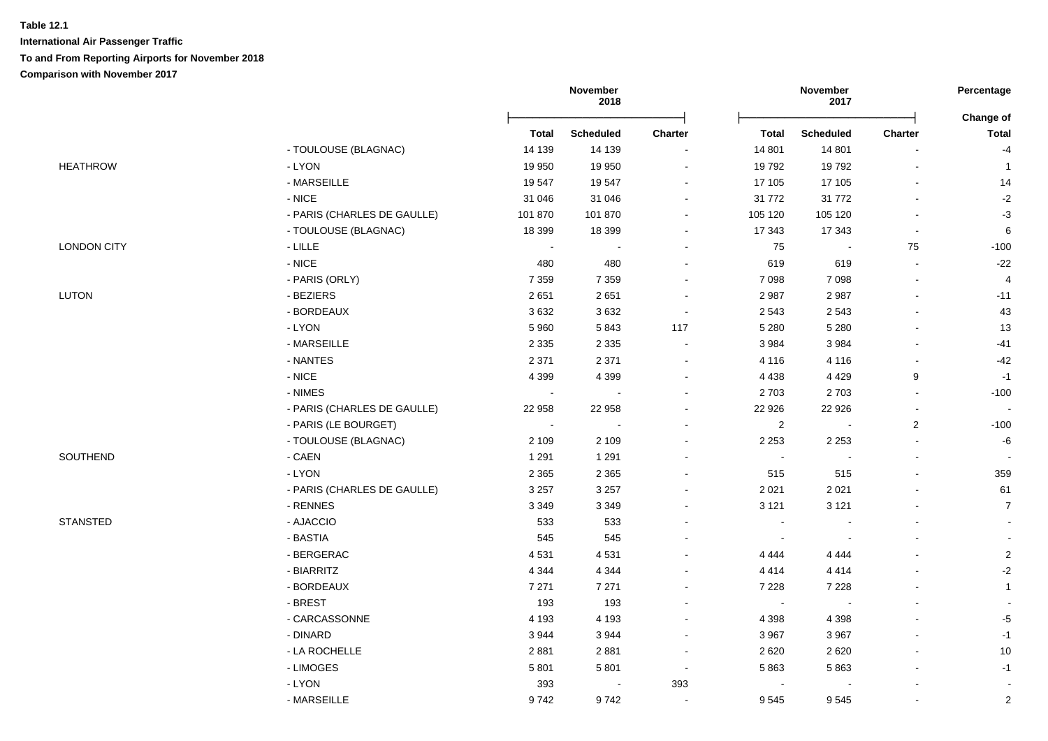**Table 12.1**

**International Air Passenger Traffic**

**To and From Reporting Airports for November 2018**

**Comparison with November 2017**

| | | November 2018 | | | November 2017 | | | Percentage |
|---|---|---|---|---|---|---|---|---|
| | | **Total** | **Scheduled** | **Charter** | **Total** | **Scheduled** | **Charter** | **Change of Total** |
| | - TOULOUSE (BLAGNAC) | 14 139 | 14 139 | - | 14 801 | 14 801 | - | -4 |
| HEATHROW | - LYON | 19 950 | 19 950 | - | 19 792 | 19 792 | - | 1 |
| | - MARSEILLE | 19 547 | 19 547 | - | 17 105 | 17 105 | - | 14 |
| | - NICE | 31 046 | 31 046 | - | 31 772 | 31 772 | - | -2 |
| | - PARIS (CHARLES DE GAULLE) | 101 870 | 101 870 | - | 105 120 | 105 120 | - | -3 |
| | - TOULOUSE (BLAGNAC) | 18 399 | 18 399 | - | 17 343 | 17 343 | - | 6 |
| LONDON CITY | - LILLE | - | - | - | 75 | - | 75 | -100 |
| | - NICE | 480 | 480 | - | 619 | 619 | - | -22 |
| | - PARIS (ORLY) | 7 359 | 7 359 | - | 7 098 | 7 098 | - | 4 |
| LUTON | - BEZIERS | 2 651 | 2 651 | - | 2 987 | 2 987 | - | -11 |
| | - BORDEAUX | 3 632 | 3 632 | - | 2 543 | 2 543 | - | 43 |
| | - LYON | 5 960 | 5 843 | 117 | 5 280 | 5 280 | - | 13 |
| | - MARSEILLE | 2 335 | 2 335 | - | 3 984 | 3 984 | - | -41 |
| | - NANTES | 2 371 | 2 371 | - | 4 116 | 4 116 | - | -42 |
| | - NICE | 4 399 | 4 399 | - | 4 438 | 4 429 | 9 | -1 |
| | - NIMES | - | - | - | 2 703 | 2 703 | - | -100 |
| | - PARIS (CHARLES DE GAULLE) | 22 958 | 22 958 | - | 22 926 | 22 926 | - | - |
| | - PARIS (LE BOURGET) | - | - | - | 2 | - | 2 | -100 |
| | - TOULOUSE (BLAGNAC) | 2 109 | 2 109 | - | 2 253 | 2 253 | - | -6 |
| SOUTHEND | - CAEN | 1 291 | 1 291 | - | - | - | - | - |
| | - LYON | 2 365 | 2 365 | - | 515 | 515 | - | 359 |
| | - PARIS (CHARLES DE GAULLE) | 3 257 | 3 257 | - | 2 021 | 2 021 | - | 61 |
| | - RENNES | 3 349 | 3 349 | - | 3 121 | 3 121 | - | 7 |
| STANSTED | - AJACCIO | 533 | 533 | - | - | - | - | - |
| | - BASTIA | 545 | 545 | - | - | - | - | - |
| | - BERGERAC | 4 531 | 4 531 | - | 4 444 | 4 444 | - | 2 |
| | - BIARRITZ | 4 344 | 4 344 | - | 4 414 | 4 414 | - | -2 |
| | - BORDEAUX | 7 271 | 7 271 | - | 7 228 | 7 228 | - | 1 |
| | - BREST | 193 | 193 | - | - | - | - | - |
| | - CARCASSONNE | 4 193 | 4 193 | - | 4 398 | 4 398 | - | -5 |
| | - DINARD | 3 944 | 3 944 | - | 3 967 | 3 967 | - | -1 |
| | - LA ROCHELLE | 2 881 | 2 881 | - | 2 620 | 2 620 | - | 10 |
| | - LIMOGES | 5 801 | 5 801 | - | 5 863 | 5 863 | - | -1 |
| | - LYON | 393 | - | 393 | - | - | - | - |
| | - MARSEILLE | 9 742 | 9 742 | - | 9 545 | 9 545 | - | 2 |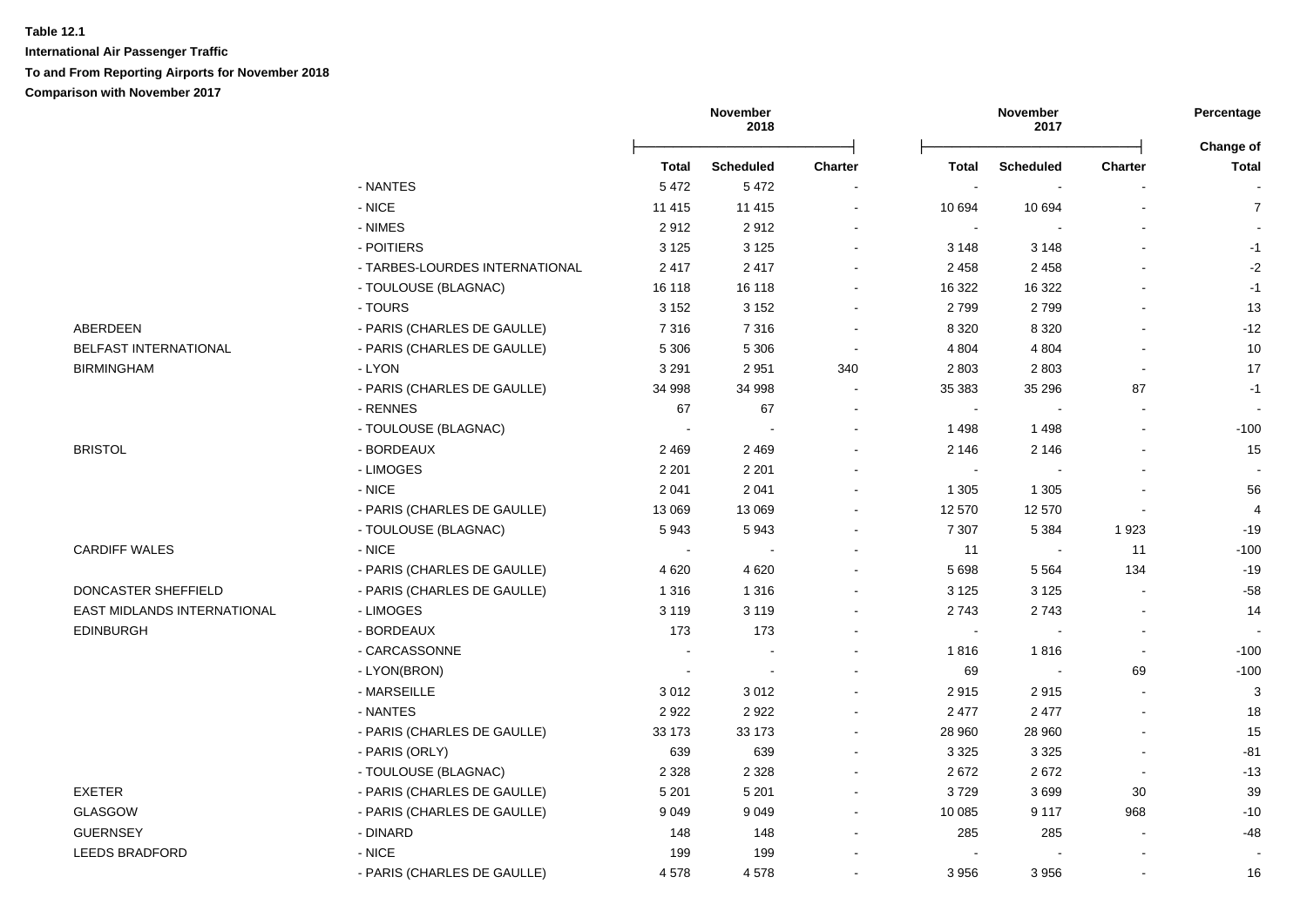**Table 12.1**

**International Air Passenger Traffic**

**To and From Reporting Airports for November 2018**

**Comparison with November 2017**

| | | November 2018 | | | November 2017 | | | Percentage |
|---|---|---|---|---|---|---|---|---|
| | | **Total** | **Scheduled** | **Charter** | **Total** | **Scheduled** | **Charter** | **Change of Total** |
| | - NANTES | 5 472 | 5 472 | - | - | - | - | - |
| | - NICE | 11 415 | 11 415 | - | 10 694 | 10 694 | - | 7 |
| | - NIMES | 2 912 | 2 912 | - | - | - | - | - |
| | - POITIERS | 3 125 | 3 125 | - | 3 148 | 3 148 | - | -1 |
| | - TARBES-LOURDES INTERNATIONAL | 2 417 | 2 417 | - | 2 458 | 2 458 | - | -2 |
| | - TOULOUSE (BLAGNAC) | 16 118 | 16 118 | - | 16 322 | 16 322 | - | -1 |
| | - TOURS | 3 152 | 3 152 | - | 2 799 | 2 799 | - | 13 |
| ABERDEEN | - PARIS (CHARLES DE GAULLE) | 7 316 | 7 316 | - | 8 320 | 8 320 | - | -12 |
| BELFAST INTERNATIONAL | - PARIS (CHARLES DE GAULLE) | 5 306 | 5 306 | - | 4 804 | 4 804 | - | 10 |
| BIRMINGHAM | - LYON | 3 291 | 2 951 | 340 | 2 803 | 2 803 | - | 17 |
| | - PARIS (CHARLES DE GAULLE) | 34 998 | 34 998 | - | 35 383 | 35 296 | 87 | -1 |
| | - RENNES | 67 | 67 | - | - | - | - | - |
| | - TOULOUSE (BLAGNAC) | - | - | - | 1 498 | 1 498 | - | -100 |
| BRISTOL | - BORDEAUX | 2 469 | 2 469 | - | 2 146 | 2 146 | - | 15 |
| | - LIMOGES | 2 201 | 2 201 | - | - | - | - | - |
| | - NICE | 2 041 | 2 041 | - | 1 305 | 1 305 | - | 56 |
| | - PARIS (CHARLES DE GAULLE) | 13 069 | 13 069 | - | 12 570 | 12 570 | - | 4 |
| | - TOULOUSE (BLAGNAC) | 5 943 | 5 943 | - | 7 307 | 5 384 | 1 923 | -19 |
| CARDIFF WALES | - NICE | - | - | - | 11 | - | 11 | -100 |
| | - PARIS (CHARLES DE GAULLE) | 4 620 | 4 620 | - | 5 698 | 5 564 | 134 | -19 |
| DONCASTER SHEFFIELD | - PARIS (CHARLES DE GAULLE) | 1 316 | 1 316 | - | 3 125 | 3 125 | - | -58 |
| EAST MIDLANDS INTERNATIONAL | - LIMOGES | 3 119 | 3 119 | - | 2 743 | 2 743 | - | 14 |
| EDINBURGH | - BORDEAUX | 173 | 173 | - | - | - | - | - |
| | - CARCASSONNE | - | - | - | 1 816 | 1 816 | - | -100 |
| | - LYON(BRON) | - | - | - | 69 | - | 69 | -100 |
| | - MARSEILLE | 3 012 | 3 012 | - | 2 915 | 2 915 | - | 3 |
| | - NANTES | 2 922 | 2 922 | - | 2 477 | 2 477 | - | 18 |
| | - PARIS (CHARLES DE GAULLE) | 33 173 | 33 173 | - | 28 960 | 28 960 | - | 15 |
| | - PARIS (ORLY) | 639 | 639 | - | 3 325 | 3 325 | - | -81 |
| | - TOULOUSE (BLAGNAC) | 2 328 | 2 328 | - | 2 672 | 2 672 | - | -13 |
| EXETER | - PARIS (CHARLES DE GAULLE) | 5 201 | 5 201 | - | 3 729 | 3 699 | 30 | 39 |
| GLASGOW | - PARIS (CHARLES DE GAULLE) | 9 049 | 9 049 | - | 10 085 | 9 117 | 968 | -10 |
| GUERNSEY | - DINARD | 148 | 148 | - | 285 | 285 | - | -48 |
| LEEDS BRADFORD | - NICE | 199 | 199 | - | - | - | - | - |
| | - PARIS (CHARLES DE GAULLE) | 4 578 | 4 578 | - | 3 956 | 3 956 | - | 16 |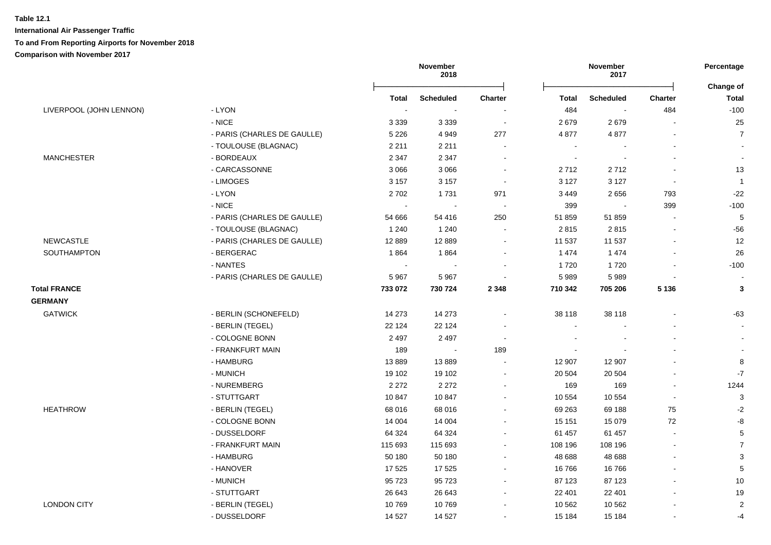**Table 12.1**

**International Air Passenger Traffic**

**To and From Reporting Airports for November 2018**

**Comparison with November 2017**

| | | November 2018 | | | November 2017 | | | Percentage |
|---|---|---|---|---|---|---|---|---|
| | | **Total** | **Scheduled** | **Charter** | **Total** | **Scheduled** | **Charter** | **Change of Total** |
| LIVERPOOL (JOHN LENNON) | - LYON | - | - | - | 484 | - | 484 | -100 |
| | - NICE | 3 339 | 3 339 | - | 2 679 | 2 679 | - | 25 |
| | - PARIS (CHARLES DE GAULLE) | 5 226 | 4 949 | 277 | 4 877 | 4 877 | - | 7 |
| | - TOULOUSE (BLAGNAC) | 2 211 | 2 211 | - | - | - | - | - |
| MANCHESTER | - BORDEAUX | 2 347 | 2 347 | - | - | - | - | - |
| | - CARCASSONNE | 3 066 | 3 066 | - | 2 712 | 2 712 | - | 13 |
| | - LIMOGES | 3 157 | 3 157 | - | 3 127 | 3 127 | - | 1 |
| | - LYON | 2 702 | 1 731 | 971 | 3 449 | 2 656 | 793 | -22 |
| | - NICE | - | - | - | 399 | - | 399 | -100 |
| | - PARIS (CHARLES DE GAULLE) | 54 666 | 54 416 | 250 | 51 859 | 51 859 | - | 5 |
| | - TOULOUSE (BLAGNAC) | 1 240 | 1 240 | - | 2 815 | 2 815 | - | -56 |
| NEWCASTLE | - PARIS (CHARLES DE GAULLE) | 12 889 | 12 889 | - | 11 537 | 11 537 | - | 12 |
| SOUTHAMPTON | - BERGERAC | 1 864 | 1 864 | - | 1 474 | 1 474 | - | 26 |
| | - NANTES | - | - | - | 1 720 | 1 720 | - | -100 |
| | - PARIS (CHARLES DE GAULLE) | 5 967 | 5 967 | - | 5 989 | 5 989 | - | - |
| **Total FRANCE** | | **733 072** | **730 724** | **2 348** | **710 342** | **705 206** | **5 136** | **3** |
| **GERMANY** | | | | | | | | |
| GATWICK | - BERLIN (SCHONEFELD) | 14 273 | 14 273 | - | 38 118 | 38 118 | - | -63 |
| | - BERLIN (TEGEL) | 22 124 | 22 124 | - | - | - | - | - |
| | - COLOGNE BONN | 2 497 | 2 497 | - | - | - | - | - |
| | - FRANKFURT MAIN | 189 | - | 189 | - | - | - | - |
| | - HAMBURG | 13 889 | 13 889 | - | 12 907 | 12 907 | - | 8 |
| | - MUNICH | 19 102 | 19 102 | - | 20 504 | 20 504 | - | -7 |
| | - NUREMBERG | 2 272 | 2 272 | - | 169 | 169 | - | 1244 |
| | - STUTTGART | 10 847 | 10 847 | - | 10 554 | 10 554 | - | 3 |
| HEATHROW | - BERLIN (TEGEL) | 68 016 | 68 016 | - | 69 263 | 69 188 | 75 | -2 |
| | - COLOGNE BONN | 14 004 | 14 004 | - | 15 151 | 15 079 | 72 | -8 |
| | - DUSSELDORF | 64 324 | 64 324 | - | 61 457 | 61 457 | - | 5 |
| | - FRANKFURT MAIN | 115 693 | 115 693 | - | 108 196 | 108 196 | - | 7 |
| | - HAMBURG | 50 180 | 50 180 | - | 48 688 | 48 688 | - | 3 |
| | - HANOVER | 17 525 | 17 525 | - | 16 766 | 16 766 | - | 5 |
| | - MUNICH | 95 723 | 95 723 | - | 87 123 | 87 123 | - | 10 |
| | - STUTTGART | 26 643 | 26 643 | - | 22 401 | 22 401 | - | 19 |
| LONDON CITY | - BERLIN (TEGEL) | 10 769 | 10 769 | - | 10 562 | 10 562 | - | 2 |
| | - DUSSELDORF | 14 527 | 14 527 | - | 15 184 | 15 184 | - | -4 |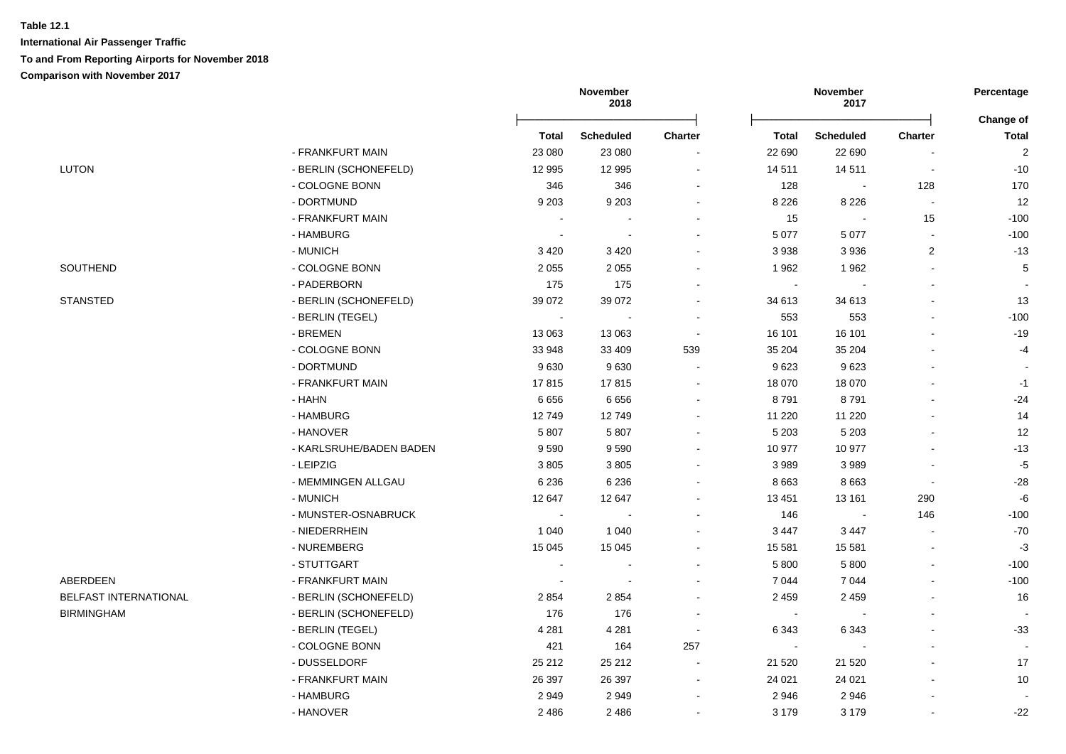**Table 12.1**

**International Air Passenger Traffic**

**To and From Reporting Airports for November 2018**

**Comparison with November 2017**

| | | November 2018 | | | November 2017 | | | Percentage |
|---|---|---|---|---|---|---|---|---|
| | | Total | Scheduled | Charter | Total | Scheduled | Charter | Change of Total |
| | - FRANKFURT MAIN | 23 080 | 23 080 | - | 22 690 | 22 690 | - | 2 |
| LUTON | - BERLIN (SCHONEFELD) | 12 995 | 12 995 | - | 14 511 | 14 511 | - | -10 |
| | - COLOGNE BONN | 346 | 346 | - | 128 | - | 128 | 170 |
| | - DORTMUND | 9 203 | 9 203 | - | 8 226 | 8 226 | - | 12 |
| | - FRANKFURT MAIN | - | - | - | 15 | - | 15 | -100 |
| | - HAMBURG | - | - | - | 5 077 | 5 077 | - | -100 |
| | - MUNICH | 3 420 | 3 420 | - | 3 938 | 3 936 | 2 | -13 |
| SOUTHEND | - COLOGNE BONN | 2 055 | 2 055 | - | 1 962 | 1 962 | - | 5 |
| | - PADERBORN | 175 | 175 | - | - | - | - | - |
| STANSTED | - BERLIN (SCHONEFELD) | 39 072 | 39 072 | - | 34 613 | 34 613 | - | 13 |
| | - BERLIN (TEGEL) | - | - | - | 553 | 553 | - | -100 |
| | - BREMEN | 13 063 | 13 063 | - | 16 101 | 16 101 | - | -19 |
| | - COLOGNE BONN | 33 948 | 33 409 | 539 | 35 204 | 35 204 | - | -4 |
| | - DORTMUND | 9 630 | 9 630 | - | 9 623 | 9 623 | - | - |
| | - FRANKFURT MAIN | 17 815 | 17 815 | - | 18 070 | 18 070 | - | -1 |
| | - HAHN | 6 656 | 6 656 | - | 8 791 | 8 791 | - | -24 |
| | - HAMBURG | 12 749 | 12 749 | - | 11 220 | 11 220 | - | 14 |
| | - HANOVER | 5 807 | 5 807 | - | 5 203 | 5 203 | - | 12 |
| | - KARLSRUHE/BADEN BADEN | 9 590 | 9 590 | - | 10 977 | 10 977 | - | -13 |
| | - LEIPZIG | 3 805 | 3 805 | - | 3 989 | 3 989 | - | -5 |
| | - MEMMINGEN ALLGAU | 6 236 | 6 236 | - | 8 663 | 8 663 | - | -28 |
| | - MUNICH | 12 647 | 12 647 | - | 13 451 | 13 161 | 290 | -6 |
| | - MUNSTER-OSNABRUCK | - | - | - | 146 | - | 146 | -100 |
| | - NIEDERRHEIN | 1 040 | 1 040 | - | 3 447 | 3 447 | - | -70 |
| | - NUREMBERG | 15 045 | 15 045 | - | 15 581 | 15 581 | - | -3 |
| | - STUTTGART | - | - | - | 5 800 | 5 800 | - | -100 |
| ABERDEEN | - FRANKFURT MAIN | - | - | - | 7 044 | 7 044 | - | -100 |
| BELFAST INTERNATIONAL | - BERLIN (SCHONEFELD) | 2 854 | 2 854 | - | 2 459 | 2 459 | - | 16 |
| BIRMINGHAM | - BERLIN (SCHONEFELD) | 176 | 176 | - | - | - | - | - |
| | - BERLIN (TEGEL) | 4 281 | 4 281 | - | 6 343 | 6 343 | - | -33 |
| | - COLOGNE BONN | 421 | 164 | 257 | - | - | - | - |
| | - DUSSELDORF | 25 212 | 25 212 | - | 21 520 | 21 520 | - | 17 |
| | - FRANKFURT MAIN | 26 397 | 26 397 | - | 24 021 | 24 021 | - | 10 |
| | - HAMBURG | 2 949 | 2 949 | - | 2 946 | 2 946 | - | - |
| | - HANOVER | 2 486 | 2 486 | - | 3 179 | 3 179 | - | -22 |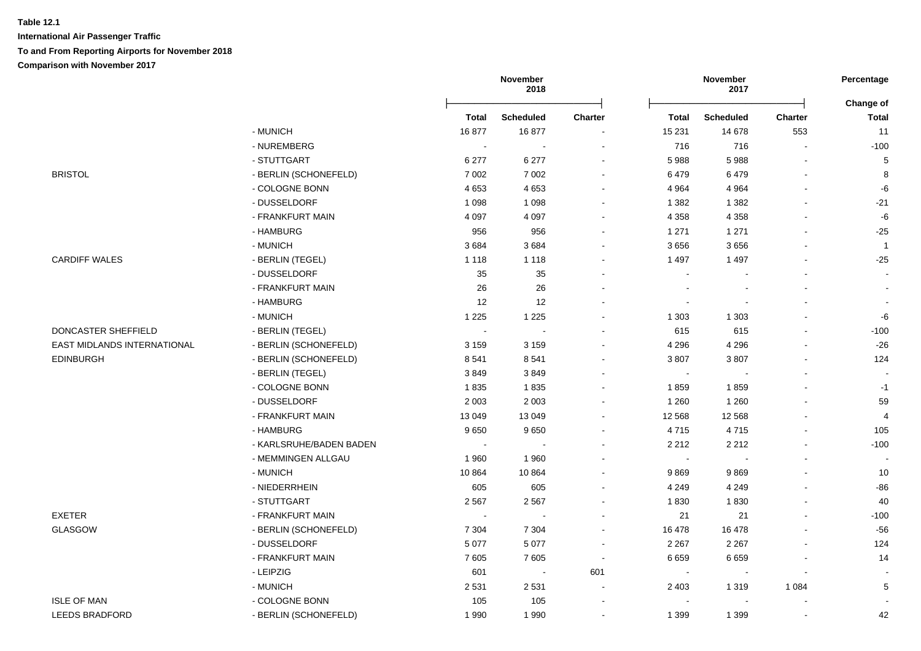**Table 12.1**

**International Air Passenger Traffic**

**To and From Reporting Airports for November 2018**

**Comparison with November 2017**

| | | November 2018 | | | November 2017 | | | Percentage |
|---|---|---|---|---|---|---|---|---|
| | | **Total** | **Scheduled** | **Charter** | **Total** | **Scheduled** | **Charter** | **Change of Total** |
| | - MUNICH | 16 877 | 16 877 | - | 15 231 | 14 678 | 553 | 11 |
| | - NUREMBERG | - | - | - | 716 | 716 | - | -100 |
| | - STUTTGART | 6 277 | 6 277 | - | 5 988 | 5 988 | - | 5 |
| BRISTOL | - BERLIN (SCHONEFELD) | 7 002 | 7 002 | - | 6 479 | 6 479 | - | 8 |
| | - COLOGNE BONN | 4 653 | 4 653 | - | 4 964 | 4 964 | - | -6 |
| | - DUSSELDORF | 1 098 | 1 098 | - | 1 382 | 1 382 | - | -21 |
| | - FRANKFURT MAIN | 4 097 | 4 097 | - | 4 358 | 4 358 | - | -6 |
| | - HAMBURG | 956 | 956 | - | 1 271 | 1 271 | - | -25 |
| | - MUNICH | 3 684 | 3 684 | - | 3 656 | 3 656 | - | 1 |
| CARDIFF WALES | - BERLIN (TEGEL) | 1 118 | 1 118 | - | 1 497 | 1 497 | - | -25 |
| | - DUSSELDORF | 35 | 35 | - | - | - | - | - |
| | - FRANKFURT MAIN | 26 | 26 | - | - | - | - | - |
| | - HAMBURG | 12 | 12 | - | - | - | - | - |
| | - MUNICH | 1 225 | 1 225 | - | 1 303 | 1 303 | - | -6 |
| DONCASTER SHEFFIELD | - BERLIN (TEGEL) | - | - | - | 615 | 615 | - | -100 |
| EAST MIDLANDS INTERNATIONAL | - BERLIN (SCHONEFELD) | 3 159 | 3 159 | - | 4 296 | 4 296 | - | -26 |
| EDINBURGH | - BERLIN (SCHONEFELD) | 8 541 | 8 541 | - | 3 807 | 3 807 | - | 124 |
| | - BERLIN (TEGEL) | 3 849 | 3 849 | - | - | - | - | - |
| | - COLOGNE BONN | 1 835 | 1 835 | - | 1 859 | 1 859 | - | -1 |
| | - DUSSELDORF | 2 003 | 2 003 | - | 1 260 | 1 260 | - | 59 |
| | - FRANKFURT MAIN | 13 049 | 13 049 | - | 12 568 | 12 568 | - | 4 |
| | - HAMBURG | 9 650 | 9 650 | - | 4 715 | 4 715 | - | 105 |
| | - KARLSRUHE/BADEN BADEN | - | - | - | 2 212 | 2 212 | - | -100 |
| | - MEMMINGEN ALLGAU | 1 960 | 1 960 | - | - | - | - | - |
| | - MUNICH | 10 864 | 10 864 | - | 9 869 | 9 869 | - | 10 |
| | - NIEDERRHEIN | 605 | 605 | - | 4 249 | 4 249 | - | -86 |
| | - STUTTGART | 2 567 | 2 567 | - | 1 830 | 1 830 | - | 40 |
| EXETER | - FRANKFURT MAIN | - | - | - | 21 | 21 | - | -100 |
| GLASGOW | - BERLIN (SCHONEFELD) | 7 304 | 7 304 | - | 16 478 | 16 478 | - | -56 |
| | - DUSSELDORF | 5 077 | 5 077 | - | 2 267 | 2 267 | - | 124 |
| | - FRANKFURT MAIN | 7 605 | 7 605 | - | 6 659 | 6 659 | - | 14 |
| | - LEIPZIG | 601 | - | 601 | - | - | - | - |
| | - MUNICH | 2 531 | 2 531 | - | 2 403 | 1 319 | 1 084 | 5 |
| ISLE OF MAN | - COLOGNE BONN | 105 | 105 | - | - | - | - | - |
| LEEDS BRADFORD | - BERLIN (SCHONEFELD) | 1 990 | 1 990 | - | 1 399 | 1 399 | - | 42 |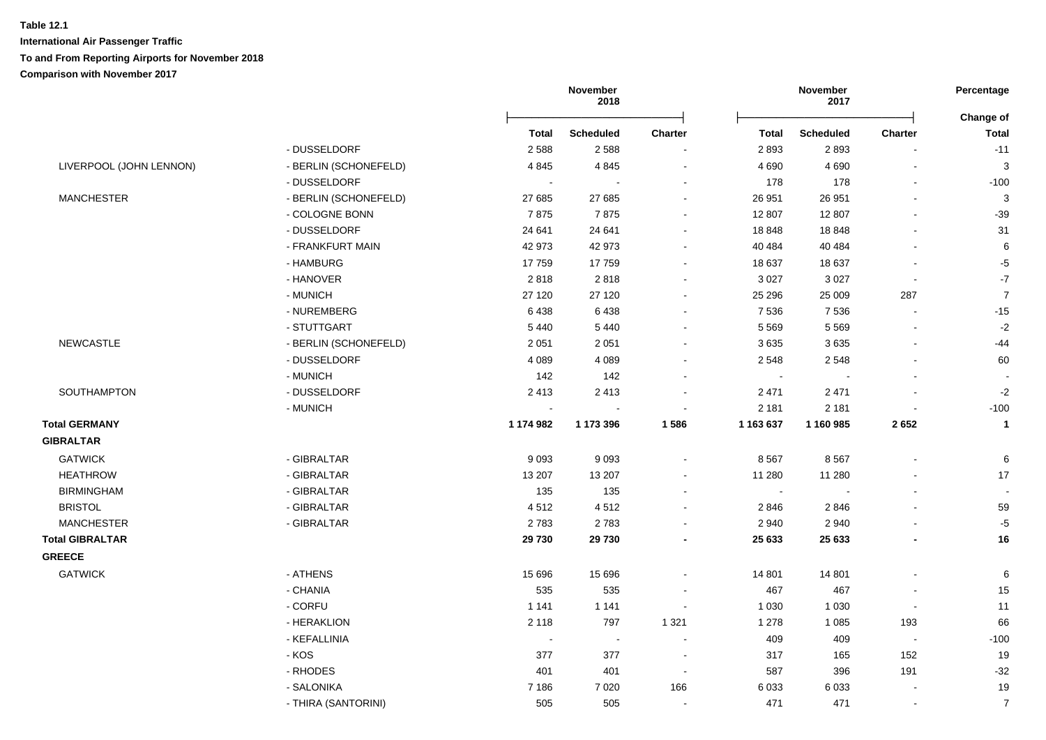**Table 12.1**

**International Air Passenger Traffic**

**To and From Reporting Airports for November 2018**

**Comparison with November 2017**

| | | November 2018 | | | November 2017 | | | Percentage |
|---|---|---|---|---|---|---|---|---|
| | | **Total** | **Scheduled** | **Charter** | **Total** | **Scheduled** | **Charter** | **Change of Total** |
| | - DUSSELDORF | 2 588 | 2 588 | - | 2 893 | 2 893 | - | -11 |
| LIVERPOOL (JOHN LENNON) | - BERLIN (SCHONEFELD) | 4 845 | 4 845 | - | 4 690 | 4 690 | - | 3 |
| | - DUSSELDORF | - | - | - | 178 | 178 | - | -100 |
| MANCHESTER | - BERLIN (SCHONEFELD) | 27 685 | 27 685 | - | 26 951 | 26 951 | - | 3 |
| | - COLOGNE BONN | 7 875 | 7 875 | - | 12 807 | 12 807 | - | -39 |
| | - DUSSELDORF | 24 641 | 24 641 | - | 18 848 | 18 848 | - | 31 |
| | - FRANKFURT MAIN | 42 973 | 42 973 | - | 40 484 | 40 484 | - | 6 |
| | - HAMBURG | 17 759 | 17 759 | - | 18 637 | 18 637 | - | -5 |
| | - HANOVER | 2 818 | 2 818 | - | 3 027 | 3 027 | - | -7 |
| | - MUNICH | 27 120 | 27 120 | - | 25 296 | 25 009 | 287 | 7 |
| | - NUREMBERG | 6 438 | 6 438 | - | 7 536 | 7 536 | - | -15 |
| | - STUTTGART | 5 440 | 5 440 | - | 5 569 | 5 569 | - | -2 |
| NEWCASTLE | - BERLIN (SCHONEFELD) | 2 051 | 2 051 | - | 3 635 | 3 635 | - | -44 |
| | - DUSSELDORF | 4 089 | 4 089 | - | 2 548 | 2 548 | - | 60 |
| | - MUNICH | 142 | 142 | - | - | - | - | - |
| SOUTHAMPTON | - DUSSELDORF | 2 413 | 2 413 | - | 2 471 | 2 471 | - | -2 |
| | - MUNICH | - | - | - | 2 181 | 2 181 | - | -100 |
| **Total GERMANY** | | **1 174 982** | **1 173 396** | **1 586** | **1 163 637** | **1 160 985** | **2 652** | **1** |
| **GIBRALTAR** | | | | | | | | |
| GATWICK | - GIBRALTAR | 9 093 | 9 093 | - | 8 567 | 8 567 | - | 6 |
| HEATHROW | - GIBRALTAR | 13 207 | 13 207 | - | 11 280 | 11 280 | - | 17 |
| BIRMINGHAM | - GIBRALTAR | 135 | 135 | - | - | - | - | - |
| BRISTOL | - GIBRALTAR | 4 512 | 4 512 | - | 2 846 | 2 846 | - | 59 |
| MANCHESTER | - GIBRALTAR | 2 783 | 2 783 | - | 2 940 | 2 940 | - | -5 |
| **Total GIBRALTAR** | | **29 730** | **29 730** | **-** | **25 633** | **25 633** | **-** | **16** |
| **GREECE** | | | | | | | | |
| GATWICK | - ATHENS | 15 696 | 15 696 | - | 14 801 | 14 801 | - | 6 |
| | - CHANIA | 535 | 535 | - | 467 | 467 | - | 15 |
| | - CORFU | 1 141 | 1 141 | - | 1 030 | 1 030 | - | 11 |
| | - HERAKLION | 2 118 | 797 | 1 321 | 1 278 | 1 085 | 193 | 66 |
| | - KEFALLINIA | - | - | - | 409 | 409 | - | -100 |
| | - KOS | 377 | 377 | - | 317 | 165 | 152 | 19 |
| | - RHODES | 401 | 401 | - | 587 | 396 | 191 | -32 |
| | - SALONIKA | 7 186 | 7 020 | 166 | 6 033 | 6 033 | - | 19 |
| | - THIRA (SANTORINI) | 505 | 505 | - | 471 | 471 | - | 7 |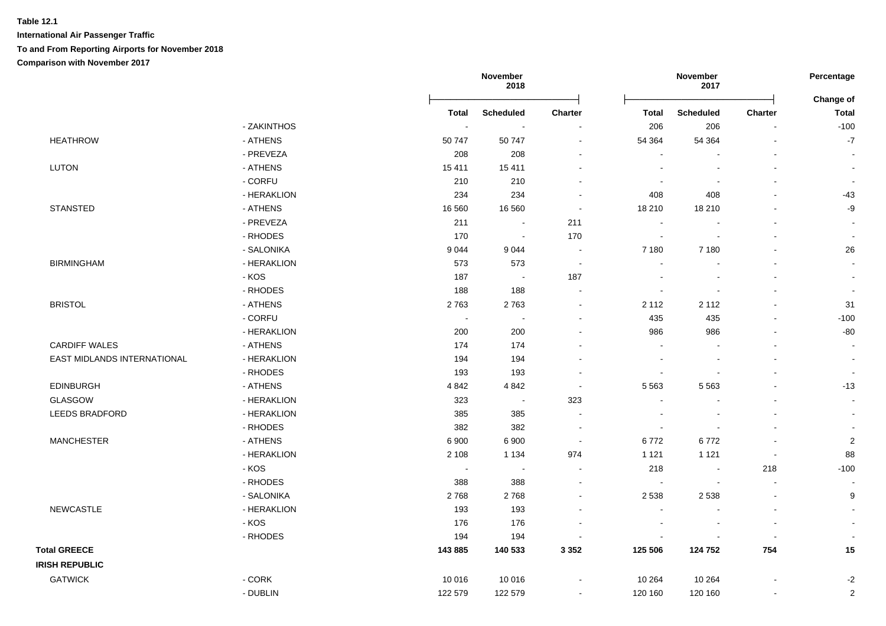**Table 12.1**

**International Air Passenger Traffic**

**To and From Reporting Airports for November 2018**

**Comparison with November 2017**

| | | November 2018 | | | November 2017 | | | Percentage |
|---|---|---|---|---|---|---|---|---|
| | | **Total** | **Scheduled** | **Charter** | **Total** | **Scheduled** | **Charter** | **Change of Total** |
| | - ZAKINTHOS | - | - | - | 206 | 206 | - | -100 |
| HEATHROW | - ATHENS | 50 747 | 50 747 | - | 54 364 | 54 364 | - | -7 |
| | - PREVEZA | 208 | 208 | - | - | - | - | - |
| LUTON | - ATHENS | 15 411 | 15 411 | - | - | - | - | - |
| | - CORFU | 210 | 210 | - | - | - | - | - |
| | - HERAKLION | 234 | 234 | - | 408 | 408 | - | -43 |
| STANSTED | - ATHENS | 16 560 | 16 560 | - | 18 210 | 18 210 | - | -9 |
| | - PREVEZA | 211 | - | 211 | - | - | - | - |
| | - RHODES | 170 | - | 170 | - | - | - | - |
| | - SALONIKA | 9 044 | 9 044 | - | 7 180 | 7 180 | - | 26 |
| BIRMINGHAM | - HERAKLION | 573 | 573 | - | - | - | - | - |
| | - KOS | 187 | - | 187 | - | - | - | - |
| | - RHODES | 188 | 188 | - | - | - | - | - |
| BRISTOL | - ATHENS | 2 763 | 2 763 | - | 2 112 | 2 112 | - | 31 |
| | - CORFU | - | - | - | 435 | 435 | - | -100 |
| | - HERAKLION | 200 | 200 | - | 986 | 986 | - | -80 |
| CARDIFF WALES | - ATHENS | 174 | 174 | - | - | - | - | - |
| EAST MIDLANDS INTERNATIONAL | - HERAKLION | 194 | 194 | - | - | - | - | - |
| | - RHODES | 193 | 193 | - | - | - | - | - |
| EDINBURGH | - ATHENS | 4 842 | 4 842 | - | 5 563 | 5 563 | - | -13 |
| GLASGOW | - HERAKLION | 323 | - | 323 | - | - | - | - |
| LEEDS BRADFORD | - HERAKLION | 385 | 385 | - | - | - | - | - |
| | - RHODES | 382 | 382 | - | - | - | - | - |
| MANCHESTER | - ATHENS | 6 900 | 6 900 | - | 6 772 | 6 772 | - | 2 |
| | - HERAKLION | 2 108 | 1 134 | 974 | 1 121 | 1 121 | - | 88 |
| | - KOS | - | - | - | 218 | - | 218 | -100 |
| | - RHODES | 388 | 388 | - | - | - | - | - |
| | - SALONIKA | 2 768 | 2 768 | - | 2 538 | 2 538 | - | 9 |
| NEWCASTLE | - HERAKLION | 193 | 193 | - | - | - | - | - |
| | - KOS | 176 | 176 | - | - | - | - | - |
| | - RHODES | 194 | 194 | - | - | - | - | - |
| **Total GREECE** | | **143 885** | **140 533** | **3 352** | **125 506** | **124 752** | **754** | **15** |
| **IRISH REPUBLIC** | | | | | | | | |
| GATWICK | - CORK | 10 016 | 10 016 | - | 10 264 | 10 264 | - | -2 |
| | - DUBLIN | 122 579 | 122 579 | - | 120 160 | 120 160 | - | 2 |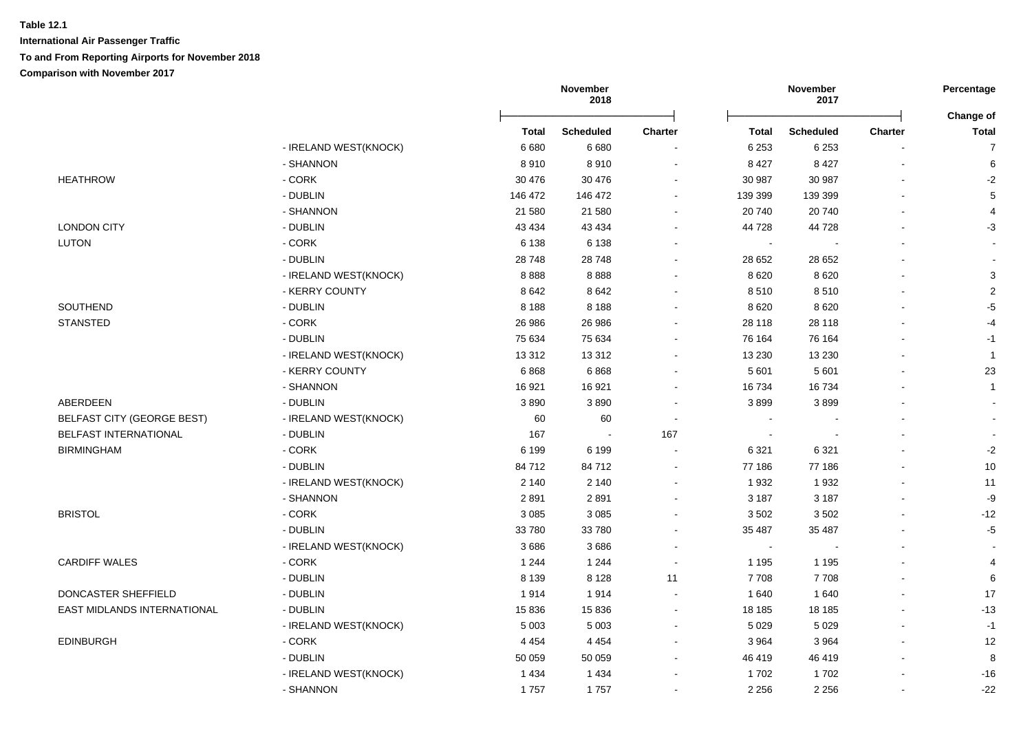**Table 12.1**

**International Air Passenger Traffic**

**To and From Reporting Airports for November 2018**

**Comparison with November 2017**

| | | November 2018 | | | November 2017 | | | Percentage |
|---|---|---|---|---|---|---|---|---|
| | | **Total** | **Scheduled** | **Charter** | **Total** | **Scheduled** | **Charter** | **Change of Total** |
| | - IRELAND WEST(KNOCK) | 6 680 | 6 680 | - | 6 253 | 6 253 | - | 7 |
| | - SHANNON | 8 910 | 8 910 | - | 8 427 | 8 427 | - | 6 |
| HEATHROW | - CORK | 30 476 | 30 476 | - | 30 987 | 30 987 | - | -2 |
| | - DUBLIN | 146 472 | 146 472 | - | 139 399 | 139 399 | - | 5 |
| | - SHANNON | 21 580 | 21 580 | - | 20 740 | 20 740 | - | 4 |
| LONDON CITY | - DUBLIN | 43 434 | 43 434 | - | 44 728 | 44 728 | - | -3 |
| LUTON | - CORK | 6 138 | 6 138 | - | - | - | - | - |
| | - DUBLIN | 28 748 | 28 748 | - | 28 652 | 28 652 | - | - |
| | - IRELAND WEST(KNOCK) | 8 888 | 8 888 | - | 8 620 | 8 620 | - | 3 |
| | - KERRY COUNTY | 8 642 | 8 642 | - | 8 510 | 8 510 | - | 2 |
| SOUTHEND | - DUBLIN | 8 188 | 8 188 | - | 8 620 | 8 620 | - | -5 |
| STANSTED | - CORK | 26 986 | 26 986 | - | 28 118 | 28 118 | - | -4 |
| | - DUBLIN | 75 634 | 75 634 | - | 76 164 | 76 164 | - | -1 |
| | - IRELAND WEST(KNOCK) | 13 312 | 13 312 | - | 13 230 | 13 230 | - | 1 |
| | - KERRY COUNTY | 6 868 | 6 868 | - | 5 601 | 5 601 | - | 23 |
| | - SHANNON | 16 921 | 16 921 | - | 16 734 | 16 734 | - | 1 |
| ABERDEEN | - DUBLIN | 3 890 | 3 890 | - | 3 899 | 3 899 | - | - |
| BELFAST CITY (GEORGE BEST) | - IRELAND WEST(KNOCK) | 60 | 60 | - | - | - | - | - |
| BELFAST INTERNATIONAL | - DUBLIN | 167 | - | 167 | - | - | - | - |
| BIRMINGHAM | - CORK | 6 199 | 6 199 | - | 6 321 | 6 321 | - | -2 |
| | - DUBLIN | 84 712 | 84 712 | - | 77 186 | 77 186 | - | 10 |
| | - IRELAND WEST(KNOCK) | 2 140 | 2 140 | - | 1 932 | 1 932 | - | 11 |
| | - SHANNON | 2 891 | 2 891 | - | 3 187 | 3 187 | - | -9 |
| BRISTOL | - CORK | 3 085 | 3 085 | - | 3 502 | 3 502 | - | -12 |
| | - DUBLIN | 33 780 | 33 780 | - | 35 487 | 35 487 | - | -5 |
| | - IRELAND WEST(KNOCK) | 3 686 | 3 686 | - | - | - | - | - |
| CARDIFF WALES | - CORK | 1 244 | 1 244 | - | 1 195 | 1 195 | - | 4 |
| | - DUBLIN | 8 139 | 8 128 | 11 | 7 708 | 7 708 | - | 6 |
| DONCASTER SHEFFIELD | - DUBLIN | 1 914 | 1 914 | - | 1 640 | 1 640 | - | 17 |
| EAST MIDLANDS INTERNATIONAL | - DUBLIN | 15 836 | 15 836 | - | 18 185 | 18 185 | - | -13 |
| | - IRELAND WEST(KNOCK) | 5 003 | 5 003 | - | 5 029 | 5 029 | - | -1 |
| EDINBURGH | - CORK | 4 454 | 4 454 | - | 3 964 | 3 964 | - | 12 |
| | - DUBLIN | 50 059 | 50 059 | - | 46 419 | 46 419 | - | 8 |
| | - IRELAND WEST(KNOCK) | 1 434 | 1 434 | - | 1 702 | 1 702 | - | -16 |
| | - SHANNON | 1 757 | 1 757 | - | 2 256 | 2 256 | - | -22 |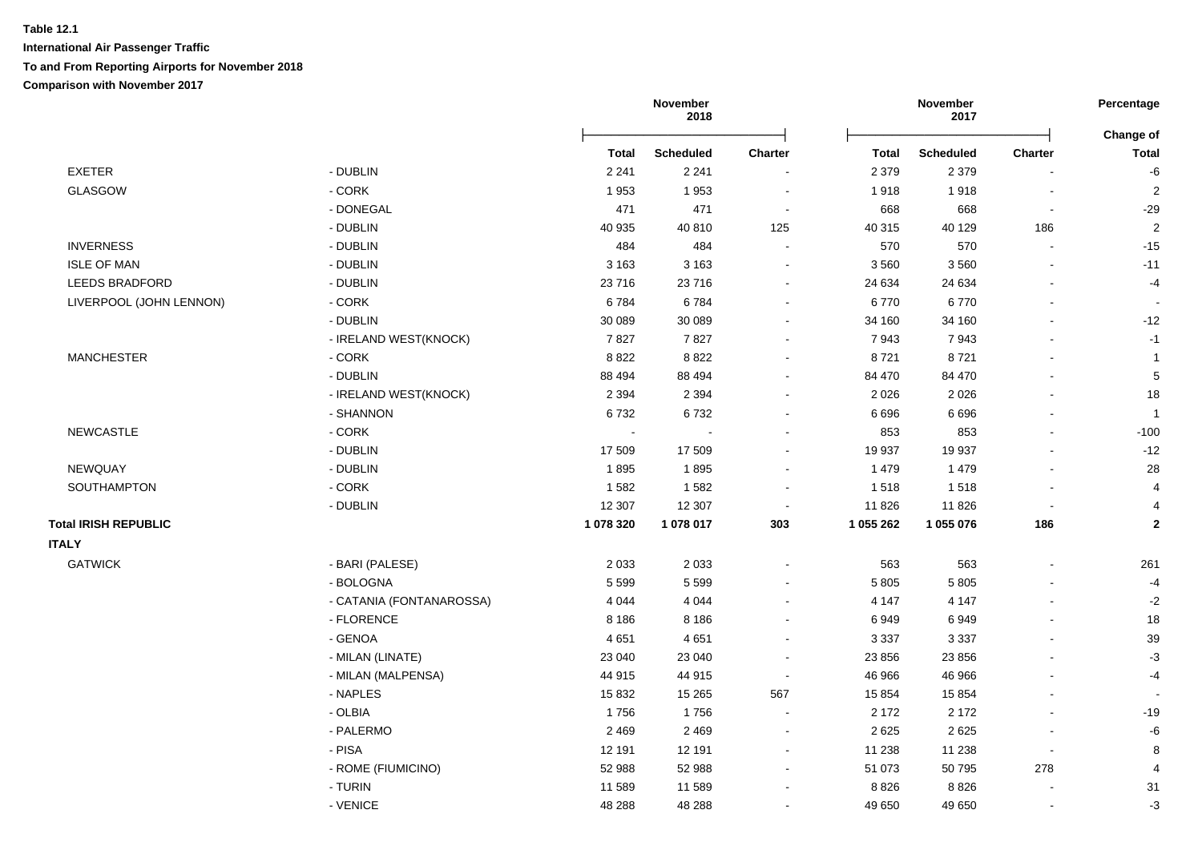**Table 12.1**

**International Air Passenger Traffic**

**To and From Reporting Airports for November 2018**

**Comparison with November 2017**

| | | November 2018 | | | November 2017 | | | Percentage |
|---|---|---|---|---|---|---|---|---|
| | | **Total** | **Scheduled** | **Charter** | **Total** | **Scheduled** | **Charter** | **Change of Total** |
| EXETER | - DUBLIN | 2 241 | 2 241 | - | 2 379 | 2 379 | - | -6 |
| GLASGOW | - CORK | 1 953 | 1 953 | - | 1 918 | 1 918 | - | 2 |
| | - DONEGAL | 471 | 471 | - | 668 | 668 | - | -29 |
| | - DUBLIN | 40 935 | 40 810 | 125 | 40 315 | 40 129 | 186 | 2 |
| INVERNESS | - DUBLIN | 484 | 484 | - | 570 | 570 | - | -15 |
| ISLE OF MAN | - DUBLIN | 3 163 | 3 163 | - | 3 560 | 3 560 | - | -11 |
| LEEDS BRADFORD | - DUBLIN | 23 716 | 23 716 | - | 24 634 | 24 634 | - | -4 |
| LIVERPOOL (JOHN LENNON) | - CORK | 6 784 | 6 784 | - | 6 770 | 6 770 | - | - |
| | - DUBLIN | 30 089 | 30 089 | - | 34 160 | 34 160 | - | -12 |
| | - IRELAND WEST(KNOCK) | 7 827 | 7 827 | - | 7 943 | 7 943 | - | -1 |
| MANCHESTER | - CORK | 8 822 | 8 822 | - | 8 721 | 8 721 | - | 1 |
| | - DUBLIN | 88 494 | 88 494 | - | 84 470 | 84 470 | - | 5 |
| | - IRELAND WEST(KNOCK) | 2 394 | 2 394 | - | 2 026 | 2 026 | - | 18 |
| | - SHANNON | 6 732 | 6 732 | - | 6 696 | 6 696 | - | 1 |
| NEWCASTLE | - CORK | - | - | - | 853 | 853 | - | -100 |
| | - DUBLIN | 17 509 | 17 509 | - | 19 937 | 19 937 | - | -12 |
| NEWQUAY | - DUBLIN | 1 895 | 1 895 | - | 1 479 | 1 479 | - | 28 |
| SOUTHAMPTON | - CORK | 1 582 | 1 582 | - | 1 518 | 1 518 | - | 4 |
| | - DUBLIN | 12 307 | 12 307 | - | 11 826 | 11 826 | - | 4 |
| **Total IRISH REPUBLIC** | | **1 078 320** | **1 078 017** | **303** | **1 055 262** | **1 055 076** | **186** | **2** |
| **ITALY** | | | | | | | | |
| GATWICK | - BARI (PALESE) | 2 033 | 2 033 | - | 563 | 563 | - | 261 |
| | - BOLOGNA | 5 599 | 5 599 | - | 5 805 | 5 805 | - | -4 |
| | - CATANIA (FONTANAROSSA) | 4 044 | 4 044 | - | 4 147 | 4 147 | - | -2 |
| | - FLORENCE | 8 186 | 8 186 | - | 6 949 | 6 949 | - | 18 |
| | - GENOA | 4 651 | 4 651 | - | 3 337 | 3 337 | - | 39 |
| | - MILAN (LINATE) | 23 040 | 23 040 | - | 23 856 | 23 856 | - | -3 |
| | - MILAN (MALPENSA) | 44 915 | 44 915 | - | 46 966 | 46 966 | - | -4 |
| | - NAPLES | 15 832 | 15 265 | 567 | 15 854 | 15 854 | - | - |
| | - OLBIA | 1 756 | 1 756 | - | 2 172 | 2 172 | - | -19 |
| | - PALERMO | 2 469 | 2 469 | - | 2 625 | 2 625 | - | -6 |
| | - PISA | 12 191 | 12 191 | - | 11 238 | 11 238 | - | 8 |
| | - ROME (FIUMICINO) | 52 988 | 52 988 | - | 51 073 | 50 795 | 278 | 4 |
| | - TURIN | 11 589 | 11 589 | - | 8 826 | 8 826 | - | 31 |
| | - VENICE | 48 288 | 48 288 | - | 49 650 | 49 650 | - | -3 |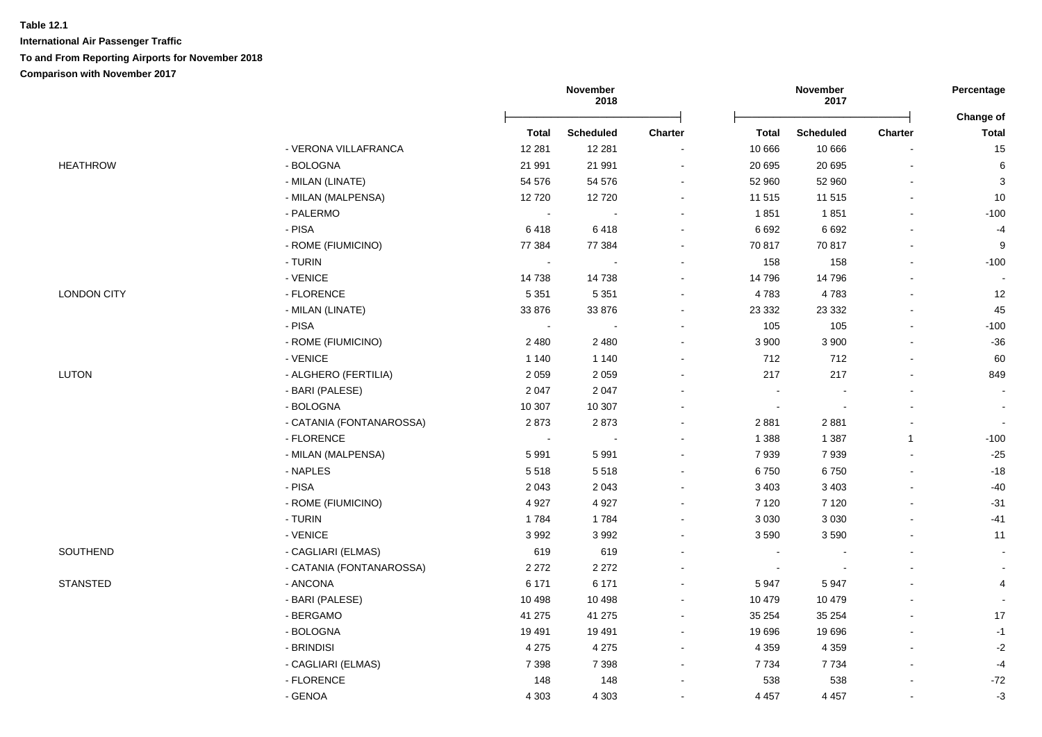**Table 12.1**

**International Air Passenger Traffic**

**To and From Reporting Airports for November 2018**

**Comparison with November 2017**

| | | November 2018 | | | November 2017 | | | Percentage |
|---|---|---|---|---|---|---|---|---|
| | | **Total** | **Scheduled** | **Charter** | **Total** | **Scheduled** | **Charter** | **Change of Total** |
| | - VERONA VILLAFRANCA | 12 281 | 12 281 | - | 10 666 | 10 666 | - | 15 |
| HEATHROW | - BOLOGNA | 21 991 | 21 991 | - | 20 695 | 20 695 | - | 6 |
| | - MILAN (LINATE) | 54 576 | 54 576 | - | 52 960 | 52 960 | - | 3 |
| | - MILAN (MALPENSA) | 12 720 | 12 720 | - | 11 515 | 11 515 | - | 10 |
| | - PALERMO | - | - | - | 1 851 | 1 851 | - | -100 |
| | - PISA | 6 418 | 6 418 | - | 6 692 | 6 692 | - | -4 |
| | - ROME (FIUMICINO) | 77 384 | 77 384 | - | 70 817 | 70 817 | - | 9 |
| | - TURIN | - | - | - | 158 | 158 | - | -100 |
| | - VENICE | 14 738 | 14 738 | - | 14 796 | 14 796 | - | - |
| LONDON CITY | - FLORENCE | 5 351 | 5 351 | - | 4 783 | 4 783 | - | 12 |
| | - MILAN (LINATE) | 33 876 | 33 876 | - | 23 332 | 23 332 | - | 45 |
| | - PISA | - | - | - | 105 | 105 | - | -100 |
| | - ROME (FIUMICINO) | 2 480 | 2 480 | - | 3 900 | 3 900 | - | -36 |
| | - VENICE | 1 140 | 1 140 | - | 712 | 712 | - | 60 |
| LUTON | - ALGHERO (FERTILIA) | 2 059 | 2 059 | - | 217 | 217 | - | 849 |
| | - BARI (PALESE) | 2 047 | 2 047 | - | - | - | - | - |
| | - BOLOGNA | 10 307 | 10 307 | - | - | - | - | - |
| | - CATANIA (FONTANAROSSA) | 2 873 | 2 873 | - | 2 881 | 2 881 | - | - |
| | - FLORENCE | - | - | - | 1 388 | 1 387 | 1 | -100 |
| | - MILAN (MALPENSA) | 5 991 | 5 991 | - | 7 939 | 7 939 | - | -25 |
| | - NAPLES | 5 518 | 5 518 | - | 6 750 | 6 750 | - | -18 |
| | - PISA | 2 043 | 2 043 | - | 3 403 | 3 403 | - | -40 |
| | - ROME (FIUMICINO) | 4 927 | 4 927 | - | 7 120 | 7 120 | - | -31 |
| | - TURIN | 1 784 | 1 784 | - | 3 030 | 3 030 | - | -41 |
| | - VENICE | 3 992 | 3 992 | - | 3 590 | 3 590 | - | 11 |
| SOUTHEND | - CAGLIARI (ELMAS) | 619 | 619 | - | - | - | - | - |
| | - CATANIA (FONTANAROSSA) | 2 272 | 2 272 | - | - | - | - | - |
| STANSTED | - ANCONA | 6 171 | 6 171 | - | 5 947 | 5 947 | - | 4 |
| | - BARI (PALESE) | 10 498 | 10 498 | - | 10 479 | 10 479 | - | - |
| | - BERGAMO | 41 275 | 41 275 | - | 35 254 | 35 254 | - | 17 |
| | - BOLOGNA | 19 491 | 19 491 | - | 19 696 | 19 696 | - | -1 |
| | - BRINDISI | 4 275 | 4 275 | - | 4 359 | 4 359 | - | -2 |
| | - CAGLIARI (ELMAS) | 7 398 | 7 398 | - | 7 734 | 7 734 | - | -4 |
| | - FLORENCE | 148 | 148 | - | 538 | 538 | - | -72 |
| | - GENOA | 4 303 | 4 303 | - | 4 457 | 4 457 | - | -3 |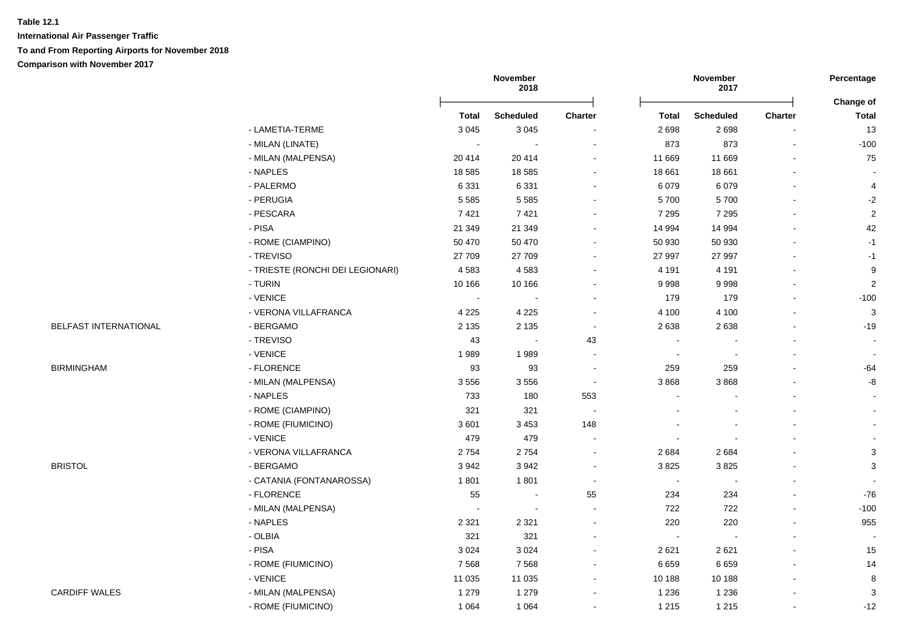**Table 12.1**

**International Air Passenger Traffic**

**To and From Reporting Airports for November 2018**

**Comparison with November 2017**

| | | November 2018 | | | November 2017 | | | Percentage |
|---|---|---|---|---|---|---|---|---|
| | | Total | Scheduled | Charter | Total | Scheduled | Charter | Change of Total |
| | - LAMETIA-TERME | 3 045 | 3 045 | - | 2 698 | 2 698 | - | 13 |
| | - MILAN (LINATE) | - | - | - | 873 | 873 | - | -100 |
| | - MILAN (MALPENSA) | 20 414 | 20 414 | - | 11 669 | 11 669 | - | 75 |
| | - NAPLES | 18 585 | 18 585 | - | 18 661 | 18 661 | - | - |
| | - PALERMO | 6 331 | 6 331 | - | 6 079 | 6 079 | - | 4 |
| | - PERUGIA | 5 585 | 5 585 | - | 5 700 | 5 700 | - | -2 |
| | - PESCARA | 7 421 | 7 421 | - | 7 295 | 7 295 | - | 2 |
| | - PISA | 21 349 | 21 349 | - | 14 994 | 14 994 | - | 42 |
| | - ROME (CIAMPINO) | 50 470 | 50 470 | - | 50 930 | 50 930 | - | -1 |
| | - TREVISO | 27 709 | 27 709 | - | 27 997 | 27 997 | - | -1 |
| | - TRIESTE (RONCHI DEI LEGIONARI) | 4 583 | 4 583 | - | 4 191 | 4 191 | - | 9 |
| | - TURIN | 10 166 | 10 166 | - | 9 998 | 9 998 | - | 2 |
| | - VENICE | - | - | - | 179 | 179 | - | -100 |
| | - VERONA VILLAFRANCA | 4 225 | 4 225 | - | 4 100 | 4 100 | - | 3 |
| BELFAST INTERNATIONAL | - BERGAMO | 2 135 | 2 135 | - | 2 638 | 2 638 | - | -19 |
| | - TREVISO | 43 | - | 43 | - | - | - | - |
| | - VENICE | 1 989 | 1 989 | - | - | - | - | - |
| BIRMINGHAM | - FLORENCE | 93 | 93 | - | 259 | 259 | - | -64 |
| | - MILAN (MALPENSA) | 3 556 | 3 556 | - | 3 868 | 3 868 | - | -8 |
| | - NAPLES | 733 | 180 | 553 | - | - | - | - |
| | - ROME (CIAMPINO) | 321 | 321 | - | - | - | - | - |
| | - ROME (FIUMICINO) | 3 601 | 3 453 | 148 | - | - | - | - |
| | - VENICE | 479 | 479 | - | - | - | - | - |
| | - VERONA VILLAFRANCA | 2 754 | 2 754 | - | 2 684 | 2 684 | - | 3 |
| BRISTOL | - BERGAMO | 3 942 | 3 942 | - | 3 825 | 3 825 | - | 3 |
| | - CATANIA (FONTANAROSSA) | 1 801 | 1 801 | - | - | - | - | - |
| | - FLORENCE | 55 | - | 55 | 234 | 234 | - | -76 |
| | - MILAN (MALPENSA) | - | - | - | 722 | 722 | - | -100 |
| | - NAPLES | 2 321 | 2 321 | - | 220 | 220 | - | 955 |
| | - OLBIA | 321 | 321 | - | - | - | - | - |
| | - PISA | 3 024 | 3 024 | - | 2 621 | 2 621 | - | 15 |
| | - ROME (FIUMICINO) | 7 568 | 7 568 | - | 6 659 | 6 659 | - | 14 |
| | - VENICE | 11 035 | 11 035 | - | 10 188 | 10 188 | - | 8 |
| CARDIFF WALES | - MILAN (MALPENSA) | 1 279 | 1 279 | - | 1 236 | 1 236 | - | 3 |
| | - ROME (FIUMICINO) | 1 064 | 1 064 | - | 1 215 | 1 215 | - | -12 |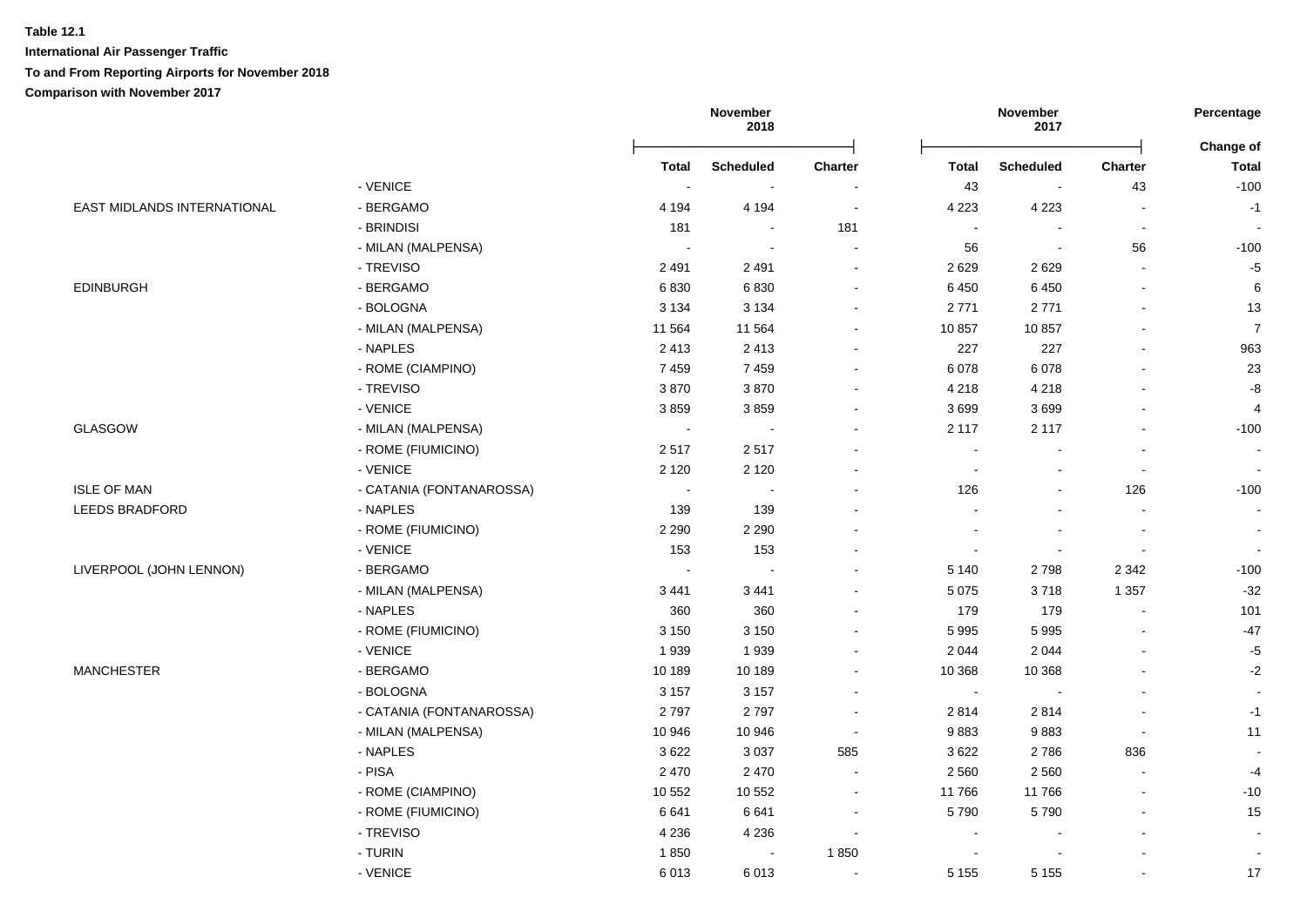**Table 12.1**

**International Air Passenger Traffic**

**To and From Reporting Airports for November 2018**

**Comparison with November 2017**

| | | November 2018 | | | November 2017 | | | Percentage |
|---|---|---|---|---|---|---|---|---|
| | | **Total** | **Scheduled** | **Charter** | **Total** | **Scheduled** | **Charter** | **Change of Total** |
| | - VENICE | - | - | - | 43 | - | 43 | -100 |
| EAST MIDLANDS INTERNATIONAL | - BERGAMO | 4 194 | 4 194 | - | 4 223 | 4 223 | - | -1 |
| | - BRINDISI | 181 | - | 181 | - | - | - | - |
| | - MILAN (MALPENSA) | - | - | - | 56 | - | 56 | -100 |
| | - TREVISO | 2 491 | 2 491 | - | 2 629 | 2 629 | - | -5 |
| EDINBURGH | - BERGAMO | 6 830 | 6 830 | - | 6 450 | 6 450 | - | 6 |
| | - BOLOGNA | 3 134 | 3 134 | - | 2 771 | 2 771 | - | 13 |
| | - MILAN (MALPENSA) | 11 564 | 11 564 | - | 10 857 | 10 857 | - | 7 |
| | - NAPLES | 2 413 | 2 413 | - | 227 | 227 | - | 963 |
| | - ROME (CIAMPINO) | 7 459 | 7 459 | - | 6 078 | 6 078 | - | 23 |
| | - TREVISO | 3 870 | 3 870 | - | 4 218 | 4 218 | - | -8 |
| | - VENICE | 3 859 | 3 859 | - | 3 699 | 3 699 | - | 4 |
| GLASGOW | - MILAN (MALPENSA) | - | - | - | 2 117 | 2 117 | - | -100 |
| | - ROME (FIUMICINO) | 2 517 | 2 517 | - | - | - | - | - |
| | - VENICE | 2 120 | 2 120 | - | - | - | - | - |
| ISLE OF MAN | - CATANIA (FONTANAROSSA) | - | - | - | 126 | - | 126 | -100 |
| LEEDS BRADFORD | - NAPLES | 139 | 139 | - | - | - | - | - |
| | - ROME (FIUMICINO) | 2 290 | 2 290 | - | - | - | - | - |
| | - VENICE | 153 | 153 | - | - | - | - | - |
| LIVERPOOL (JOHN LENNON) | - BERGAMO | - | - | - | 5 140 | 2 798 | 2 342 | -100 |
| | - MILAN (MALPENSA) | 3 441 | 3 441 | - | 5 075 | 3 718 | 1 357 | -32 |
| | - NAPLES | 360 | 360 | - | 179 | 179 | - | 101 |
| | - ROME (FIUMICINO) | 3 150 | 3 150 | - | 5 995 | 5 995 | - | -47 |
| | - VENICE | 1 939 | 1 939 | - | 2 044 | 2 044 | - | -5 |
| MANCHESTER | - BERGAMO | 10 189 | 10 189 | - | 10 368 | 10 368 | - | -2 |
| | - BOLOGNA | 3 157 | 3 157 | - | - | - | - | - |
| | - CATANIA (FONTANAROSSA) | 2 797 | 2 797 | - | 2 814 | 2 814 | - | -1 |
| | - MILAN (MALPENSA) | 10 946 | 10 946 | - | 9 883 | 9 883 | - | 11 |
| | - NAPLES | 3 622 | 3 037 | 585 | 3 622 | 2 786 | 836 | - |
| | - PISA | 2 470 | 2 470 | - | 2 560 | 2 560 | - | -4 |
| | - ROME (CIAMPINO) | 10 552 | 10 552 | - | 11 766 | 11 766 | - | -10 |
| | - ROME (FIUMICINO) | 6 641 | 6 641 | - | 5 790 | 5 790 | - | 15 |
| | - TREVISO | 4 236 | 4 236 | - | - | - | - | - |
| | - TURIN | 1 850 | - | 1 850 | - | - | - | - |
| | - VENICE | 6 013 | 6 013 | - | 5 155 | 5 155 | - | 17 |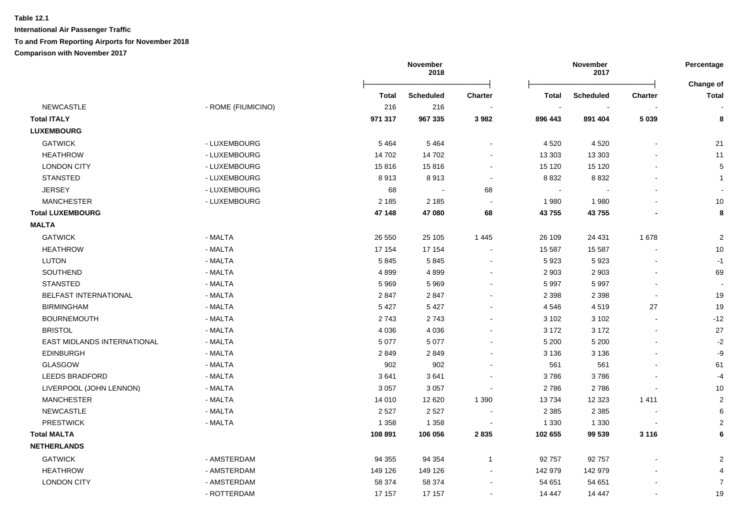**Table 12.1**

**International Air Passenger Traffic**

**To and From Reporting Airports for November 2018**

**Comparison with November 2017**

| | | November 2018 | | | November 2017 | | | Percentage |
|---|---|---|---|---|---|---|---|---|
| | | **Total** | **Scheduled** | **Charter** | **Total** | **Scheduled** | **Charter** | **Change of Total** |
| NEWCASTLE | - ROME (FIUMICINO) | 216 | 216 | - | - | - | - | - |
| **Total ITALY** | | **971 317** | **967 335** | **3 982** | **896 443** | **891 404** | **5 039** | **8** |
| **LUXEMBOURG** | | | | | | | | |
| GATWICK | - LUXEMBOURG | 5 464 | 5 464 | - | 4 520 | 4 520 | - | 21 |
| HEATHROW | - LUXEMBOURG | 14 702 | 14 702 | - | 13 303 | 13 303 | - | 11 |
| LONDON CITY | - LUXEMBOURG | 15 816 | 15 816 | - | 15 120 | 15 120 | - | 5 |
| STANSTED | - LUXEMBOURG | 8 913 | 8 913 | - | 8 832 | 8 832 | - | 1 |
| JERSEY | - LUXEMBOURG | 68 | - | 68 | - | - | - | - |
| MANCHESTER | - LUXEMBOURG | 2 185 | 2 185 | - | 1 980 | 1 980 | - | 10 |
| **Total LUXEMBOURG** | | **47 148** | **47 080** | **68** | **43 755** | **43 755** | **-** | **8** |
| **MALTA** | | | | | | | | |
| GATWICK | - MALTA | 26 550 | 25 105 | 1 445 | 26 109 | 24 431 | 1 678 | 2 |
| HEATHROW | - MALTA | 17 154 | 17 154 | - | 15 587 | 15 587 | - | 10 |
| LUTON | - MALTA | 5 845 | 5 845 | - | 5 923 | 5 923 | - | -1 |
| SOUTHEND | - MALTA | 4 899 | 4 899 | - | 2 903 | 2 903 | - | 69 |
| STANSTED | - MALTA | 5 969 | 5 969 | - | 5 997 | 5 997 | - | - |
| BELFAST INTERNATIONAL | - MALTA | 2 847 | 2 847 | - | 2 398 | 2 398 | - | 19 |
| BIRMINGHAM | - MALTA | 5 427 | 5 427 | - | 4 546 | 4 519 | 27 | 19 |
| BOURNEMOUTH | - MALTA | 2 743 | 2 743 | - | 3 102 | 3 102 | - | -12 |
| BRISTOL | - MALTA | 4 036 | 4 036 | - | 3 172 | 3 172 | - | 27 |
| EAST MIDLANDS INTERNATIONAL | - MALTA | 5 077 | 5 077 | - | 5 200 | 5 200 | - | -2 |
| EDINBURGH | - MALTA | 2 849 | 2 849 | - | 3 136 | 3 136 | - | -9 |
| GLASGOW | - MALTA | 902 | 902 | - | 561 | 561 | - | 61 |
| LEEDS BRADFORD | - MALTA | 3 641 | 3 641 | - | 3 786 | 3 786 | - | -4 |
| LIVERPOOL (JOHN LENNON) | - MALTA | 3 057 | 3 057 | - | 2 786 | 2 786 | - | 10 |
| MANCHESTER | - MALTA | 14 010 | 12 620 | 1 390 | 13 734 | 12 323 | 1 411 | 2 |
| NEWCASTLE | - MALTA | 2 527 | 2 527 | - | 2 385 | 2 385 | - | 6 |
| PRESTWICK | - MALTA | 1 358 | 1 358 | - | 1 330 | 1 330 | - | 2 |
| **Total MALTA** | | **108 891** | **106 056** | **2 835** | **102 655** | **99 539** | **3 116** | **6** |
| **NETHERLANDS** | | | | | | | | |
| GATWICK | - AMSTERDAM | 94 355 | 94 354 | 1 | 92 757 | 92 757 | - | 2 |
| HEATHROW | - AMSTERDAM | 149 126 | 149 126 | - | 142 979 | 142 979 | - | 4 |
| LONDON CITY | - AMSTERDAM | 58 374 | 58 374 | - | 54 651 | 54 651 | - | 7 |
| | - ROTTERDAM | 17 157 | 17 157 | - | 14 447 | 14 447 | - | 19 |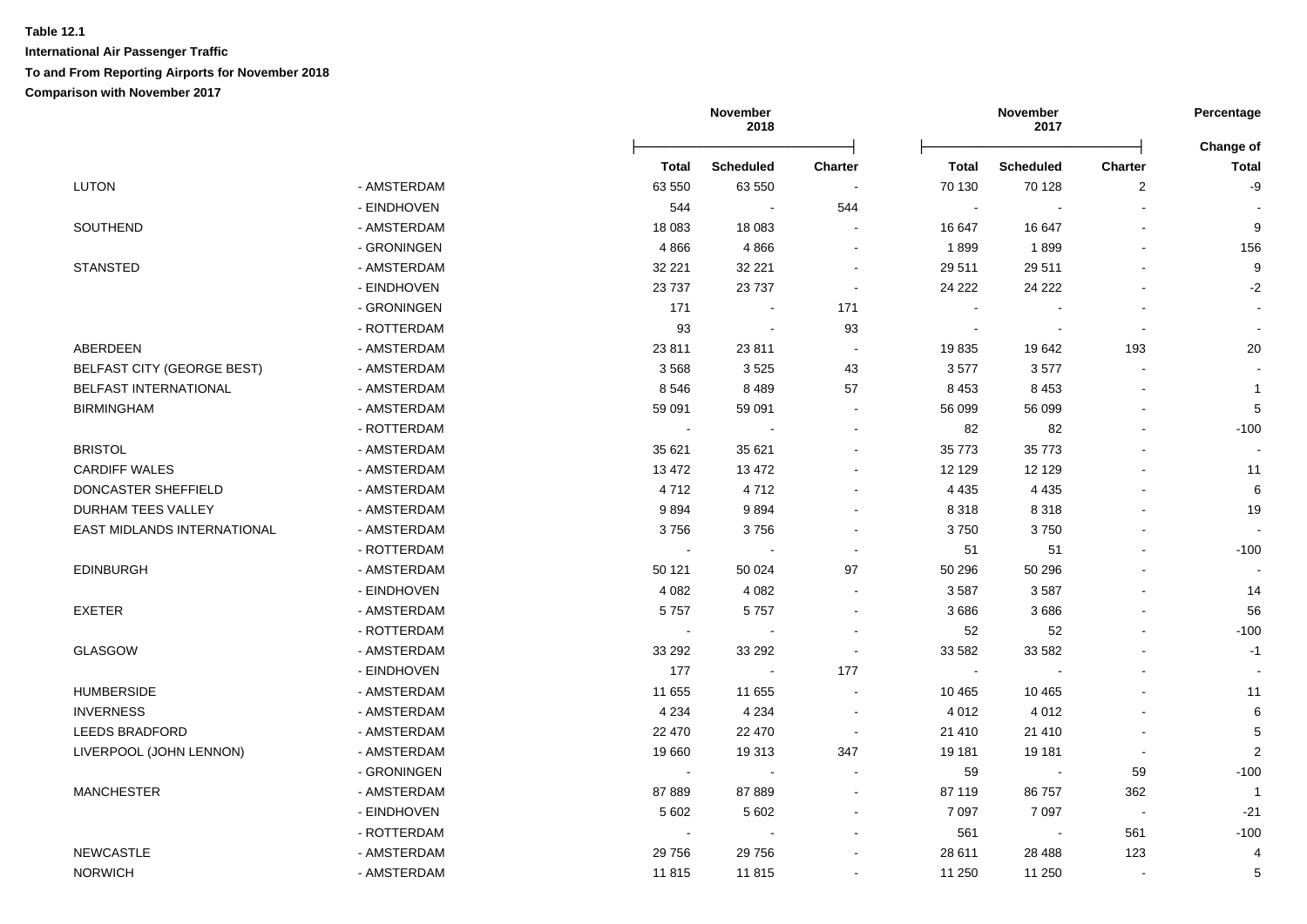**Table 12.1**

**International Air Passenger Traffic**

**To and From Reporting Airports for November 2018**

**Comparison with November 2017**

| | | November 2018 | | | November 2017 | | | Percentage |
|---|---|---|---|---|---|---|---|---|
| | | **Total** | **Scheduled** | **Charter** | **Total** | **Scheduled** | **Charter** | **Change of Total** |
| LUTON | - AMSTERDAM | 63 550 | 63 550 | - | 70 130 | 70 128 | 2 | -9 |
| | - EINDHOVEN | 544 | - | 544 | - | - | - | - |
| SOUTHEND | - AMSTERDAM | 18 083 | 18 083 | - | 16 647 | 16 647 | - | 9 |
| | - GRONINGEN | 4 866 | 4 866 | - | 1 899 | 1 899 | - | 156 |
| STANSTED | - AMSTERDAM | 32 221 | 32 221 | - | 29 511 | 29 511 | - | 9 |
| | - EINDHOVEN | 23 737 | 23 737 | - | 24 222 | 24 222 | - | -2 |
| | - GRONINGEN | 171 | - | 171 | - | - | - | - |
| | - ROTTERDAM | 93 | - | 93 | - | - | - | - |
| ABERDEEN | - AMSTERDAM | 23 811 | 23 811 | - | 19 835 | 19 642 | 193 | 20 |
| BELFAST CITY (GEORGE BEST) | - AMSTERDAM | 3 568 | 3 525 | 43 | 3 577 | 3 577 | - | - |
| BELFAST INTERNATIONAL | - AMSTERDAM | 8 546 | 8 489 | 57 | 8 453 | 8 453 | - | 1 |
| BIRMINGHAM | - AMSTERDAM | 59 091 | 59 091 | - | 56 099 | 56 099 | - | 5 |
| | - ROTTERDAM | - | - | - | 82 | 82 | - | -100 |
| BRISTOL | - AMSTERDAM | 35 621 | 35 621 | - | 35 773 | 35 773 | - | - |
| CARDIFF WALES | - AMSTERDAM | 13 472 | 13 472 | - | 12 129 | 12 129 | - | 11 |
| DONCASTER SHEFFIELD | - AMSTERDAM | 4 712 | 4 712 | - | 4 435 | 4 435 | - | 6 |
| DURHAM TEES VALLEY | - AMSTERDAM | 9 894 | 9 894 | - | 8 318 | 8 318 | - | 19 |
| EAST MIDLANDS INTERNATIONAL | - AMSTERDAM | 3 756 | 3 756 | - | 3 750 | 3 750 | - | - |
| | - ROTTERDAM | - | - | - | 51 | 51 | - | -100 |
| EDINBURGH | - AMSTERDAM | 50 121 | 50 024 | 97 | 50 296 | 50 296 | - | - |
| | - EINDHOVEN | 4 082 | 4 082 | - | 3 587 | 3 587 | - | 14 |
| EXETER | - AMSTERDAM | 5 757 | 5 757 | - | 3 686 | 3 686 | - | 56 |
| | - ROTTERDAM | - | - | - | 52 | 52 | - | -100 |
| GLASGOW | - AMSTERDAM | 33 292 | 33 292 | - | 33 582 | 33 582 | - | -1 |
| | - EINDHOVEN | 177 | - | 177 | - | - | - | - |
| HUMBERSIDE | - AMSTERDAM | 11 655 | 11 655 | - | 10 465 | 10 465 | - | 11 |
| INVERNESS | - AMSTERDAM | 4 234 | 4 234 | - | 4 012 | 4 012 | - | 6 |
| LEEDS BRADFORD | - AMSTERDAM | 22 470 | 22 470 | - | 21 410 | 21 410 | - | 5 |
| LIVERPOOL (JOHN LENNON) | - AMSTERDAM | 19 660 | 19 313 | 347 | 19 181 | 19 181 | - | 2 |
| | - GRONINGEN | - | - | - | 59 | - | 59 | -100 |
| MANCHESTER | - AMSTERDAM | 87 889 | 87 889 | - | 87 119 | 86 757 | 362 | 1 |
| | - EINDHOVEN | 5 602 | 5 602 | - | 7 097 | 7 097 | - | -21 |
| | - ROTTERDAM | - | - | - | 561 | - | 561 | -100 |
| NEWCASTLE | - AMSTERDAM | 29 756 | 29 756 | - | 28 611 | 28 488 | 123 | 4 |
| NORWICH | - AMSTERDAM | 11 815 | 11 815 | - | 11 250 | 11 250 | - | 5 |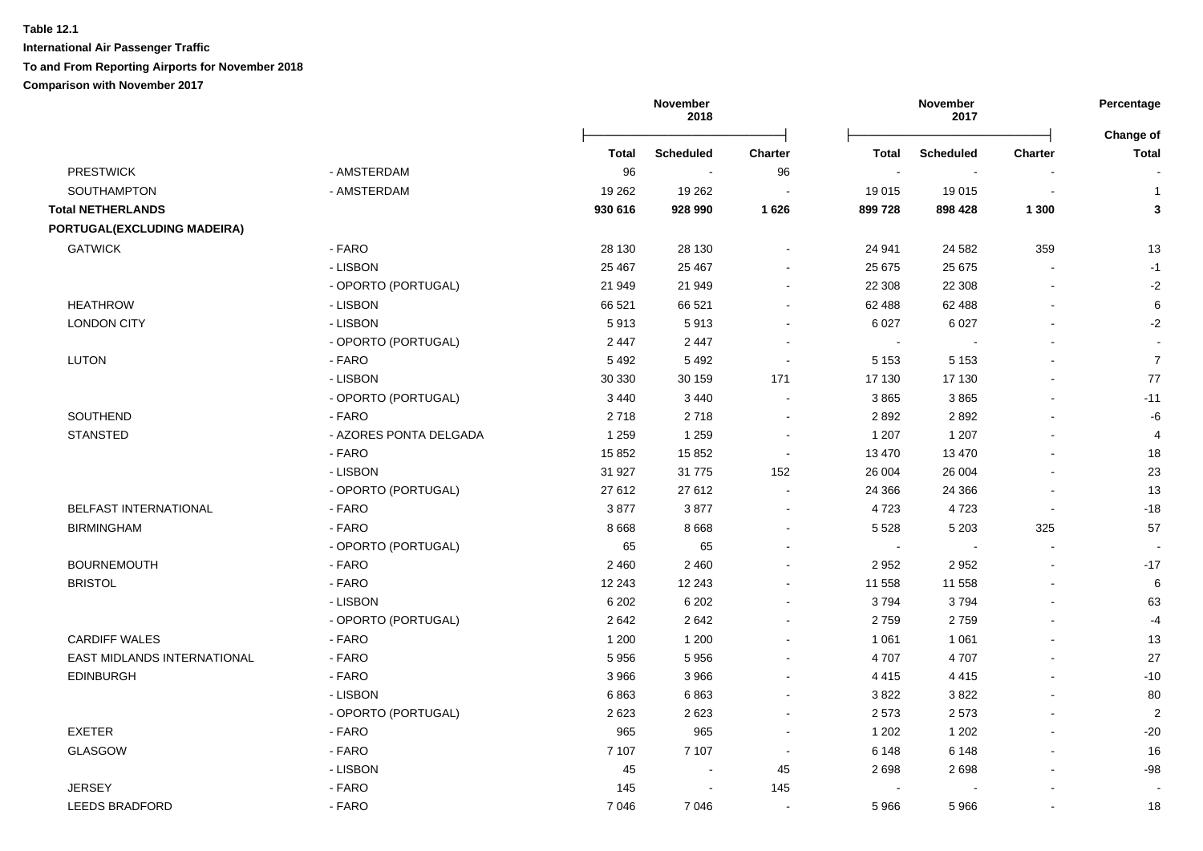**Table 12.1**

**International Air Passenger Traffic**

**To and From Reporting Airports for November 2018**

**Comparison with November 2017**

| | | November 2018 | | | November 2017 | | | Percentage |
|---|---|---|---|---|---|---|---|---|
| | | **Total** | **Scheduled** | **Charter** | **Total** | **Scheduled** | **Charter** | **Change of Total** |
| PRESTWICK | - AMSTERDAM | 96 | - | 96 | - | - | - | - |
| SOUTHAMPTON | - AMSTERDAM | 19 262 | 19 262 | - | 19 015 | 19 015 | - | 1 |
| **Total NETHERLANDS** | | **930 616** | **928 990** | **1 626** | **899 728** | **898 428** | **1 300** | **3** |
| **PORTUGAL(EXCLUDING MADEIRA)** | | | | | | | | |
| GATWICK | - FARO | 28 130 | 28 130 | - | 24 941 | 24 582 | 359 | 13 |
| | - LISBON | 25 467 | 25 467 | - | 25 675 | 25 675 | - | -1 |
| | - OPORTO (PORTUGAL) | 21 949 | 21 949 | - | 22 308 | 22 308 | - | -2 |
| HEATHROW | - LISBON | 66 521 | 66 521 | - | 62 488 | 62 488 | - | 6 |
| LONDON CITY | - LISBON | 5 913 | 5 913 | - | 6 027 | 6 027 | - | -2 |
| | - OPORTO (PORTUGAL) | 2 447 | 2 447 | - | - | - | - | - |
| LUTON | - FARO | 5 492 | 5 492 | - | 5 153 | 5 153 | - | 7 |
| | - LISBON | 30 330 | 30 159 | 171 | 17 130 | 17 130 | - | 77 |
| | - OPORTO (PORTUGAL) | 3 440 | 3 440 | - | 3 865 | 3 865 | - | -11 |
| SOUTHEND | - FARO | 2 718 | 2 718 | - | 2 892 | 2 892 | - | -6 |
| STANSTED | - AZORES PONTA DELGADA | 1 259 | 1 259 | - | 1 207 | 1 207 | - | 4 |
| | - FARO | 15 852 | 15 852 | - | 13 470 | 13 470 | - | 18 |
| | - LISBON | 31 927 | 31 775 | 152 | 26 004 | 26 004 | - | 23 |
| | - OPORTO (PORTUGAL) | 27 612 | 27 612 | - | 24 366 | 24 366 | - | 13 |
| BELFAST INTERNATIONAL | - FARO | 3 877 | 3 877 | - | 4 723 | 4 723 | - | -18 |
| BIRMINGHAM | - FARO | 8 668 | 8 668 | - | 5 528 | 5 203 | 325 | 57 |
| | - OPORTO (PORTUGAL) | 65 | 65 | - | - | - | - | - |
| BOURNEMOUTH | - FARO | 2 460 | 2 460 | - | 2 952 | 2 952 | - | -17 |
| BRISTOL | - FARO | 12 243 | 12 243 | - | 11 558 | 11 558 | - | 6 |
| | - LISBON | 6 202 | 6 202 | - | 3 794 | 3 794 | - | 63 |
| | - OPORTO (PORTUGAL) | 2 642 | 2 642 | - | 2 759 | 2 759 | - | -4 |
| CARDIFF WALES | - FARO | 1 200 | 1 200 | - | 1 061 | 1 061 | - | 13 |
| EAST MIDLANDS INTERNATIONAL | - FARO | 5 956 | 5 956 | - | 4 707 | 4 707 | - | 27 |
| EDINBURGH | - FARO | 3 966 | 3 966 | - | 4 415 | 4 415 | - | -10 |
| | - LISBON | 6 863 | 6 863 | - | 3 822 | 3 822 | - | 80 |
| | - OPORTO (PORTUGAL) | 2 623 | 2 623 | - | 2 573 | 2 573 | - | 2 |
| EXETER | - FARO | 965 | 965 | - | 1 202 | 1 202 | - | -20 |
| GLASGOW | - FARO | 7 107 | 7 107 | - | 6 148 | 6 148 | - | 16 |
| | - LISBON | 45 | - | 45 | 2 698 | 2 698 | - | -98 |
| JERSEY | - FARO | 145 | - | 145 | - | - | - | - |
| LEEDS BRADFORD | - FARO | 7 046 | 7 046 | - | 5 966 | 5 966 | - | 18 |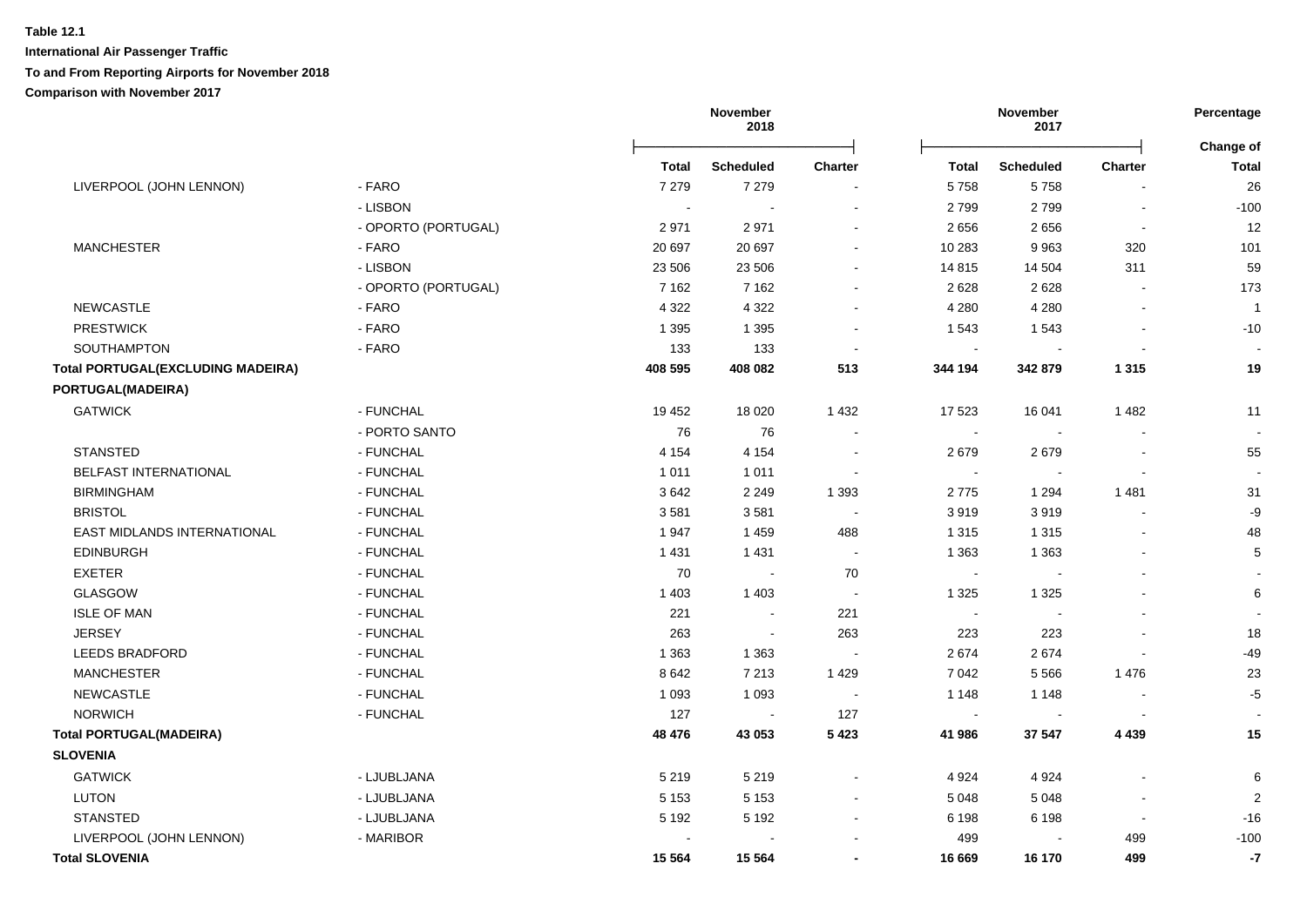**Table 12.1**

**International Air Passenger Traffic**

**To and From Reporting Airports for November 2018**

**Comparison with November 2017**

| | | November 2018 | | | November 2017 | | | Percentage |
|---|---|---|---|---|---|---|---|---|
| | | **Total** | **Scheduled** | **Charter** | **Total** | **Scheduled** | **Charter** | **Change of Total** |
| LIVERPOOL (JOHN LENNON) | - FARO | 7 279 | 7 279 | - | 5 758 | 5 758 | - | 26 |
| | - LISBON | - | - | - | 2 799 | 2 799 | - | -100 |
| | - OPORTO (PORTUGAL) | 2 971 | 2 971 | - | 2 656 | 2 656 | - | 12 |
| MANCHESTER | - FARO | 20 697 | 20 697 | - | 10 283 | 9 963 | 320 | 101 |
| | - LISBON | 23 506 | 23 506 | - | 14 815 | 14 504 | 311 | 59 |
| | - OPORTO (PORTUGAL) | 7 162 | 7 162 | - | 2 628 | 2 628 | - | 173 |
| NEWCASTLE | - FARO | 4 322 | 4 322 | - | 4 280 | 4 280 | - | 1 |
| PRESTWICK | - FARO | 1 395 | 1 395 | - | 1 543 | 1 543 | - | -10 |
| SOUTHAMPTON | - FARO | 133 | 133 | - | - | - | - | - |
| **Total PORTUGAL(EXCLUDING MADEIRA)** | | **408 595** | **408 082** | **513** | **344 194** | **342 879** | **1 315** | **19** |
| **PORTUGAL(MADEIRA)** | | | | | | | | |
| GATWICK | - FUNCHAL | 19 452 | 18 020 | 1 432 | 17 523 | 16 041 | 1 482 | 11 |
| | - PORTO SANTO | 76 | 76 | - | - | - | - | - |
| STANSTED | - FUNCHAL | 4 154 | 4 154 | - | 2 679 | 2 679 | - | 55 |
| BELFAST INTERNATIONAL | - FUNCHAL | 1 011 | 1 011 | - | - | - | - | - |
| BIRMINGHAM | - FUNCHAL | 3 642 | 2 249 | 1 393 | 2 775 | 1 294 | 1 481 | 31 |
| BRISTOL | - FUNCHAL | 3 581 | 3 581 | - | 3 919 | 3 919 | - | -9 |
| EAST MIDLANDS INTERNATIONAL | - FUNCHAL | 1 947 | 1 459 | 488 | 1 315 | 1 315 | - | 48 |
| EDINBURGH | - FUNCHAL | 1 431 | 1 431 | - | 1 363 | 1 363 | - | 5 |
| EXETER | - FUNCHAL | 70 | - | 70 | - | - | - | - |
| GLASGOW | - FUNCHAL | 1 403 | 1 403 | - | 1 325 | 1 325 | - | 6 |
| ISLE OF MAN | - FUNCHAL | 221 | - | 221 | - | - | - | - |
| JERSEY | - FUNCHAL | 263 | - | 263 | 223 | 223 | - | 18 |
| LEEDS BRADFORD | - FUNCHAL | 1 363 | 1 363 | - | 2 674 | 2 674 | - | -49 |
| MANCHESTER | - FUNCHAL | 8 642 | 7 213 | 1 429 | 7 042 | 5 566 | 1 476 | 23 |
| NEWCASTLE | - FUNCHAL | 1 093 | 1 093 | - | 1 148 | 1 148 | - | -5 |
| NORWICH | - FUNCHAL | 127 | - | 127 | - | - | - | - |
| **Total PORTUGAL(MADEIRA)** | | **48 476** | **43 053** | **5 423** | **41 986** | **37 547** | **4 439** | **15** |
| **SLOVENIA** | | | | | | | | |
| GATWICK | - LJUBLJANA | 5 219 | 5 219 | - | 4 924 | 4 924 | - | 6 |
| LUTON | - LJUBLJANA | 5 153 | 5 153 | - | 5 048 | 5 048 | - | 2 |
| STANSTED | - LJUBLJANA | 5 192 | 5 192 | - | 6 198 | 6 198 | - | -16 |
| LIVERPOOL (JOHN LENNON) | - MARIBOR | - | - | - | 499 | - | 499 | -100 |
| **Total SLOVENIA** | | **15 564** | **15 564** | **-** | **16 669** | **16 170** | **499** | **-7** |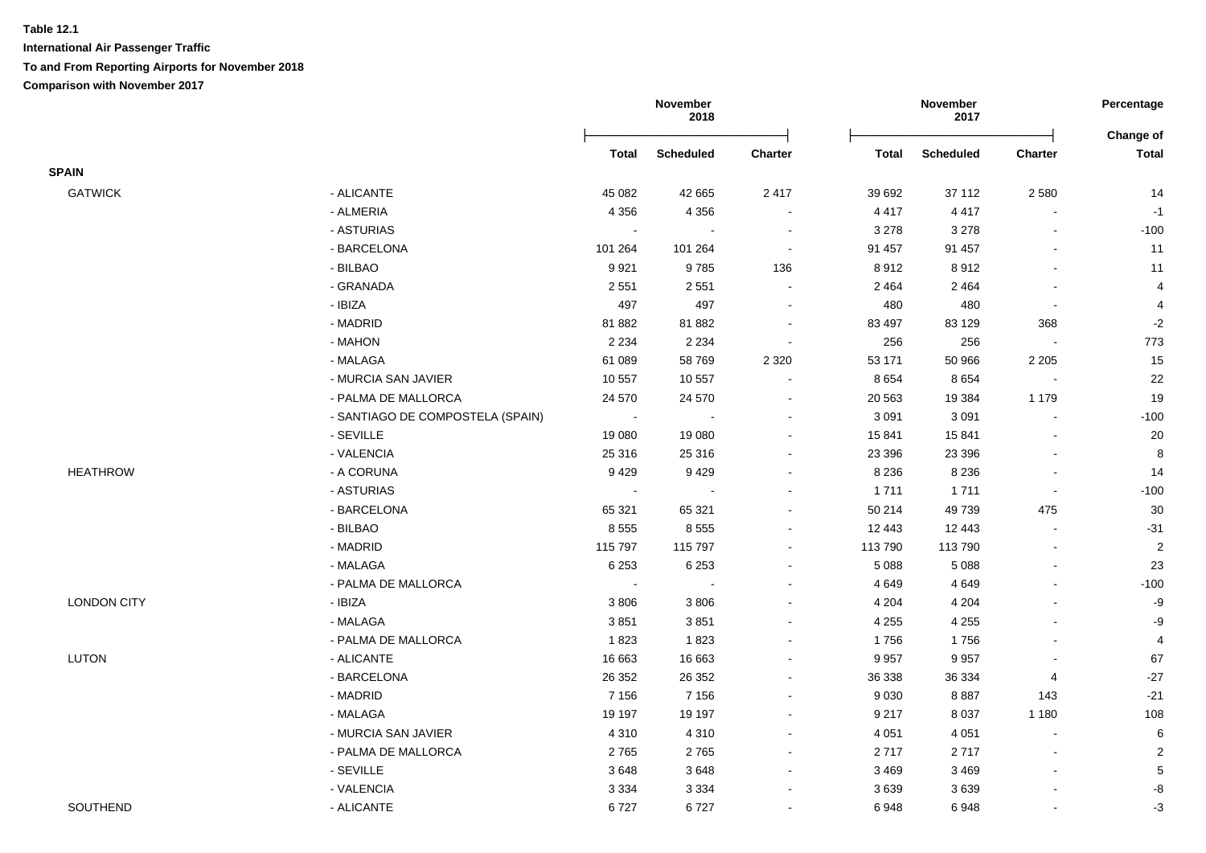**Table 12.1**

**International Air Passenger Traffic**

**To and From Reporting Airports for November 2018**

**Comparison with November 2017**

| | | November 2018 | | | November 2017 | | | Percentage |
|---|---|---|---|---|---|---|---|---|
| | | Total | Scheduled | Charter | Total | Scheduled | Charter | Change of Total |
| **SPAIN** | | | | | | | | |
| GATWICK | - ALICANTE | 45 082 | 42 665 | 2 417 | 39 692 | 37 112 | 2 580 | 14 |
| | - ALMERIA | 4 356 | 4 356 | - | 4 417 | 4 417 | - | -1 |
| | - ASTURIAS | - | - | - | 3 278 | 3 278 | - | -100 |
| | - BARCELONA | 101 264 | 101 264 | - | 91 457 | 91 457 | - | 11 |
| | - BILBAO | 9 921 | 9 785 | 136 | 8 912 | 8 912 | - | 11 |
| | - GRANADA | 2 551 | 2 551 | - | 2 464 | 2 464 | - | 4 |
| | - IBIZA | 497 | 497 | - | 480 | 480 | - | 4 |
| | - MADRID | 81 882 | 81 882 | - | 83 497 | 83 129 | 368 | -2 |
| | - MAHON | 2 234 | 2 234 | - | 256 | 256 | - | 773 |
| | - MALAGA | 61 089 | 58 769 | 2 320 | 53 171 | 50 966 | 2 205 | 15 |
| | - MURCIA SAN JAVIER | 10 557 | 10 557 | - | 8 654 | 8 654 | - | 22 |
| | - PALMA DE MALLORCA | 24 570 | 24 570 | - | 20 563 | 19 384 | 1 179 | 19 |
| | - SANTIAGO DE COMPOSTELA (SPAIN) | - | - | - | 3 091 | 3 091 | - | -100 |
| | - SEVILLE | 19 080 | 19 080 | - | 15 841 | 15 841 | - | 20 |
| | - VALENCIA | 25 316 | 25 316 | - | 23 396 | 23 396 | - | 8 |
| HEATHROW | - A CORUNA | 9 429 | 9 429 | - | 8 236 | 8 236 | - | 14 |
| | - ASTURIAS | - | - | - | 1 711 | 1 711 | - | -100 |
| | - BARCELONA | 65 321 | 65 321 | - | 50 214 | 49 739 | 475 | 30 |
| | - BILBAO | 8 555 | 8 555 | - | 12 443 | 12 443 | - | -31 |
| | - MADRID | 115 797 | 115 797 | - | 113 790 | 113 790 | - | 2 |
| | - MALAGA | 6 253 | 6 253 | - | 5 088 | 5 088 | - | 23 |
| | - PALMA DE MALLORCA | - | - | - | 4 649 | 4 649 | - | -100 |
| LONDON CITY | - IBIZA | 3 806 | 3 806 | - | 4 204 | 4 204 | - | -9 |
| | - MALAGA | 3 851 | 3 851 | - | 4 255 | 4 255 | - | -9 |
| | - PALMA DE MALLORCA | 1 823 | 1 823 | - | 1 756 | 1 756 | - | 4 |
| LUTON | - ALICANTE | 16 663 | 16 663 | - | 9 957 | 9 957 | - | 67 |
| | - BARCELONA | 26 352 | 26 352 | - | 36 338 | 36 334 | 4 | -27 |
| | - MADRID | 7 156 | 7 156 | - | 9 030 | 8 887 | 143 | -21 |
| | - MALAGA | 19 197 | 19 197 | - | 9 217 | 8 037 | 1 180 | 108 |
| | - MURCIA SAN JAVIER | 4 310 | 4 310 | - | 4 051 | 4 051 | - | 6 |
| | - PALMA DE MALLORCA | 2 765 | 2 765 | - | 2 717 | 2 717 | - | 2 |
| | - SEVILLE | 3 648 | 3 648 | - | 3 469 | 3 469 | - | 5 |
| | - VALENCIA | 3 334 | 3 334 | - | 3 639 | 3 639 | - | -8 |
| SOUTHEND | - ALICANTE | 6 727 | 6 727 | - | 6 948 | 6 948 | - | -3 |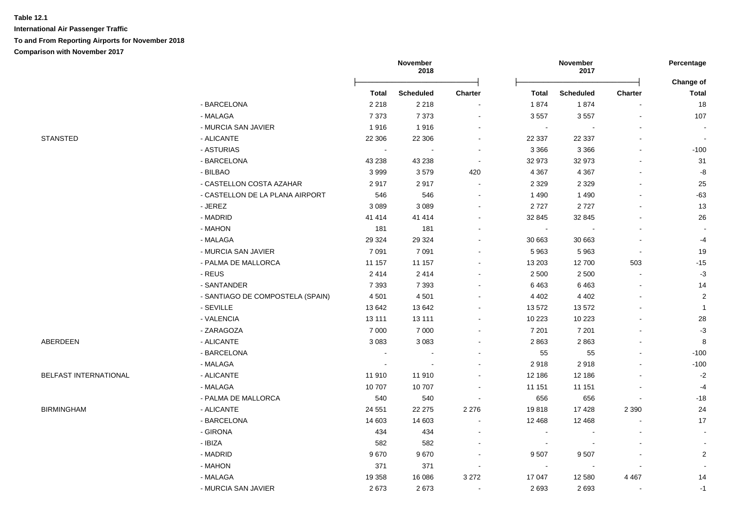**Table 12.1**

**International Air Passenger Traffic**

**To and From Reporting Airports for November 2018**

**Comparison with November 2017**

| | | November 2018 | | | November 2017 | | | Percentage |
|---|---|---|---|---|---|---|---|---|
| | | **Total** | **Scheduled** | **Charter** | **Total** | **Scheduled** | **Charter** | **Change of Total** |
| | - BARCELONA | 2 218 | 2 218 | - | 1 874 | 1 874 | - | 18 |
| | - MALAGA | 7 373 | 7 373 | - | 3 557 | 3 557 | - | 107 |
| | - MURCIA SAN JAVIER | 1 916 | 1 916 | - | - | - | - | - |
| STANSTED | - ALICANTE | 22 306 | 22 306 | - | 22 337 | 22 337 | - | - |
| | - ASTURIAS | - | - | - | 3 366 | 3 366 | - | -100 |
| | - BARCELONA | 43 238 | 43 238 | - | 32 973 | 32 973 | - | 31 |
| | - BILBAO | 3 999 | 3 579 | 420 | 4 367 | 4 367 | - | -8 |
| | - CASTELLON COSTA AZAHAR | 2 917 | 2 917 | - | 2 329 | 2 329 | - | 25 |
| | - CASTELLON DE LA PLANA AIRPORT | 546 | 546 | - | 1 490 | 1 490 | - | -63 |
| | - JEREZ | 3 089 | 3 089 | - | 2 727 | 2 727 | - | 13 |
| | - MADRID | 41 414 | 41 414 | - | 32 845 | 32 845 | - | 26 |
| | - MAHON | 181 | 181 | - | - | - | - | - |
| | - MALAGA | 29 324 | 29 324 | - | 30 663 | 30 663 | - | -4 |
| | - MURCIA SAN JAVIER | 7 091 | 7 091 | - | 5 963 | 5 963 | - | 19 |
| | - PALMA DE MALLORCA | 11 157 | 11 157 | - | 13 203 | 12 700 | 503 | -15 |
| | - REUS | 2 414 | 2 414 | - | 2 500 | 2 500 | - | -3 |
| | - SANTANDER | 7 393 | 7 393 | - | 6 463 | 6 463 | - | 14 |
| | - SANTIAGO DE COMPOSTELA (SPAIN) | 4 501 | 4 501 | - | 4 402 | 4 402 | - | 2 |
| | - SEVILLE | 13 642 | 13 642 | - | 13 572 | 13 572 | - | 1 |
| | - VALENCIA | 13 111 | 13 111 | - | 10 223 | 10 223 | - | 28 |
| | - ZARAGOZA | 7 000 | 7 000 | - | 7 201 | 7 201 | - | -3 |
| ABERDEEN | - ALICANTE | 3 083 | 3 083 | - | 2 863 | 2 863 | - | 8 |
| | - BARCELONA | - | - | - | 55 | 55 | - | -100 |
| | - MALAGA | - | - | - | 2 918 | 2 918 | - | -100 |
| BELFAST INTERNATIONAL | - ALICANTE | 11 910 | 11 910 | - | 12 186 | 12 186 | - | -2 |
| | - MALAGA | 10 707 | 10 707 | - | 11 151 | 11 151 | - | -4 |
| | - PALMA DE MALLORCA | 540 | 540 | - | 656 | 656 | - | -18 |
| BIRMINGHAM | - ALICANTE | 24 551 | 22 275 | 2 276 | 19 818 | 17 428 | 2 390 | 24 |
| | - BARCELONA | 14 603 | 14 603 | - | 12 468 | 12 468 | - | 17 |
| | - GIRONA | 434 | 434 | - | - | - | - | - |
| | - IBIZA | 582 | 582 | - | - | - | - | - |
| | - MADRID | 9 670 | 9 670 | - | 9 507 | 9 507 | - | 2 |
| | - MAHON | 371 | 371 | - | - | - | - | - |
| | - MALAGA | 19 358 | 16 086 | 3 272 | 17 047 | 12 580 | 4 467 | 14 |
| | - MURCIA SAN JAVIER | 2 673 | 2 673 | - | 2 693 | 2 693 | - | -1 |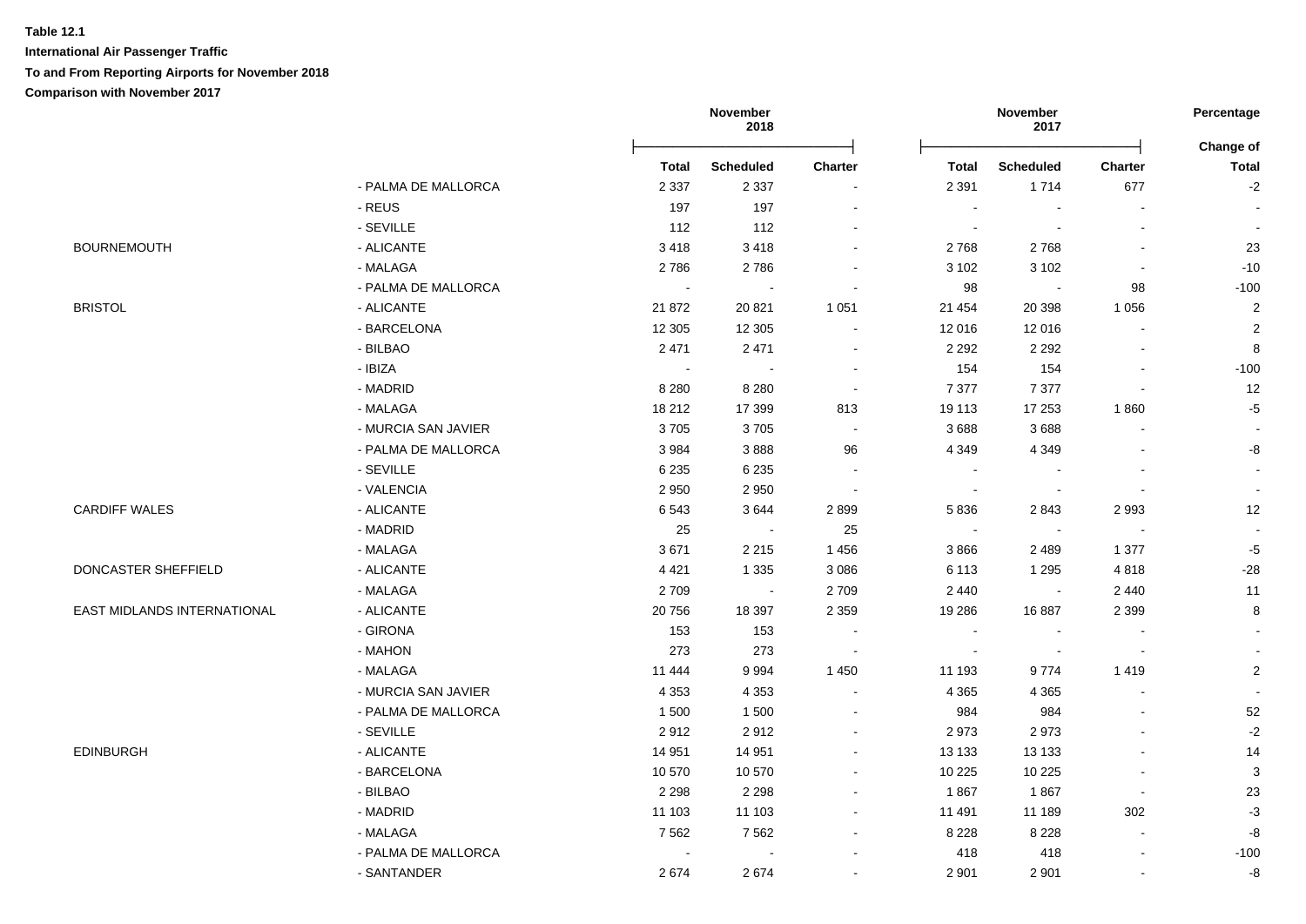**Table 12.1**

**International Air Passenger Traffic**

**To and From Reporting Airports for November 2018**

**Comparison with November 2017**

| | | November 2018 | | | November 2017 | | | Percentage |
|---|---|---|---|---|---|---|---|---|
| | | Total | Scheduled | Charter | Total | Scheduled | Charter | Change of Total |
| | - PALMA DE MALLORCA | 2 337 | 2 337 | - | 2 391 | 1 714 | 677 | -2 |
| | - REUS | 197 | 197 | - | - | - | - | - |
| | - SEVILLE | 112 | 112 | - | - | - | - | - |
| BOURNEMOUTH | - ALICANTE | 3 418 | 3 418 | - | 2 768 | 2 768 | - | 23 |
| | - MALAGA | 2 786 | 2 786 | - | 3 102 | 3 102 | - | -10 |
| | - PALMA DE MALLORCA | - | - | - | 98 | - | 98 | -100 |
| BRISTOL | - ALICANTE | 21 872 | 20 821 | 1 051 | 21 454 | 20 398 | 1 056 | 2 |
| | - BARCELONA | 12 305 | 12 305 | - | 12 016 | 12 016 | - | 2 |
| | - BILBAO | 2 471 | 2 471 | - | 2 292 | 2 292 | - | 8 |
| | - IBIZA | - | - | - | 154 | 154 | - | -100 |
| | - MADRID | 8 280 | 8 280 | - | 7 377 | 7 377 | - | 12 |
| | - MALAGA | 18 212 | 17 399 | 813 | 19 113 | 17 253 | 1 860 | -5 |
| | - MURCIA SAN JAVIER | 3 705 | 3 705 | - | 3 688 | 3 688 | - | - |
| | - PALMA DE MALLORCA | 3 984 | 3 888 | 96 | 4 349 | 4 349 | - | -8 |
| | - SEVILLE | 6 235 | 6 235 | - | - | - | - | - |
| | - VALENCIA | 2 950 | 2 950 | - | - | - | - | - |
| CARDIFF WALES | - ALICANTE | 6 543 | 3 644 | 2 899 | 5 836 | 2 843 | 2 993 | 12 |
| | - MADRID | 25 | - | 25 | - | - | - | - |
| | - MALAGA | 3 671 | 2 215 | 1 456 | 3 866 | 2 489 | 1 377 | -5 |
| DONCASTER SHEFFIELD | - ALICANTE | 4 421 | 1 335 | 3 086 | 6 113 | 1 295 | 4 818 | -28 |
| | - MALAGA | 2 709 | - | 2 709 | 2 440 | - | 2 440 | 11 |
| EAST MIDLANDS INTERNATIONAL | - ALICANTE | 20 756 | 18 397 | 2 359 | 19 286 | 16 887 | 2 399 | 8 |
| | - GIRONA | 153 | 153 | - | - | - | - | - |
| | - MAHON | 273 | 273 | - | - | - | - | - |
| | - MALAGA | 11 444 | 9 994 | 1 450 | 11 193 | 9 774 | 1 419 | 2 |
| | - MURCIA SAN JAVIER | 4 353 | 4 353 | - | 4 365 | 4 365 | - | - |
| | - PALMA DE MALLORCA | 1 500 | 1 500 | - | 984 | 984 | - | 52 |
| | - SEVILLE | 2 912 | 2 912 | - | 2 973 | 2 973 | - | -2 |
| EDINBURGH | - ALICANTE | 14 951 | 14 951 | - | 13 133 | 13 133 | - | 14 |
| | - BARCELONA | 10 570 | 10 570 | - | 10 225 | 10 225 | - | 3 |
| | - BILBAO | 2 298 | 2 298 | - | 1 867 | 1 867 | - | 23 |
| | - MADRID | 11 103 | 11 103 | - | 11 491 | 11 189 | 302 | -3 |
| | - MALAGA | 7 562 | 7 562 | - | 8 228 | 8 228 | - | -8 |
| | - PALMA DE MALLORCA | - | - | - | 418 | 418 | - | -100 |
| | - SANTANDER | 2 674 | 2 674 | - | 2 901 | 2 901 | - | -8 |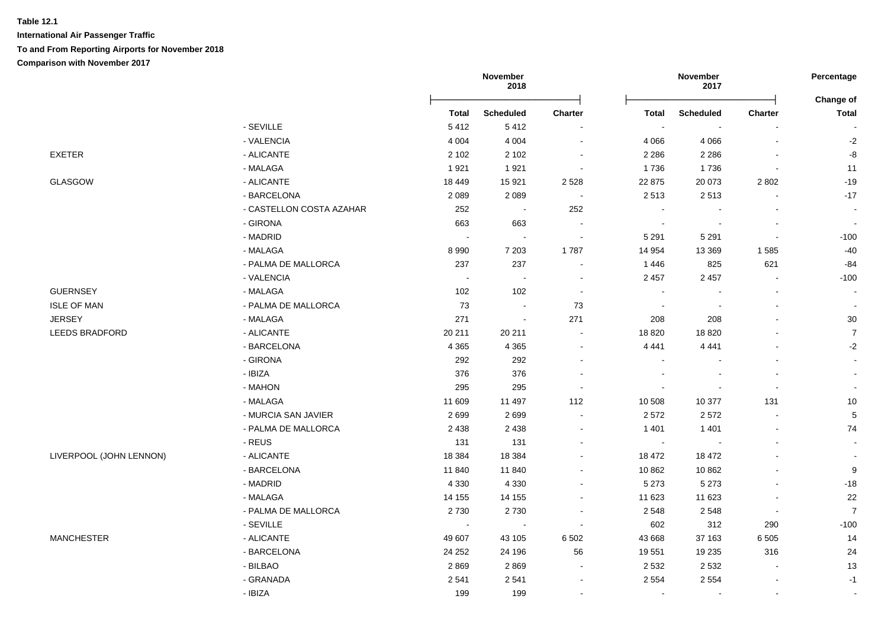**Table 12.1**

**International Air Passenger Traffic**

**To and From Reporting Airports for November 2018**

**Comparison with November 2017**

| | | November 2018 | | | November 2017 | | | Percentage |
|---|---|---|---|---|---|---|---|---|
| | | **Total** | **Scheduled** | **Charter** | **Total** | **Scheduled** | **Charter** | **Change of Total** |
| | - SEVILLE | 5 412 | 5 412 | - | - | - | - | - |
| | - VALENCIA | 4 004 | 4 004 | - | 4 066 | 4 066 | - | -2 |
| EXETER | - ALICANTE | 2 102 | 2 102 | - | 2 286 | 2 286 | - | -8 |
| | - MALAGA | 1 921 | 1 921 | - | 1 736 | 1 736 | - | 11 |
| GLASGOW | - ALICANTE | 18 449 | 15 921 | 2 528 | 22 875 | 20 073 | 2 802 | -19 |
| | - BARCELONA | 2 089 | 2 089 | - | 2 513 | 2 513 | - | -17 |
| | - CASTELLON COSTA AZAHAR | 252 | - | 252 | - | - | - | - |
| | - GIRONA | 663 | 663 | - | - | - | - | - |
| | - MADRID | - | - | - | 5 291 | 5 291 | - | -100 |
| | - MALAGA | 8 990 | 7 203 | 1 787 | 14 954 | 13 369 | 1 585 | -40 |
| | - PALMA DE MALLORCA | 237 | 237 | - | 1 446 | 825 | 621 | -84 |
| | - VALENCIA | - | - | - | 2 457 | 2 457 | - | -100 |
| GUERNSEY | - MALAGA | 102 | 102 | - | - | - | - | - |
| ISLE OF MAN | - PALMA DE MALLORCA | 73 | - | 73 | - | - | - | - |
| JERSEY | - MALAGA | 271 | - | 271 | 208 | 208 | - | 30 |
| LEEDS BRADFORD | - ALICANTE | 20 211 | 20 211 | - | 18 820 | 18 820 | - | 7 |
| | - BARCELONA | 4 365 | 4 365 | - | 4 441 | 4 441 | - | -2 |
| | - GIRONA | 292 | 292 | - | - | - | - | - |
| | - IBIZA | 376 | 376 | - | - | - | - | - |
| | - MAHON | 295 | 295 | - | - | - | - | - |
| | - MALAGA | 11 609 | 11 497 | 112 | 10 508 | 10 377 | 131 | 10 |
| | - MURCIA SAN JAVIER | 2 699 | 2 699 | - | 2 572 | 2 572 | - | 5 |
| | - PALMA DE MALLORCA | 2 438 | 2 438 | - | 1 401 | 1 401 | - | 74 |
| | - REUS | 131 | 131 | - | - | - | - | - |
| LIVERPOOL (JOHN LENNON) | - ALICANTE | 18 384 | 18 384 | - | 18 472 | 18 472 | - | - |
| | - BARCELONA | 11 840 | 11 840 | - | 10 862 | 10 862 | - | 9 |
| | - MADRID | 4 330 | 4 330 | - | 5 273 | 5 273 | - | -18 |
| | - MALAGA | 14 155 | 14 155 | - | 11 623 | 11 623 | - | 22 |
| | - PALMA DE MALLORCA | 2 730 | 2 730 | - | 2 548 | 2 548 | - | 7 |
| | - SEVILLE | - | - | - | 602 | 312 | 290 | -100 |
| MANCHESTER | - ALICANTE | 49 607 | 43 105 | 6 502 | 43 668 | 37 163 | 6 505 | 14 |
| | - BARCELONA | 24 252 | 24 196 | 56 | 19 551 | 19 235 | 316 | 24 |
| | - BILBAO | 2 869 | 2 869 | - | 2 532 | 2 532 | - | 13 |
| | - GRANADA | 2 541 | 2 541 | - | 2 554 | 2 554 | - | -1 |
| | - IBIZA | 199 | 199 | - | - | - | - | - |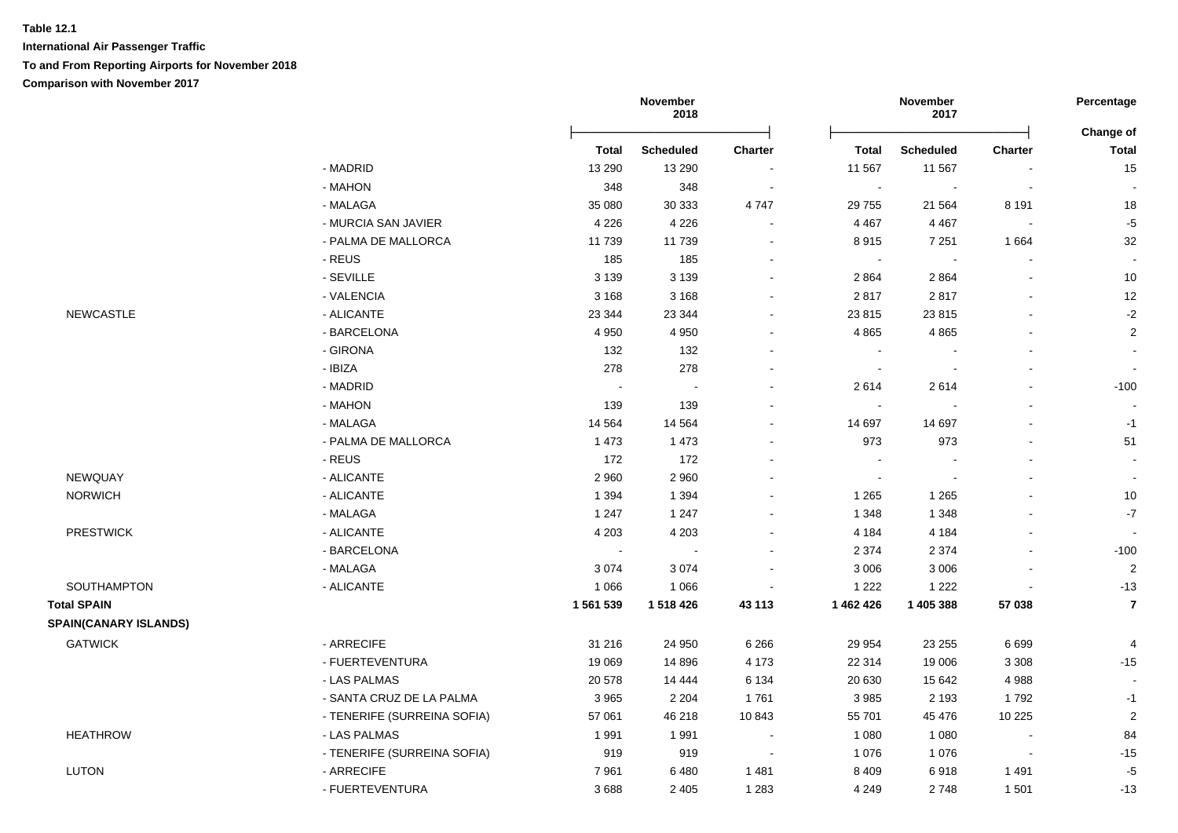**Table 12.1**

**International Air Passenger Traffic**

**To and From Reporting Airports for November 2018**

**Comparison with November 2017**

| | | November 2018 | | | November 2017 | | | Percentage |
|---|---|---|---|---|---|---|---|---|
| | | **Total** | **Scheduled** | **Charter** | **Total** | **Scheduled** | **Charter** | **Change of Total** |
| | - MADRID | 13 290 | 13 290 | - | 11 567 | 11 567 | - | 15 |
| | - MAHON | 348 | 348 | - | - | - | - | - |
| | - MALAGA | 35 080 | 30 333 | 4 747 | 29 755 | 21 564 | 8 191 | 18 |
| | - MURCIA SAN JAVIER | 4 226 | 4 226 | - | 4 467 | 4 467 | - | -5 |
| | - PALMA DE MALLORCA | 11 739 | 11 739 | - | 8 915 | 7 251 | 1 664 | 32 |
| | - REUS | 185 | 185 | - | - | - | - | - |
| | - SEVILLE | 3 139 | 3 139 | - | 2 864 | 2 864 | - | 10 |
| | - VALENCIA | 3 168 | 3 168 | - | 2 817 | 2 817 | - | 12 |
| NEWCASTLE | - ALICANTE | 23 344 | 23 344 | - | 23 815 | 23 815 | - | -2 |
| | - BARCELONA | 4 950 | 4 950 | - | 4 865 | 4 865 | - | 2 |
| | - GIRONA | 132 | 132 | - | - | - | - | - |
| | - IBIZA | 278 | 278 | - | - | - | - | - |
| | - MADRID | - | - | - | 2 614 | 2 614 | - | -100 |
| | - MAHON | 139 | 139 | - | - | - | - | - |
| | - MALAGA | 14 564 | 14 564 | - | 14 697 | 14 697 | - | -1 |
| | - PALMA DE MALLORCA | 1 473 | 1 473 | - | 973 | 973 | - | 51 |
| | - REUS | 172 | 172 | - | - | - | - | - |
| NEWQUAY | - ALICANTE | 2 960 | 2 960 | - | - | - | - | - |
| NORWICH | - ALICANTE | 1 394 | 1 394 | - | 1 265 | 1 265 | - | 10 |
| | - MALAGA | 1 247 | 1 247 | - | 1 348 | 1 348 | - | -7 |
| PRESTWICK | - ALICANTE | 4 203 | 4 203 | - | 4 184 | 4 184 | - | - |
| | - BARCELONA | - | - | - | 2 374 | 2 374 | - | -100 |
| | - MALAGA | 3 074 | 3 074 | - | 3 006 | 3 006 | - | 2 |
| SOUTHAMPTON | - ALICANTE | 1 066 | 1 066 | - | 1 222 | 1 222 | - | -13 |
| **Total SPAIN** | | **1 561 539** | **1 518 426** | **43 113** | **1 462 426** | **1 405 388** | **57 038** | **7** |
| **SPAIN(CANARY ISLANDS)** | | | | | | | | |
| GATWICK | - ARRECIFE | 31 216 | 24 950 | 6 266 | 29 954 | 23 255 | 6 699 | 4 |
| | - FUERTEVENTURA | 19 069 | 14 896 | 4 173 | 22 314 | 19 006 | 3 308 | -15 |
| | - LAS PALMAS | 20 578 | 14 444 | 6 134 | 20 630 | 15 642 | 4 988 | - |
| | - SANTA CRUZ DE LA PALMA | 3 965 | 2 204 | 1 761 | 3 985 | 2 193 | 1 792 | -1 |
| | - TENERIFE (SURREINA SOFIA) | 57 061 | 46 218 | 10 843 | 55 701 | 45 476 | 10 225 | 2 |
| HEATHROW | - LAS PALMAS | 1 991 | 1 991 | - | 1 080 | 1 080 | - | 84 |
| | - TENERIFE (SURREINA SOFIA) | 919 | 919 | - | 1 076 | 1 076 | - | -15 |
| LUTON | - ARRECIFE | 7 961 | 6 480 | 1 481 | 8 409 | 6 918 | 1 491 | -5 |
| | - FUERTEVENTURA | 3 688 | 2 405 | 1 283 | 4 249 | 2 748 | 1 501 | -13 |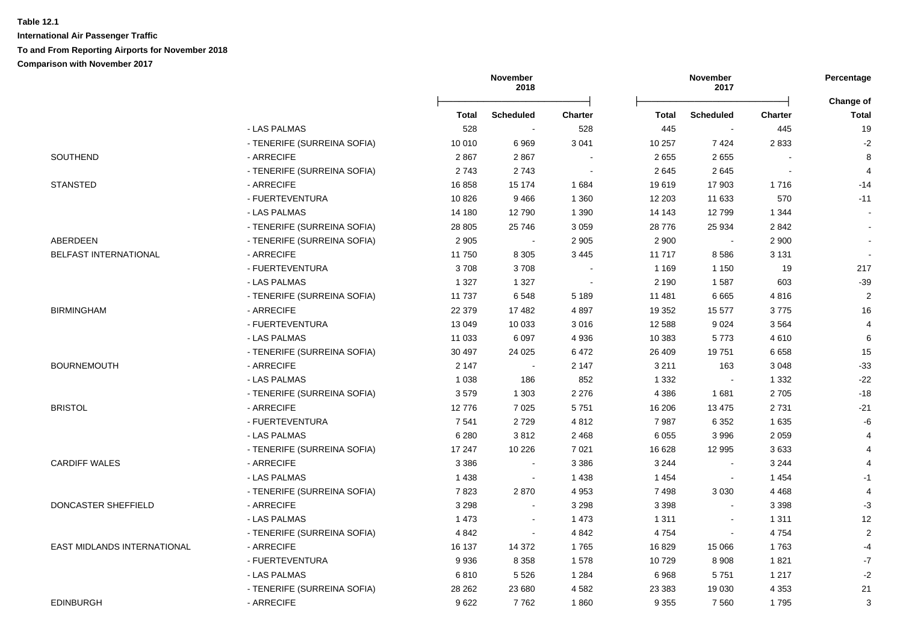**Table 12.1**

**International Air Passenger Traffic**

**To and From Reporting Airports for November 2018**

**Comparison with November 2017**

| | | November 2018 | | | November 2017 | | | Percentage |
|---|---|---|---|---|---|---|---|---|
| | | **Total** | **Scheduled** | **Charter** | **Total** | **Scheduled** | **Charter** | **Change of Total** |
| | - LAS PALMAS | 528 | - | 528 | 445 | - | 445 | 19 |
| | - TENERIFE (SURREINA SOFIA) | 10 010 | 6 969 | 3 041 | 10 257 | 7 424 | 2 833 | -2 |
| SOUTHEND | - ARRECIFE | 2 867 | 2 867 | - | 2 655 | 2 655 | - | 8 |
| | - TENERIFE (SURREINA SOFIA) | 2 743 | 2 743 | - | 2 645 | 2 645 | - | 4 |
| STANSTED | - ARRECIFE | 16 858 | 15 174 | 1 684 | 19 619 | 17 903 | 1 716 | -14 |
| | - FUERTEVENTURA | 10 826 | 9 466 | 1 360 | 12 203 | 11 633 | 570 | -11 |
| | - LAS PALMAS | 14 180 | 12 790 | 1 390 | 14 143 | 12 799 | 1 344 | - |
| | - TENERIFE (SURREINA SOFIA) | 28 805 | 25 746 | 3 059 | 28 776 | 25 934 | 2 842 | - |
| ABERDEEN | - TENERIFE (SURREINA SOFIA) | 2 905 | - | 2 905 | 2 900 | - | 2 900 | - |
| BELFAST INTERNATIONAL | - ARRECIFE | 11 750 | 8 305 | 3 445 | 11 717 | 8 586 | 3 131 | - |
| | - FUERTEVENTURA | 3 708 | 3 708 | - | 1 169 | 1 150 | 19 | 217 |
| | - LAS PALMAS | 1 327 | 1 327 | - | 2 190 | 1 587 | 603 | -39 |
| | - TENERIFE (SURREINA SOFIA) | 11 737 | 6 548 | 5 189 | 11 481 | 6 665 | 4 816 | 2 |
| BIRMINGHAM | - ARRECIFE | 22 379 | 17 482 | 4 897 | 19 352 | 15 577 | 3 775 | 16 |
| | - FUERTEVENTURA | 13 049 | 10 033 | 3 016 | 12 588 | 9 024 | 3 564 | 4 |
| | - LAS PALMAS | 11 033 | 6 097 | 4 936 | 10 383 | 5 773 | 4 610 | 6 |
| | - TENERIFE (SURREINA SOFIA) | 30 497 | 24 025 | 6 472 | 26 409 | 19 751 | 6 658 | 15 |
| BOURNEMOUTH | - ARRECIFE | 2 147 | - | 2 147 | 3 211 | 163 | 3 048 | -33 |
| | - LAS PALMAS | 1 038 | 186 | 852 | 1 332 | - | 1 332 | -22 |
| | - TENERIFE (SURREINA SOFIA) | 3 579 | 1 303 | 2 276 | 4 386 | 1 681 | 2 705 | -18 |
| BRISTOL | - ARRECIFE | 12 776 | 7 025 | 5 751 | 16 206 | 13 475 | 2 731 | -21 |
| | - FUERTEVENTURA | 7 541 | 2 729 | 4 812 | 7 987 | 6 352 | 1 635 | -6 |
| | - LAS PALMAS | 6 280 | 3 812 | 2 468 | 6 055 | 3 996 | 2 059 | 4 |
| | - TENERIFE (SURREINA SOFIA) | 17 247 | 10 226 | 7 021 | 16 628 | 12 995 | 3 633 | 4 |
| CARDIFF WALES | - ARRECIFE | 3 386 | - | 3 386 | 3 244 | - | 3 244 | 4 |
| | - LAS PALMAS | 1 438 | - | 1 438 | 1 454 | - | 1 454 | -1 |
| | - TENERIFE (SURREINA SOFIA) | 7 823 | 2 870 | 4 953 | 7 498 | 3 030 | 4 468 | 4 |
| DONCASTER SHEFFIELD | - ARRECIFE | 3 298 | - | 3 298 | 3 398 | - | 3 398 | -3 |
| | - LAS PALMAS | 1 473 | - | 1 473 | 1 311 | - | 1 311 | 12 |
| | - TENERIFE (SURREINA SOFIA) | 4 842 | - | 4 842 | 4 754 | - | 4 754 | 2 |
| EAST MIDLANDS INTERNATIONAL | - ARRECIFE | 16 137 | 14 372 | 1 765 | 16 829 | 15 066 | 1 763 | -4 |
| | - FUERTEVENTURA | 9 936 | 8 358 | 1 578 | 10 729 | 8 908 | 1 821 | -7 |
| | - LAS PALMAS | 6 810 | 5 526 | 1 284 | 6 968 | 5 751 | 1 217 | -2 |
| | - TENERIFE (SURREINA SOFIA) | 28 262 | 23 680 | 4 582 | 23 383 | 19 030 | 4 353 | 21 |
| EDINBURGH | - ARRECIFE | 9 622 | 7 762 | 1 860 | 9 355 | 7 560 | 1 795 | 3 |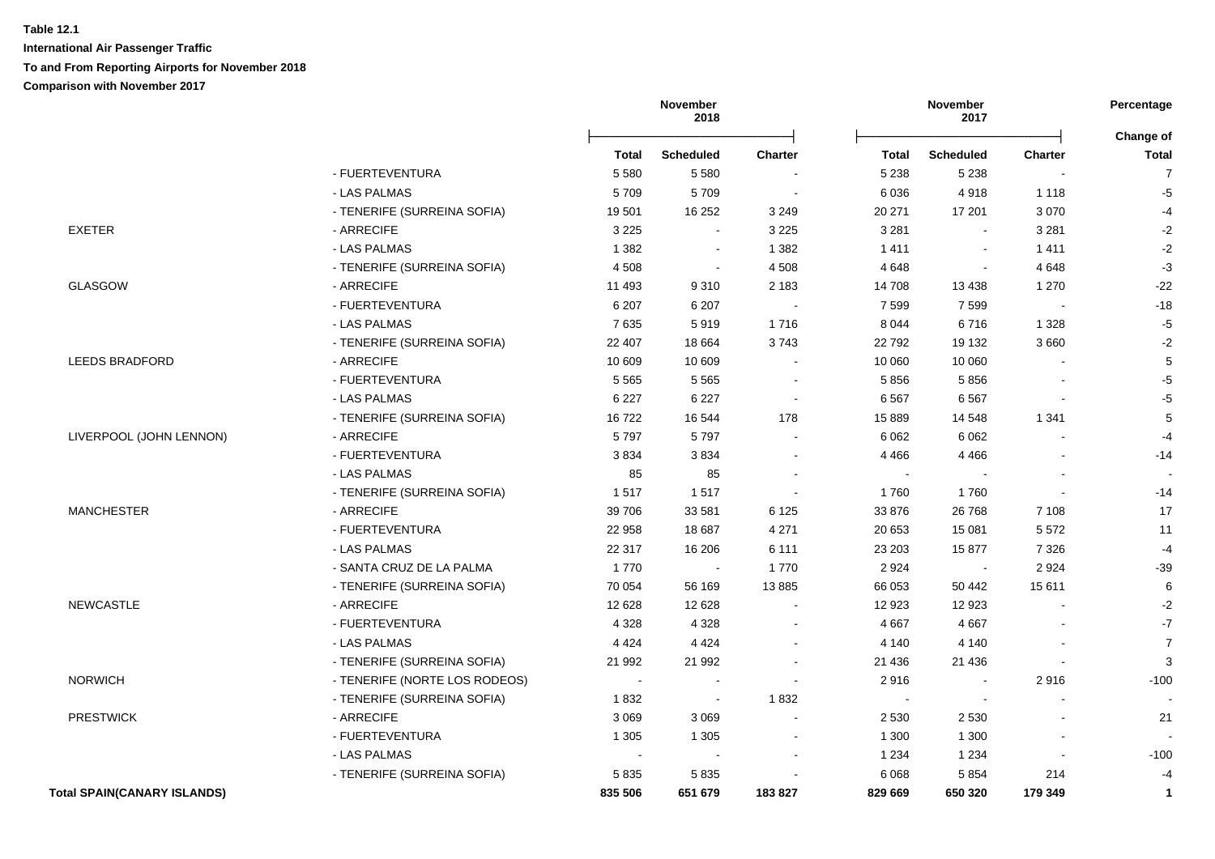**Table 12.1**

**International Air Passenger Traffic**

**To and From Reporting Airports for November 2018**

**Comparison with November 2017**

| | | November 2018 | | | November 2017 | | | Percentage |
|---|---|---|---|---|---|---|---|---|
| | | **Total** | **Scheduled** | **Charter** | **Total** | **Scheduled** | **Charter** | **Change of Total** |
| | - FUERTEVENTURA | 5 580 | 5 580 | - | 5 238 | 5 238 | - | 7 |
| | - LAS PALMAS | 5 709 | 5 709 | - | 6 036 | 4 918 | 1 118 | -5 |
| | - TENERIFE (SURREINA SOFIA) | 19 501 | 16 252 | 3 249 | 20 271 | 17 201 | 3 070 | -4 |
| EXETER | - ARRECIFE | 3 225 | - | 3 225 | 3 281 | - | 3 281 | -2 |
| | - LAS PALMAS | 1 382 | - | 1 382 | 1 411 | - | 1 411 | -2 |
| | - TENERIFE (SURREINA SOFIA) | 4 508 | - | 4 508 | 4 648 | - | 4 648 | -3 |
| GLASGOW | - ARRECIFE | 11 493 | 9 310 | 2 183 | 14 708 | 13 438 | 1 270 | -22 |
| | - FUERTEVENTURA | 6 207 | 6 207 | - | 7 599 | 7 599 | - | -18 |
| | - LAS PALMAS | 7 635 | 5 919 | 1 716 | 8 044 | 6 716 | 1 328 | -5 |
| | - TENERIFE (SURREINA SOFIA) | 22 407 | 18 664 | 3 743 | 22 792 | 19 132 | 3 660 | -2 |
| LEEDS BRADFORD | - ARRECIFE | 10 609 | 10 609 | - | 10 060 | 10 060 | - | 5 |
| | - FUERTEVENTURA | 5 565 | 5 565 | - | 5 856 | 5 856 | - | -5 |
| | - LAS PALMAS | 6 227 | 6 227 | - | 6 567 | 6 567 | - | -5 |
| | - TENERIFE (SURREINA SOFIA) | 16 722 | 16 544 | 178 | 15 889 | 14 548 | 1 341 | 5 |
| LIVERPOOL (JOHN LENNON) | - ARRECIFE | 5 797 | 5 797 | - | 6 062 | 6 062 | - | -4 |
| | - FUERTEVENTURA | 3 834 | 3 834 | - | 4 466 | 4 466 | - | -14 |
| | - LAS PALMAS | 85 | 85 | - | - | - | - | - |
| | - TENERIFE (SURREINA SOFIA) | 1 517 | 1 517 | - | 1 760 | 1 760 | - | -14 |
| MANCHESTER | - ARRECIFE | 39 706 | 33 581 | 6 125 | 33 876 | 26 768 | 7 108 | 17 |
| | - FUERTEVENTURA | 22 958 | 18 687 | 4 271 | 20 653 | 15 081 | 5 572 | 11 |
| | - LAS PALMAS | 22 317 | 16 206 | 6 111 | 23 203 | 15 877 | 7 326 | -4 |
| | - SANTA CRUZ DE LA PALMA | 1 770 | - | 1 770 | 2 924 | - | 2 924 | -39 |
| | - TENERIFE (SURREINA SOFIA) | 70 054 | 56 169 | 13 885 | 66 053 | 50 442 | 15 611 | 6 |
| NEWCASTLE | - ARRECIFE | 12 628 | 12 628 | - | 12 923 | 12 923 | - | -2 |
| | - FUERTEVENTURA | 4 328 | 4 328 | - | 4 667 | 4 667 | - | -7 |
| | - LAS PALMAS | 4 424 | 4 424 | - | 4 140 | 4 140 | - | 7 |
| | - TENERIFE (SURREINA SOFIA) | 21 992 | 21 992 | - | 21 436 | 21 436 | - | 3 |
| NORWICH | - TENERIFE (NORTE LOS RODEOS) | - | - | - | 2 916 | - | 2 916 | -100 |
| | - TENERIFE (SURREINA SOFIA) | 1 832 | - | 1 832 | - | - | - | - |
| PRESTWICK | - ARRECIFE | 3 069 | 3 069 | - | 2 530 | 2 530 | - | 21 |
| | - FUERTEVENTURA | 1 305 | 1 305 | - | 1 300 | 1 300 | - | - |
| | - LAS PALMAS | - | - | - | 1 234 | 1 234 | - | -100 |
| | - TENERIFE (SURREINA SOFIA) | 5 835 | 5 835 | - | 6 068 | 5 854 | 214 | -4 |
| **Total SPAIN(CANARY ISLANDS)** | | **835 506** | **651 679** | **183 827** | **829 669** | **650 320** | **179 349** | **1** |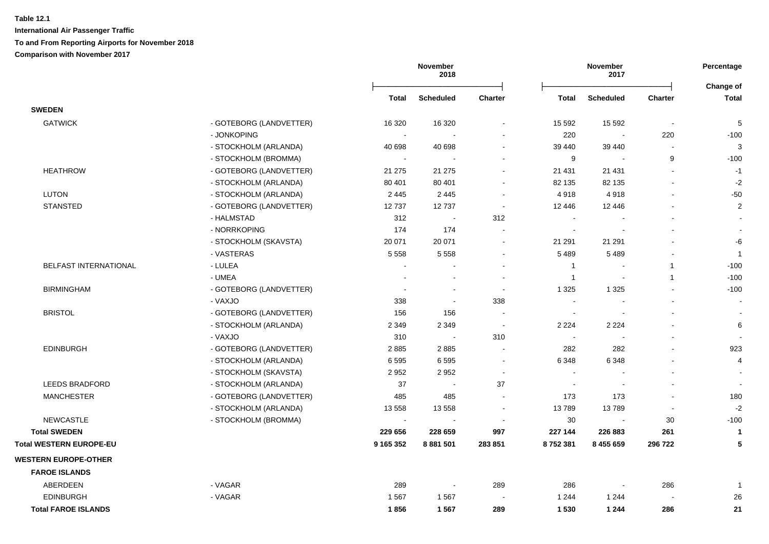**Table 12.1**

**International Air Passenger Traffic**

**To and From Reporting Airports for November 2018**

**Comparison with November 2017**

| | | November 2018 | | | November 2017 | | | Percentage |
|---|---|---|---|---|---|---|---|---|
| | | **Total** | **Scheduled** | **Charter** | **Total** | **Scheduled** | **Charter** | **Change of Total** |
| **SWEDEN** | | | | | | | | |
| GATWICK | - GOTEBORG (LANDVETTER) | 16 320 | 16 320 | - | 15 592 | 15 592 | - | 5 |
| | - JONKOPING | - | - | - | 220 | - | 220 | -100 |
| | - STOCKHOLM (ARLANDA) | 40 698 | 40 698 | - | 39 440 | 39 440 | - | 3 |
| | - STOCKHOLM (BROMMA) | - | - | - | 9 | - | 9 | -100 |
| HEATHROW | - GOTEBORG (LANDVETTER) | 21 275 | 21 275 | - | 21 431 | 21 431 | - | -1 |
| | - STOCKHOLM (ARLANDA) | 80 401 | 80 401 | - | 82 135 | 82 135 | - | -2 |
| LUTON | - STOCKHOLM (ARLANDA) | 2 445 | 2 445 | - | 4 918 | 4 918 | - | -50 |
| STANSTED | - GOTEBORG (LANDVETTER) | 12 737 | 12 737 | - | 12 446 | 12 446 | - | 2 |
| | - HALMSTAD | 312 | - | 312 | - | - | - | - |
| | - NORRKOPING | 174 | 174 | - | - | - | - | - |
| | - STOCKHOLM (SKAVSTA) | 20 071 | 20 071 | - | 21 291 | 21 291 | - | -6 |
| | - VASTERAS | 5 558 | 5 558 | - | 5 489 | 5 489 | - | 1 |
| BELFAST INTERNATIONAL | - LULEA | - | - | - | 1 | - | 1 | -100 |
| | - UMEA | - | - | - | 1 | - | 1 | -100 |
| BIRMINGHAM | - GOTEBORG (LANDVETTER) | - | - | - | 1 325 | 1 325 | - | -100 |
| | - VAXJO | 338 | - | 338 | - | - | - | - |
| BRISTOL | - GOTEBORG (LANDVETTER) | 156 | 156 | - | - | - | - | - |
| | - STOCKHOLM (ARLANDA) | 2 349 | 2 349 | - | 2 224 | 2 224 | - | 6 |
| | - VAXJO | 310 | - | 310 | - | - | - | - |
| EDINBURGH | - GOTEBORG (LANDVETTER) | 2 885 | 2 885 | - | 282 | 282 | - | 923 |
| | - STOCKHOLM (ARLANDA) | 6 595 | 6 595 | - | 6 348 | 6 348 | - | 4 |
| | - STOCKHOLM (SKAVSTA) | 2 952 | 2 952 | - | - | - | - | - |
| LEEDS BRADFORD | - STOCKHOLM (ARLANDA) | 37 | - | 37 | - | - | - | - |
| MANCHESTER | - GOTEBORG (LANDVETTER) | 485 | 485 | - | 173 | 173 | - | 180 |
| | - STOCKHOLM (ARLANDA) | 13 558 | 13 558 | - | 13 789 | 13 789 | - | -2 |
| NEWCASTLE | - STOCKHOLM (BROMMA) | - | - | - | 30 | - | 30 | -100 |
| **Total SWEDEN** | | **229 656** | **228 659** | **997** | **227 144** | **226 883** | **261** | **1** |
| **Total WESTERN EUROPE-EU** | | **9 165 352** | **8 881 501** | **283 851** | **8 752 381** | **8 455 659** | **296 722** | **5** |
| **WESTERN EUROPE-OTHER** | | | | | | | | |
| **FAROE ISLANDS** | | | | | | | | |
| ABERDEEN | - VAGAR | 289 | - | 289 | 286 | - | 286 | 1 |
| EDINBURGH | - VAGAR | 1 567 | 1 567 | - | 1 244 | 1 244 | - | 26 |
| **Total FAROE ISLANDS** | | **1 856** | **1 567** | **289** | **1 530** | **1 244** | **286** | **21** |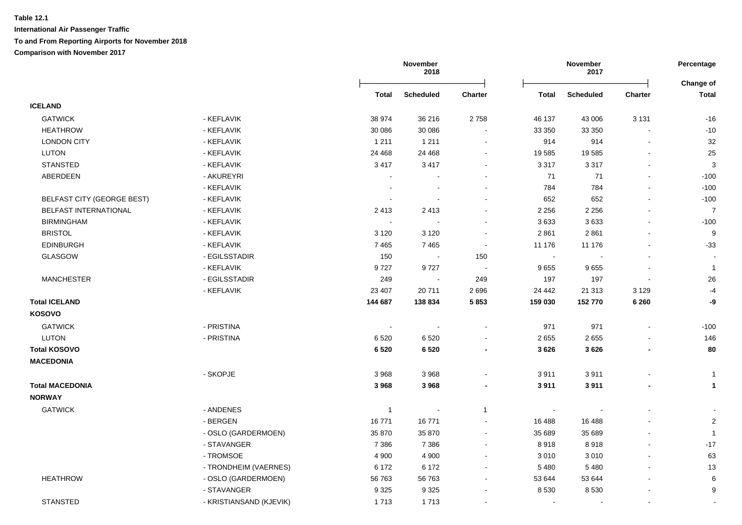**Table 12.1**

**International Air Passenger Traffic**

**To and From Reporting Airports for November 2018**

**Comparison with November 2017**

| | | November 2018 | | | November 2017 | | | Percentage |
|---|---|---|---|---|---|---|---|---|
| | | **Total** | **Scheduled** | **Charter** | **Total** | **Scheduled** | **Charter** | **Change of Total** |
| **ICELAND** | | | | | | | | |
| GATWICK | - KEFLAVIK | 38 974 | 36 216 | 2 758 | 46 137 | 43 006 | 3 131 | -16 |
| HEATHROW | - KEFLAVIK | 30 086 | 30 086 | - | 33 350 | 33 350 | - | -10 |
| LONDON CITY | - KEFLAVIK | 1 211 | 1 211 | - | 914 | 914 | - | 32 |
| LUTON | - KEFLAVIK | 24 468 | 24 468 | - | 19 585 | 19 585 | - | 25 |
| STANSTED | - KEFLAVIK | 3 417 | 3 417 | - | 3 317 | 3 317 | - | 3 |
| ABERDEEN | - AKUREYRI | - | - | - | 71 | 71 | - | -100 |
| | - KEFLAVIK | - | - | - | 784 | 784 | - | -100 |
| BELFAST CITY (GEORGE BEST) | - KEFLAVIK | - | - | - | 652 | 652 | - | -100 |
| BELFAST INTERNATIONAL | - KEFLAVIK | 2 413 | 2 413 | - | 2 256 | 2 256 | - | 7 |
| BIRMINGHAM | - KEFLAVIK | - | - | - | 3 633 | 3 633 | - | -100 |
| BRISTOL | - KEFLAVIK | 3 120 | 3 120 | - | 2 861 | 2 861 | - | 9 |
| EDINBURGH | - KEFLAVIK | 7 465 | 7 465 | - | 11 176 | 11 176 | - | -33 |
| GLASGOW | - EGILSSTADIR | 150 | - | 150 | - | - | - | - |
| | - KEFLAVIK | 9 727 | 9 727 | - | 9 655 | 9 655 | - | 1 |
| MANCHESTER | - EGILSSTADIR | 249 | - | 249 | 197 | 197 | - | 26 |
| | - KEFLAVIK | 23 407 | 20 711 | 2 696 | 24 442 | 21 313 | 3 129 | -4 |
| **Total ICELAND** | | **144 687** | **138 834** | **5 853** | **159 030** | **152 770** | **6 260** | **-9** |
| **KOSOVO** | | | | | | | | |
| GATWICK | - PRISTINA | - | - | - | 971 | 971 | - | -100 |
| LUTON | - PRISTINA | 6 520 | 6 520 | - | 2 655 | 2 655 | - | 146 |
| **Total KOSOVO** | | **6 520** | **6 520** | **-** | **3 626** | **3 626** | **-** | **80** |
| **MACEDONIA** | | | | | | | | |
| | - SKOPJE | 3 968 | 3 968 | - | 3 911 | 3 911 | - | 1 |
| **Total MACEDONIA** | | **3 968** | **3 968** | **-** | **3 911** | **3 911** | **-** | **1** |
| **NORWAY** | | | | | | | | |
| GATWICK | - ANDENES | 1 | - | 1 | - | - | - | - |
| | - BERGEN | 16 771 | 16 771 | - | 16 488 | 16 488 | - | 2 |
| | - OSLO (GARDERMOEN) | 35 870 | 35 870 | - | 35 689 | 35 689 | - | 1 |
| | - STAVANGER | 7 386 | 7 386 | - | 8 918 | 8 918 | - | -17 |
| | - TROMSOE | 4 900 | 4 900 | - | 3 010 | 3 010 | - | 63 |
| | - TRONDHEIM (VAERNES) | 6 172 | 6 172 | - | 5 480 | 5 480 | - | 13 |
| HEATHROW | - OSLO (GARDERMOEN) | 56 763 | 56 763 | - | 53 644 | 53 644 | - | 6 |
| | - STAVANGER | 9 325 | 9 325 | - | 8 530 | 8 530 | - | 9 |
| STANSTED | - KRISTIANSAND (KJEVIK) | 1 713 | 1 713 | - | - | - | - | - |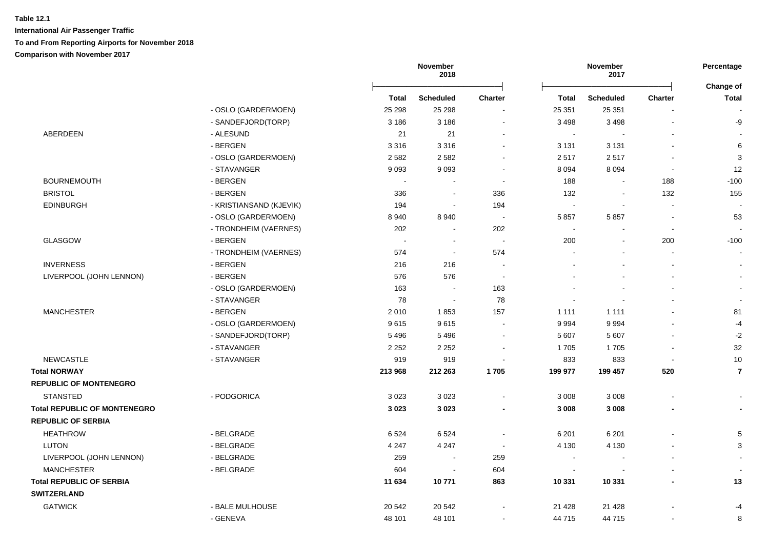**Table 12.1**

**International Air Passenger Traffic**

**To and From Reporting Airports for November 2018**

**Comparison with November 2017**

| | | November 2018 | | | November 2017 | | | Percentage |
|---|---|---|---|---|---|---|---|---|
| | | **Total** | **Scheduled** | **Charter** | **Total** | **Scheduled** | **Charter** | **Change of Total** |
| | - OSLO (GARDERMOEN) | 25 298 | 25 298 | - | 25 351 | 25 351 | - | - |
| | - SANDEFJORD(TORP) | 3 186 | 3 186 | - | 3 498 | 3 498 | - | -9 |
| ABERDEEN | - ALESUND | 21 | 21 | - | - | - | - | - |
| | - BERGEN | 3 316 | 3 316 | - | 3 131 | 3 131 | - | 6 |
| | - OSLO (GARDERMOEN) | 2 582 | 2 582 | - | 2 517 | 2 517 | - | 3 |
| | - STAVANGER | 9 093 | 9 093 | - | 8 094 | 8 094 | - | 12 |
| BOURNEMOUTH | - BERGEN | - | - | - | 188 | - | 188 | -100 |
| BRISTOL | - BERGEN | 336 | - | 336 | 132 | - | 132 | 155 |
| EDINBURGH | - KRISTIANSAND (KJEVIK) | 194 | - | 194 | - | - | - | - |
| | - OSLO (GARDERMOEN) | 8 940 | 8 940 | - | 5 857 | 5 857 | - | 53 |
| | - TRONDHEIM (VAERNES) | 202 | - | 202 | - | - | - | - |
| GLASGOW | - BERGEN | - | - | - | 200 | - | 200 | -100 |
| | - TRONDHEIM (VAERNES) | 574 | - | 574 | - | - | - | - |
| INVERNESS | - BERGEN | 216 | 216 | - | - | - | - | - |
| LIVERPOOL (JOHN LENNON) | - BERGEN | 576 | 576 | - | - | - | - | - |
| | - OSLO (GARDERMOEN) | 163 | - | 163 | - | - | - | - |
| | - STAVANGER | 78 | - | 78 | - | - | - | - |
| MANCHESTER | - BERGEN | 2 010 | 1 853 | 157 | 1 111 | 1 111 | - | 81 |
| | - OSLO (GARDERMOEN) | 9 615 | 9 615 | - | 9 994 | 9 994 | - | -4 |
| | - SANDEFJORD(TORP) | 5 496 | 5 496 | - | 5 607 | 5 607 | - | -2 |
| | - STAVANGER | 2 252 | 2 252 | - | 1 705 | 1 705 | - | 32 |
| NEWCASTLE | - STAVANGER | 919 | 919 | - | 833 | 833 | - | 10 |
| **Total NORWAY** | | **213 968** | **212 263** | **1 705** | **199 977** | **199 457** | **520** | **7** |
| **REPUBLIC OF MONTENEGRO** | | | | | | | | |
| STANSTED | - PODGORICA | 3 023 | 3 023 | - | 3 008 | 3 008 | - | - |
| **Total REPUBLIC OF MONTENEGRO** | | **3 023** | **3 023** | **-** | **3 008** | **3 008** | **-** | **-** |
| **REPUBLIC OF SERBIA** | | | | | | | | |
| HEATHROW | - BELGRADE | 6 524 | 6 524 | - | 6 201 | 6 201 | - | 5 |
| LUTON | - BELGRADE | 4 247 | 4 247 | - | 4 130 | 4 130 | - | 3 |
| LIVERPOOL (JOHN LENNON) | - BELGRADE | 259 | - | 259 | - | - | - | - |
| MANCHESTER | - BELGRADE | 604 | - | 604 | - | - | - | - |
| **Total REPUBLIC OF SERBIA** | | **11 634** | **10 771** | **863** | **10 331** | **10 331** | **-** | **13** |
| **SWITZERLAND** | | | | | | | | |
| GATWICK | - BALE MULHOUSE | 20 542 | 20 542 | - | 21 428 | 21 428 | - | -4 |
| | - GENEVA | 48 101 | 48 101 | - | 44 715 | 44 715 | - | 8 |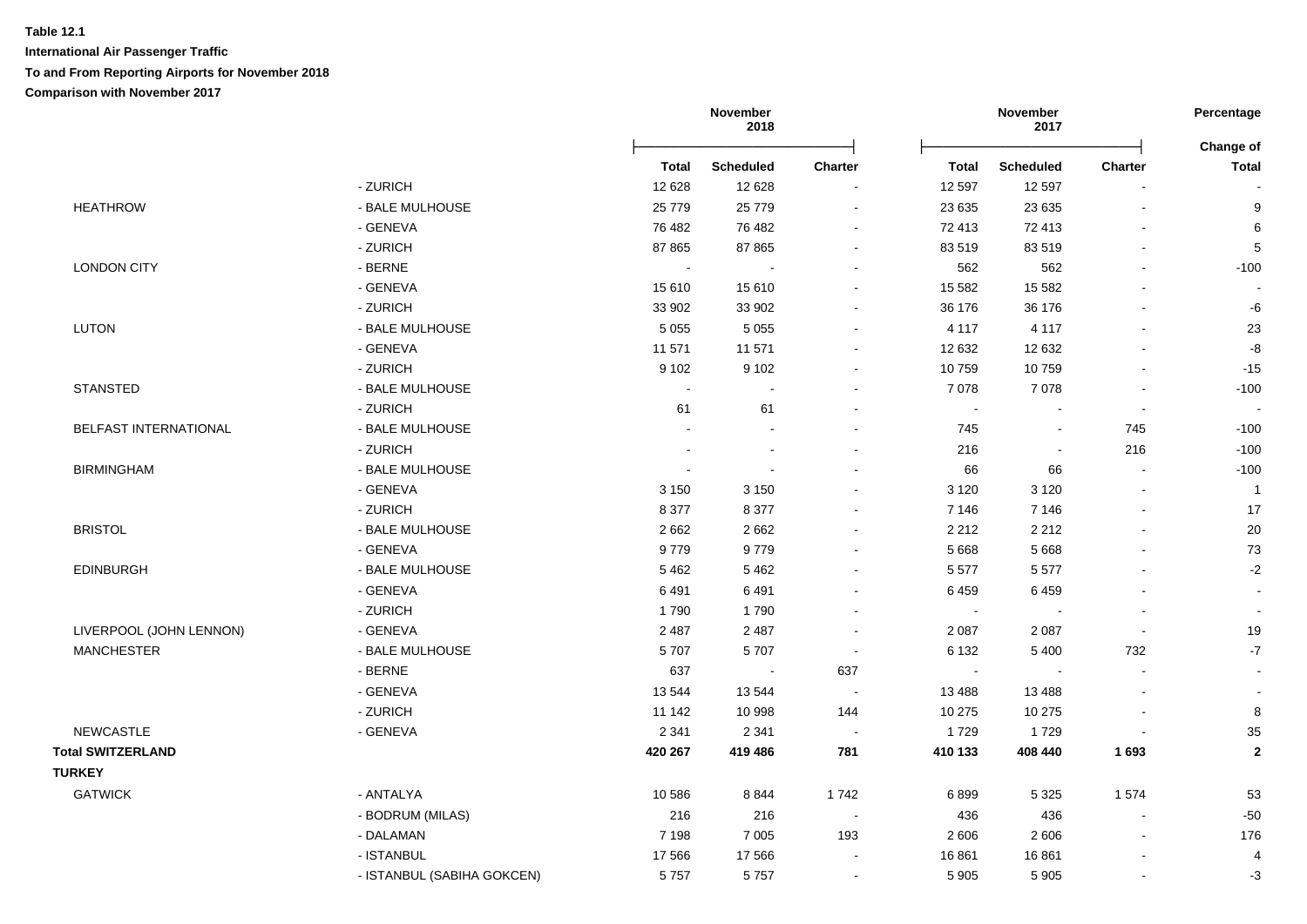**Table 12.1**

**International Air Passenger Traffic**

**To and From Reporting Airports for November 2018**

**Comparison with November 2017**

| | | November 2018 | | | November 2017 | | | Percentage |
|---|---|---|---|---|---|---|---|---|
| | | **Total** | **Scheduled** | **Charter** | **Total** | **Scheduled** | **Charter** | **Change of Total** |
| | - ZURICH | 12 628 | 12 628 | - | 12 597 | 12 597 | - | - |
| HEATHROW | - BALE MULHOUSE | 25 779 | 25 779 | - | 23 635 | 23 635 | - | 9 |
| | - GENEVA | 76 482 | 76 482 | - | 72 413 | 72 413 | - | 6 |
| | - ZURICH | 87 865 | 87 865 | - | 83 519 | 83 519 | - | 5 |
| LONDON CITY | - BERNE | - | - | - | 562 | 562 | - | -100 |
| | - GENEVA | 15 610 | 15 610 | - | 15 582 | 15 582 | - | - |
| | - ZURICH | 33 902 | 33 902 | - | 36 176 | 36 176 | - | -6 |
| LUTON | - BALE MULHOUSE | 5 055 | 5 055 | - | 4 117 | 4 117 | - | 23 |
| | - GENEVA | 11 571 | 11 571 | - | 12 632 | 12 632 | - | -8 |
| | - ZURICH | 9 102 | 9 102 | - | 10 759 | 10 759 | - | -15 |
| STANSTED | - BALE MULHOUSE | - | - | - | 7 078 | 7 078 | - | -100 |
| | - ZURICH | 61 | 61 | - | - | - | - | - |
| BELFAST INTERNATIONAL | - BALE MULHOUSE | - | - | - | 745 | - | 745 | -100 |
| | - ZURICH | - | - | - | 216 | - | 216 | -100 |
| BIRMINGHAM | - BALE MULHOUSE | - | - | - | 66 | 66 | - | -100 |
| | - GENEVA | 3 150 | 3 150 | - | 3 120 | 3 120 | - | 1 |
| | - ZURICH | 8 377 | 8 377 | - | 7 146 | 7 146 | - | 17 |
| BRISTOL | - BALE MULHOUSE | 2 662 | 2 662 | - | 2 212 | 2 212 | - | 20 |
| | - GENEVA | 9 779 | 9 779 | - | 5 668 | 5 668 | - | 73 |
| EDINBURGH | - BALE MULHOUSE | 5 462 | 5 462 | - | 5 577 | 5 577 | - | -2 |
| | - GENEVA | 6 491 | 6 491 | - | 6 459 | 6 459 | - | - |
| | - ZURICH | 1 790 | 1 790 | - | - | - | - | - |
| LIVERPOOL (JOHN LENNON) | - GENEVA | 2 487 | 2 487 | - | 2 087 | 2 087 | - | 19 |
| MANCHESTER | - BALE MULHOUSE | 5 707 | 5 707 | - | 6 132 | 5 400 | 732 | -7 |
| | - BERNE | 637 | - | 637 | - | - | - | - |
| | - GENEVA | 13 544 | 13 544 | - | 13 488 | 13 488 | - | - |
| | - ZURICH | 11 142 | 10 998 | 144 | 10 275 | 10 275 | - | 8 |
| NEWCASTLE | - GENEVA | 2 341 | 2 341 | - | 1 729 | 1 729 | - | 35 |
| **Total SWITZERLAND** | | **420 267** | **419 486** | **781** | **410 133** | **408 440** | **1 693** | **2** |
| **TURKEY** | | | | | | | | |
| GATWICK | - ANTALYA | 10 586 | 8 844 | 1 742 | 6 899 | 5 325 | 1 574 | 53 |
| | - BODRUM (MILAS) | 216 | 216 | - | 436 | 436 | - | -50 |
| | - DALAMAN | 7 198 | 7 005 | 193 | 2 606 | 2 606 | - | 176 |
| | - ISTANBUL | 17 566 | 17 566 | - | 16 861 | 16 861 | - | 4 |
| | - ISTANBUL (SABIHA GOKCEN) | 5 757 | 5 757 | - | 5 905 | 5 905 | - | -3 |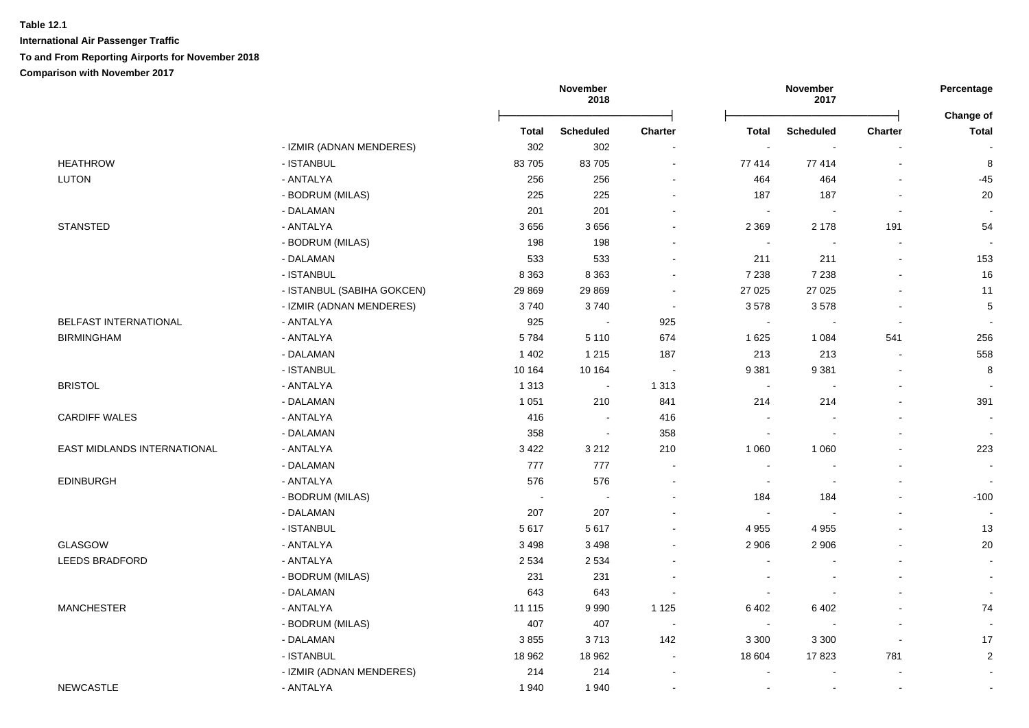**Table 12.1**

**International Air Passenger Traffic**

**To and From Reporting Airports for November 2018**

**Comparison with November 2017**

| | | November 2018 | | | November 2017 | | | Percentage |
|---|---|---|---|---|---|---|---|---|
| | | **Total** | **Scheduled** | **Charter** | **Total** | **Scheduled** | **Charter** | **Change of Total** |
| | - IZMIR (ADNAN MENDERES) | 302 | 302 | - | - | - | - | - |
| HEATHROW | - ISTANBUL | 83 705 | 83 705 | - | 77 414 | 77 414 | - | 8 |
| LUTON | - ANTALYA | 256 | 256 | - | 464 | 464 | - | -45 |
| | - BODRUM (MILAS) | 225 | 225 | - | 187 | 187 | - | 20 |
| | - DALAMAN | 201 | 201 | - | - | - | - | - |
| STANSTED | - ANTALYA | 3 656 | 3 656 | - | 2 369 | 2 178 | 191 | 54 |
| | - BODRUM (MILAS) | 198 | 198 | - | - | - | - | - |
| | - DALAMAN | 533 | 533 | - | 211 | 211 | - | 153 |
| | - ISTANBUL | 8 363 | 8 363 | - | 7 238 | 7 238 | - | 16 |
| | - ISTANBUL (SABIHA GOKCEN) | 29 869 | 29 869 | - | 27 025 | 27 025 | - | 11 |
| | - IZMIR (ADNAN MENDERES) | 3 740 | 3 740 | - | 3 578 | 3 578 | - | 5 |
| BELFAST INTERNATIONAL | - ANTALYA | 925 | - | 925 | - | - | - | - |
| BIRMINGHAM | - ANTALYA | 5 784 | 5 110 | 674 | 1 625 | 1 084 | 541 | 256 |
| | - DALAMAN | 1 402 | 1 215 | 187 | 213 | 213 | - | 558 |
| | - ISTANBUL | 10 164 | 10 164 | - | 9 381 | 9 381 | - | 8 |
| BRISTOL | - ANTALYA | 1 313 | - | 1 313 | - | - | - | - |
| | - DALAMAN | 1 051 | 210 | 841 | 214 | 214 | - | 391 |
| CARDIFF WALES | - ANTALYA | 416 | - | 416 | - | - | - | - |
| | - DALAMAN | 358 | - | 358 | - | - | - | - |
| EAST MIDLANDS INTERNATIONAL | - ANTALYA | 3 422 | 3 212 | 210 | 1 060 | 1 060 | - | 223 |
| | - DALAMAN | 777 | 777 | - | - | - | - | - |
| EDINBURGH | - ANTALYA | 576 | 576 | - | - | - | - | - |
| | - BODRUM (MILAS) | - | - | - | 184 | 184 | - | -100 |
| | - DALAMAN | 207 | 207 | - | - | - | - | - |
| | - ISTANBUL | 5 617 | 5 617 | - | 4 955 | 4 955 | - | 13 |
| GLASGOW | - ANTALYA | 3 498 | 3 498 | - | 2 906 | 2 906 | - | 20 |
| LEEDS BRADFORD | - ANTALYA | 2 534 | 2 534 | - | - | - | - | - |
| | - BODRUM (MILAS) | 231 | 231 | - | - | - | - | - |
| | - DALAMAN | 643 | 643 | - | - | - | - | - |
| MANCHESTER | - ANTALYA | 11 115 | 9 990 | 1 125 | 6 402 | 6 402 | - | 74 |
| | - BODRUM (MILAS) | 407 | 407 | - | - | - | - | - |
| | - DALAMAN | 3 855 | 3 713 | 142 | 3 300 | 3 300 | - | 17 |
| | - ISTANBUL | 18 962 | 18 962 | - | 18 604 | 17 823 | 781 | 2 |
| | - IZMIR (ADNAN MENDERES) | 214 | 214 | - | - | - | - | - |
| NEWCASTLE | - ANTALYA | 1 940 | 1 940 | - | - | - | - | - |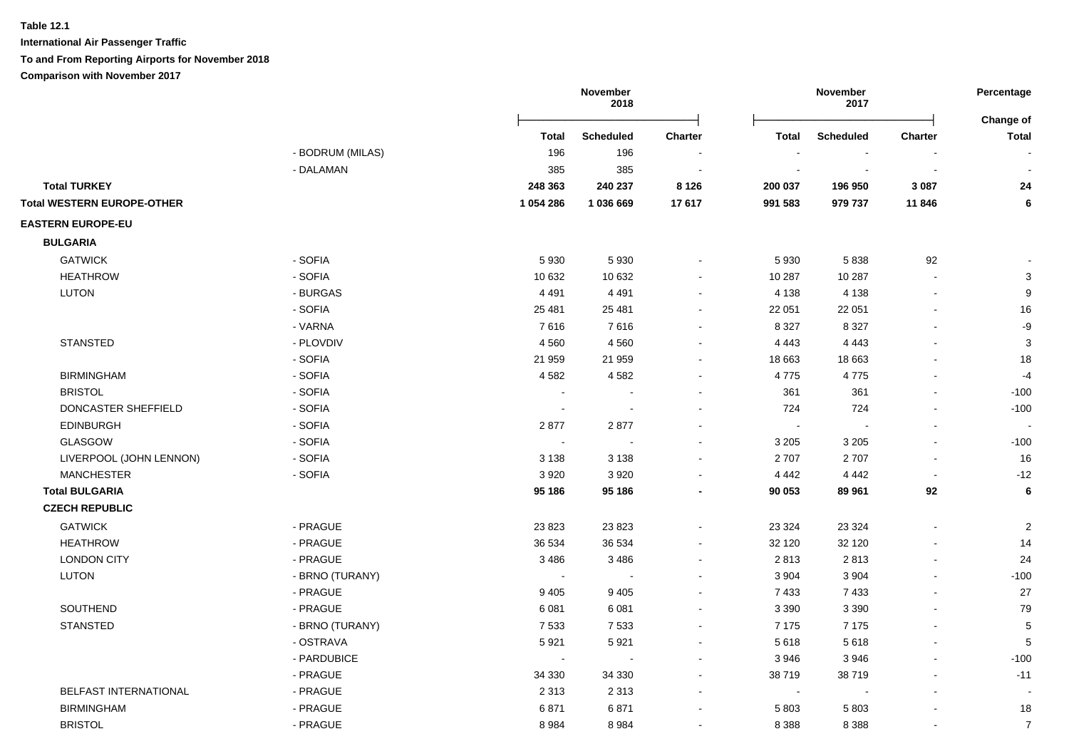**Table 12.1**

**International Air Passenger Traffic**

**To and From Reporting Airports for November 2018**

**Comparison with November 2017**

| | | November 2018 | | | November 2017 | | | Percentage |
|---|---|---|---|---|---|---|---|---|
| | | **Total** | **Scheduled** | **Charter** | **Total** | **Scheduled** | **Charter** | **Change of Total** |
| | - BODRUM (MILAS) | 196 | 196 | - | - | - | - | - |
| | - DALAMAN | 385 | 385 | - | - | - | - | - |
| **Total TURKEY** | | **248 363** | **240 237** | **8 126** | **200 037** | **196 950** | **3 087** | **24** |
| **Total WESTERN EUROPE-OTHER** | | **1 054 286** | **1 036 669** | **17 617** | **991 583** | **979 737** | **11 846** | **6** |
| **EASTERN EUROPE-EU** | | | | | | | | |
| **BULGARIA** | | | | | | | | |
| GATWICK | - SOFIA | 5 930 | 5 930 | - | 5 930 | 5 838 | 92 | - |
| HEATHROW | - SOFIA | 10 632 | 10 632 | - | 10 287 | 10 287 | - | 3 |
| LUTON | - BURGAS | 4 491 | 4 491 | - | 4 138 | 4 138 | - | 9 |
| | - SOFIA | 25 481 | 25 481 | - | 22 051 | 22 051 | - | 16 |
| | - VARNA | 7 616 | 7 616 | - | 8 327 | 8 327 | - | -9 |
| STANSTED | - PLOVDIV | 4 560 | 4 560 | - | 4 443 | 4 443 | - | 3 |
| | - SOFIA | 21 959 | 21 959 | - | 18 663 | 18 663 | - | 18 |
| BIRMINGHAM | - SOFIA | 4 582 | 4 582 | - | 4 775 | 4 775 | - | -4 |
| BRISTOL | - SOFIA | - | - | - | 361 | 361 | - | -100 |
| DONCASTER SHEFFIELD | - SOFIA | - | - | - | 724 | 724 | - | -100 |
| EDINBURGH | - SOFIA | 2 877 | 2 877 | - | - | - | - | - |
| GLASGOW | - SOFIA | - | - | - | 3 205 | 3 205 | - | -100 |
| LIVERPOOL (JOHN LENNON) | - SOFIA | 3 138 | 3 138 | - | 2 707 | 2 707 | - | 16 |
| MANCHESTER | - SOFIA | 3 920 | 3 920 | - | 4 442 | 4 442 | - | -12 |
| **Total BULGARIA** | | **95 186** | **95 186** | **-** | **90 053** | **89 961** | **92** | **6** |
| **CZECH REPUBLIC** | | | | | | | | |
| GATWICK | - PRAGUE | 23 823 | 23 823 | - | 23 324 | 23 324 | - | 2 |
| HEATHROW | - PRAGUE | 36 534 | 36 534 | - | 32 120 | 32 120 | - | 14 |
| LONDON CITY | - PRAGUE | 3 486 | 3 486 | - | 2 813 | 2 813 | - | 24 |
| LUTON | - BRNO (TURANY) | - | - | - | 3 904 | 3 904 | - | -100 |
| | - PRAGUE | 9 405 | 9 405 | - | 7 433 | 7 433 | - | 27 |
| SOUTHEND | - PRAGUE | 6 081 | 6 081 | - | 3 390 | 3 390 | - | 79 |
| STANSTED | - BRNO (TURANY) | 7 533 | 7 533 | - | 7 175 | 7 175 | - | 5 |
| | - OSTRAVA | 5 921 | 5 921 | - | 5 618 | 5 618 | - | 5 |
| | - PARDUBICE | - | - | - | 3 946 | 3 946 | - | -100 |
| | - PRAGUE | 34 330 | 34 330 | - | 38 719 | 38 719 | - | -11 |
| BELFAST INTERNATIONAL | - PRAGUE | 2 313 | 2 313 | - | - | - | - | - |
| BIRMINGHAM | - PRAGUE | 6 871 | 6 871 | - | 5 803 | 5 803 | - | 18 |
| BRISTOL | - PRAGUE | 8 984 | 8 984 | - | 8 388 | 8 388 | - | 7 |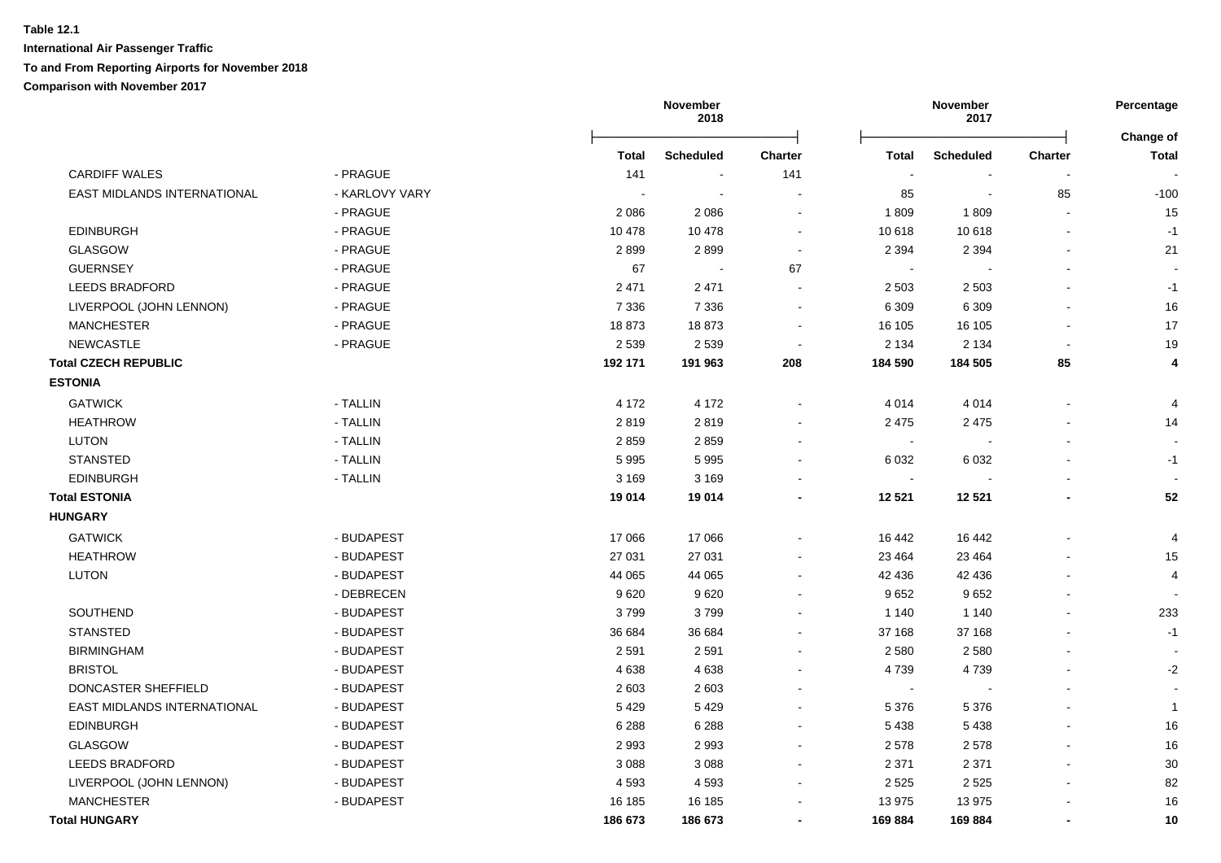**Table 12.1**

**International Air Passenger Traffic**

**To and From Reporting Airports for November 2018**

**Comparison with November 2017**

| | | November 2018 | | | November 2017 | | | Percentage |
|---|---|---|---|---|---|---|---|---|
| | | **Total** | **Scheduled** | **Charter** | **Total** | **Scheduled** | **Charter** | **Change of Total** |
| CARDIFF WALES | - PRAGUE | 141 | - | 141 | - | - | - | - |
| EAST MIDLANDS INTERNATIONAL | - KARLOVY VARY | - | - | - | 85 | - | 85 | -100 |
| | - PRAGUE | 2 086 | 2 086 | - | 1 809 | 1 809 | - | 15 |
| EDINBURGH | - PRAGUE | 10 478 | 10 478 | - | 10 618 | 10 618 | - | -1 |
| GLASGOW | - PRAGUE | 2 899 | 2 899 | - | 2 394 | 2 394 | - | 21 |
| GUERNSEY | - PRAGUE | 67 | - | 67 | - | - | - | - |
| LEEDS BRADFORD | - PRAGUE | 2 471 | 2 471 | - | 2 503 | 2 503 | - | -1 |
| LIVERPOOL (JOHN LENNON) | - PRAGUE | 7 336 | 7 336 | - | 6 309 | 6 309 | - | 16 |
| MANCHESTER | - PRAGUE | 18 873 | 18 873 | - | 16 105 | 16 105 | - | 17 |
| NEWCASTLE | - PRAGUE | 2 539 | 2 539 | - | 2 134 | 2 134 | - | 19 |
| **Total CZECH REPUBLIC** | | **192 171** | **191 963** | **208** | **184 590** | **184 505** | **85** | **4** |
| **ESTONIA** | | | | | | | | |
| GATWICK | - TALLIN | 4 172 | 4 172 | - | 4 014 | 4 014 | - | 4 |
| HEATHROW | - TALLIN | 2 819 | 2 819 | - | 2 475 | 2 475 | - | 14 |
| LUTON | - TALLIN | 2 859 | 2 859 | - | - | - | - | - |
| STANSTED | - TALLIN | 5 995 | 5 995 | - | 6 032 | 6 032 | - | -1 |
| EDINBURGH | - TALLIN | 3 169 | 3 169 | - | - | - | - | - |
| **Total ESTONIA** | | **19 014** | **19 014** | **-** | **12 521** | **12 521** | **-** | **52** |
| **HUNGARY** | | | | | | | | |
| GATWICK | - BUDAPEST | 17 066 | 17 066 | - | 16 442 | 16 442 | - | 4 |
| HEATHROW | - BUDAPEST | 27 031 | 27 031 | - | 23 464 | 23 464 | - | 15 |
| LUTON | - BUDAPEST | 44 065 | 44 065 | - | 42 436 | 42 436 | - | 4 |
| | - DEBRECEN | 9 620 | 9 620 | - | 9 652 | 9 652 | - | - |
| SOUTHEND | - BUDAPEST | 3 799 | 3 799 | - | 1 140 | 1 140 | - | 233 |
| STANSTED | - BUDAPEST | 36 684 | 36 684 | - | 37 168 | 37 168 | - | -1 |
| BIRMINGHAM | - BUDAPEST | 2 591 | 2 591 | - | 2 580 | 2 580 | - | - |
| BRISTOL | - BUDAPEST | 4 638 | 4 638 | - | 4 739 | 4 739 | - | -2 |
| DONCASTER SHEFFIELD | - BUDAPEST | 2 603 | 2 603 | - | - | - | - | - |
| EAST MIDLANDS INTERNATIONAL | - BUDAPEST | 5 429 | 5 429 | - | 5 376 | 5 376 | - | 1 |
| EDINBURGH | - BUDAPEST | 6 288 | 6 288 | - | 5 438 | 5 438 | - | 16 |
| GLASGOW | - BUDAPEST | 2 993 | 2 993 | - | 2 578 | 2 578 | - | 16 |
| LEEDS BRADFORD | - BUDAPEST | 3 088 | 3 088 | - | 2 371 | 2 371 | - | 30 |
| LIVERPOOL (JOHN LENNON) | - BUDAPEST | 4 593 | 4 593 | - | 2 525 | 2 525 | - | 82 |
| MANCHESTER | - BUDAPEST | 16 185 | 16 185 | - | 13 975 | 13 975 | - | 16 |
| **Total HUNGARY** | | **186 673** | **186 673** | **-** | **169 884** | **169 884** | **-** | **10** |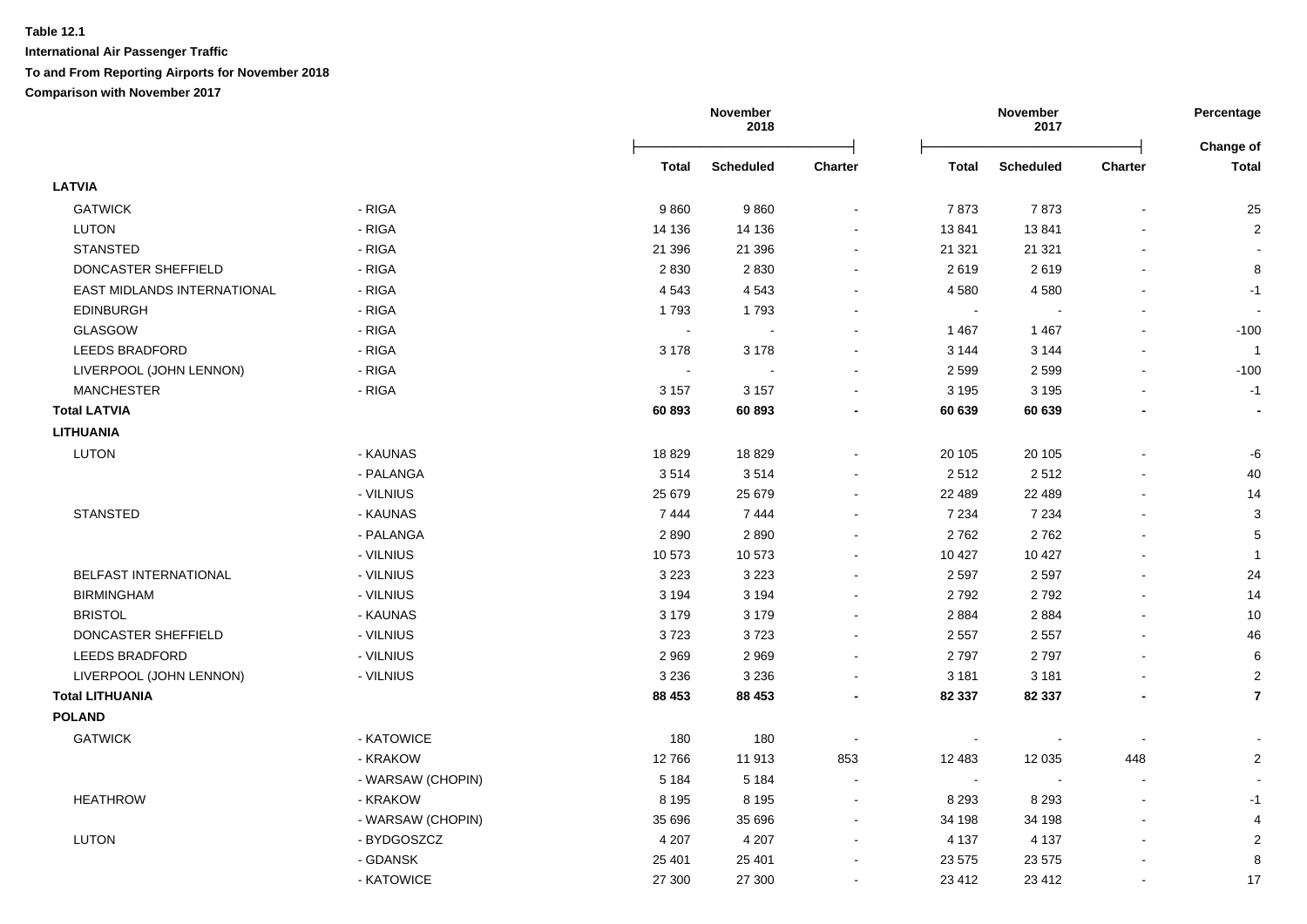**Table 12.1**

**International Air Passenger Traffic**

**To and From Reporting Airports for November 2018**

**Comparison with November 2017**

| | | November 2018 | | | November 2017 | | | Percentage |
|---|---|---|---|---|---|---|---|---|
| | | **Total** | **Scheduled** | **Charter** | **Total** | **Scheduled** | **Charter** | **Change of Total** |
| **LATVIA** | | | | | | | | |
| GATWICK | - RIGA | 9 860 | 9 860 | - | 7 873 | 7 873 | - | 25 |
| LUTON | - RIGA | 14 136 | 14 136 | - | 13 841 | 13 841 | - | 2 |
| STANSTED | - RIGA | 21 396 | 21 396 | - | 21 321 | 21 321 | - | - |
| DONCASTER SHEFFIELD | - RIGA | 2 830 | 2 830 | - | 2 619 | 2 619 | - | 8 |
| EAST MIDLANDS INTERNATIONAL | - RIGA | 4 543 | 4 543 | - | 4 580 | 4 580 | - | -1 |
| EDINBURGH | - RIGA | 1 793 | 1 793 | - | - | - | - | - |
| GLASGOW | - RIGA | - | - | - | 1 467 | 1 467 | - | -100 |
| LEEDS BRADFORD | - RIGA | 3 178 | 3 178 | - | 3 144 | 3 144 | - | 1 |
| LIVERPOOL (JOHN LENNON) | - RIGA | - | - | - | 2 599 | 2 599 | - | -100 |
| MANCHESTER | - RIGA | 3 157 | 3 157 | - | 3 195 | 3 195 | - | -1 |
| **Total LATVIA** | | **60 893** | **60 893** | **-** | **60 639** | **60 639** | **-** | **-** |
| **LITHUANIA** | | | | | | | | |
| LUTON | - KAUNAS | 18 829 | 18 829 | - | 20 105 | 20 105 | - | -6 |
| | - PALANGA | 3 514 | 3 514 | - | 2 512 | 2 512 | - | 40 |
| | - VILNIUS | 25 679 | 25 679 | - | 22 489 | 22 489 | - | 14 |
| STANSTED | - KAUNAS | 7 444 | 7 444 | - | 7 234 | 7 234 | - | 3 |
| | - PALANGA | 2 890 | 2 890 | - | 2 762 | 2 762 | - | 5 |
| | - VILNIUS | 10 573 | 10 573 | - | 10 427 | 10 427 | - | 1 |
| BELFAST INTERNATIONAL | - VILNIUS | 3 223 | 3 223 | - | 2 597 | 2 597 | - | 24 |
| BIRMINGHAM | - VILNIUS | 3 194 | 3 194 | - | 2 792 | 2 792 | - | 14 |
| BRISTOL | - KAUNAS | 3 179 | 3 179 | - | 2 884 | 2 884 | - | 10 |
| DONCASTER SHEFFIELD | - VILNIUS | 3 723 | 3 723 | - | 2 557 | 2 557 | - | 46 |
| LEEDS BRADFORD | - VILNIUS | 2 969 | 2 969 | - | 2 797 | 2 797 | - | 6 |
| LIVERPOOL (JOHN LENNON) | - VILNIUS | 3 236 | 3 236 | - | 3 181 | 3 181 | - | 2 |
| **Total LITHUANIA** | | **88 453** | **88 453** | **-** | **82 337** | **82 337** | **-** | **7** |
| **POLAND** | | | | | | | | |
| GATWICK | - KATOWICE | 180 | 180 | - | - | - | - | - |
| | - KRAKOW | 12 766 | 11 913 | 853 | 12 483 | 12 035 | 448 | 2 |
| | - WARSAW (CHOPIN) | 5 184 | 5 184 | - | - | - | - | - |
| HEATHROW | - KRAKOW | 8 195 | 8 195 | - | 8 293 | 8 293 | - | -1 |
| | - WARSAW (CHOPIN) | 35 696 | 35 696 | - | 34 198 | 34 198 | - | 4 |
| LUTON | - BYDGOSZCZ | 4 207 | 4 207 | - | 4 137 | 4 137 | - | 2 |
| | - GDANSK | 25 401 | 25 401 | - | 23 575 | 23 575 | - | 8 |
| | - KATOWICE | 27 300 | 27 300 | - | 23 412 | 23 412 | - | 17 |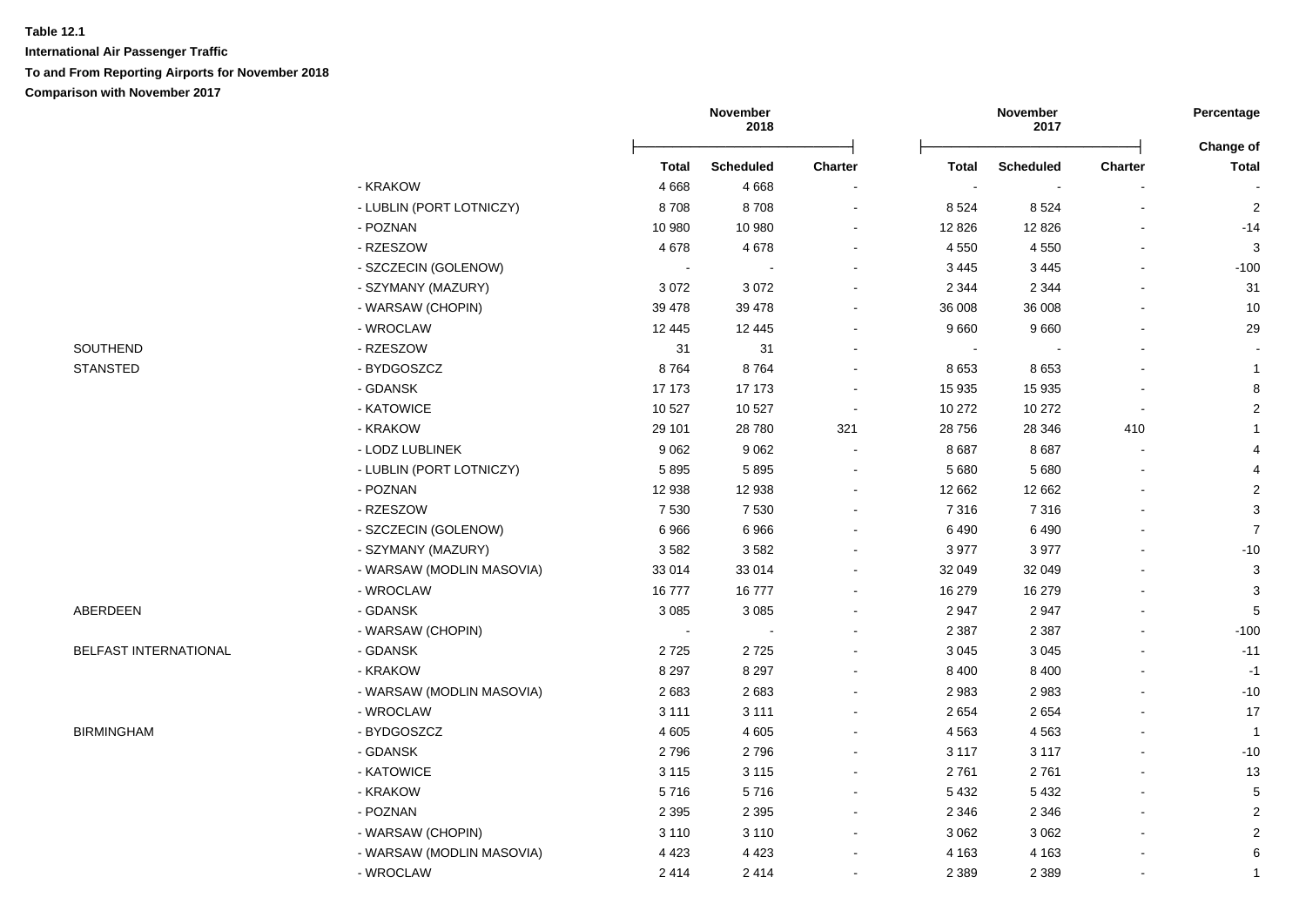**Table 12.1**

**International Air Passenger Traffic**

**To and From Reporting Airports for November 2018**

**Comparison with November 2017**

| | | November 2018 | | | November 2017 | | | Percentage |
|---|---|---|---|---|---|---|---|---|
| | | Total | Scheduled | Charter | Total | Scheduled | Charter | Change of Total |
| | - KRAKOW | 4 668 | 4 668 | - | - | - | - | - |
| | - LUBLIN (PORT LOTNICZY) | 8 708 | 8 708 | - | 8 524 | 8 524 | - | 2 |
| | - POZNAN | 10 980 | 10 980 | - | 12 826 | 12 826 | - | -14 |
| | - RZESZOW | 4 678 | 4 678 | - | 4 550 | 4 550 | - | 3 |
| | - SZCZECIN (GOLENOW) | - | - | - | 3 445 | 3 445 | - | -100 |
| | - SZYMANY (MAZURY) | 3 072 | 3 072 | - | 2 344 | 2 344 | - | 31 |
| | - WARSAW (CHOPIN) | 39 478 | 39 478 | - | 36 008 | 36 008 | - | 10 |
| | - WROCLAW | 12 445 | 12 445 | - | 9 660 | 9 660 | - | 29 |
| SOUTHEND | - RZESZOW | 31 | 31 | - | - | - | - | - |
| STANSTED | - BYDGOSZCZ | 8 764 | 8 764 | - | 8 653 | 8 653 | - | 1 |
| | - GDANSK | 17 173 | 17 173 | - | 15 935 | 15 935 | - | 8 |
| | - KATOWICE | 10 527 | 10 527 | - | 10 272 | 10 272 | - | 2 |
| | - KRAKOW | 29 101 | 28 780 | 321 | 28 756 | 28 346 | 410 | 1 |
| | - LODZ LUBLINEK | 9 062 | 9 062 | - | 8 687 | 8 687 | - | 4 |
| | - LUBLIN (PORT LOTNICZY) | 5 895 | 5 895 | - | 5 680 | 5 680 | - | 4 |
| | - POZNAN | 12 938 | 12 938 | - | 12 662 | 12 662 | - | 2 |
| | - RZESZOW | 7 530 | 7 530 | - | 7 316 | 7 316 | - | 3 |
| | - SZCZECIN (GOLENOW) | 6 966 | 6 966 | - | 6 490 | 6 490 | - | 7 |
| | - SZYMANY (MAZURY) | 3 582 | 3 582 | - | 3 977 | 3 977 | - | -10 |
| | - WARSAW (MODLIN MASOVIA) | 33 014 | 33 014 | - | 32 049 | 32 049 | - | 3 |
| | - WROCLAW | 16 777 | 16 777 | - | 16 279 | 16 279 | - | 3 |
| ABERDEEN | - GDANSK | 3 085 | 3 085 | - | 2 947 | 2 947 | - | 5 |
| | - WARSAW (CHOPIN) | - | - | - | 2 387 | 2 387 | - | -100 |
| BELFAST INTERNATIONAL | - GDANSK | 2 725 | 2 725 | - | 3 045 | 3 045 | - | -11 |
| | - KRAKOW | 8 297 | 8 297 | - | 8 400 | 8 400 | - | -1 |
| | - WARSAW (MODLIN MASOVIA) | 2 683 | 2 683 | - | 2 983 | 2 983 | - | -10 |
| | - WROCLAW | 3 111 | 3 111 | - | 2 654 | 2 654 | - | 17 |
| BIRMINGHAM | - BYDGOSZCZ | 4 605 | 4 605 | - | 4 563 | 4 563 | - | 1 |
| | - GDANSK | 2 796 | 2 796 | - | 3 117 | 3 117 | - | -10 |
| | - KATOWICE | 3 115 | 3 115 | - | 2 761 | 2 761 | - | 13 |
| | - KRAKOW | 5 716 | 5 716 | - | 5 432 | 5 432 | - | 5 |
| | - POZNAN | 2 395 | 2 395 | - | 2 346 | 2 346 | - | 2 |
| | - WARSAW (CHOPIN) | 3 110 | 3 110 | - | 3 062 | 3 062 | - | 2 |
| | - WARSAW (MODLIN MASOVIA) | 4 423 | 4 423 | - | 4 163 | 4 163 | - | 6 |
| | - WROCLAW | 2 414 | 2 414 | - | 2 389 | 2 389 | - | 1 |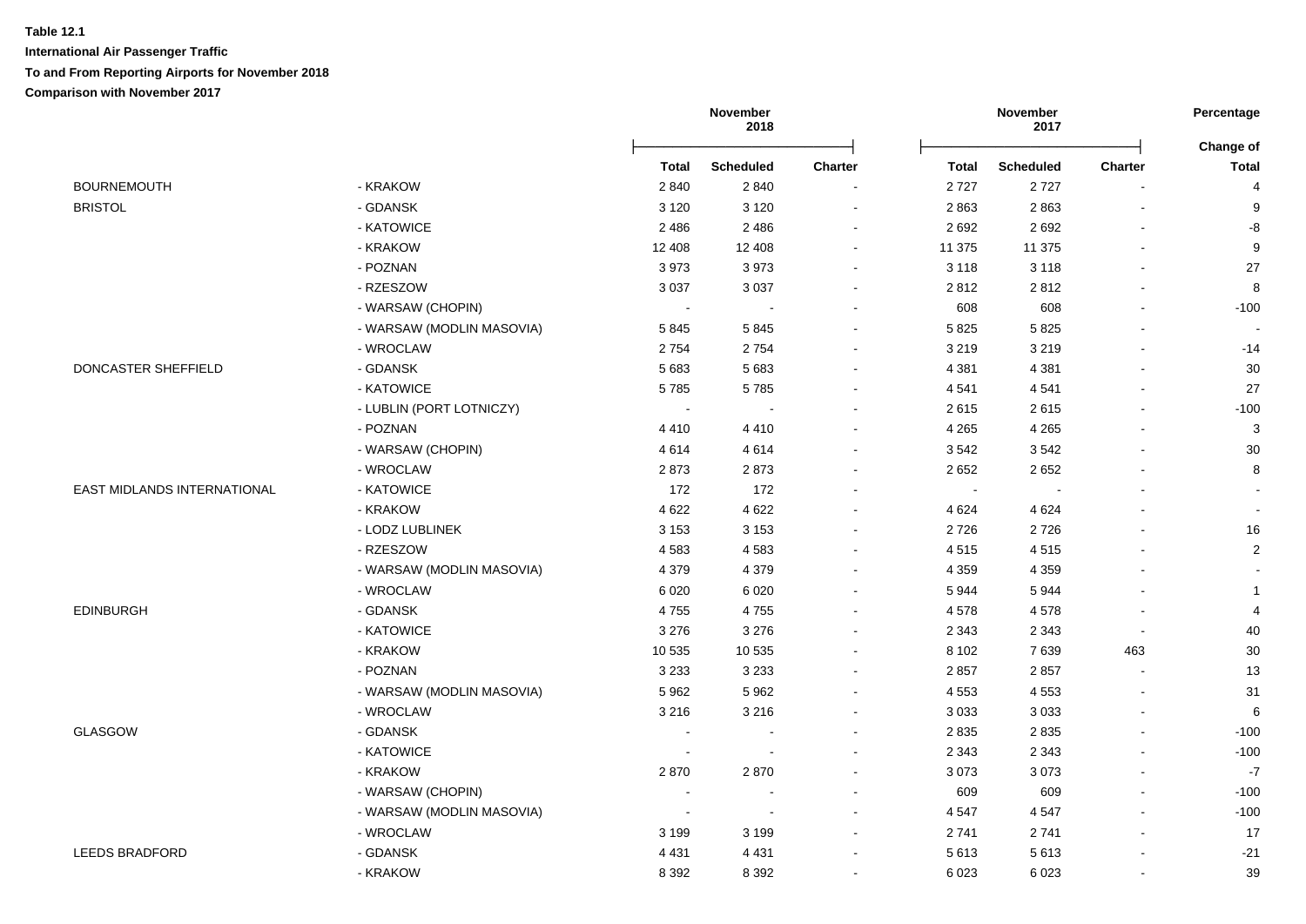**Table 12.1**

**International Air Passenger Traffic**

**To and From Reporting Airports for November 2018**

**Comparison with November 2017**

| | | November 2018 | | | November 2017 | | | Percentage |
|---|---|---|---|---|---|---|---|---|
| | | **Total** | **Scheduled** | **Charter** | **Total** | **Scheduled** | **Charter** | **Change of Total** |
| BOURNEMOUTH | - KRAKOW | 2 840 | 2 840 | - | 2 727 | 2 727 | - | 4 |
| BRISTOL | - GDANSK | 3 120 | 3 120 | - | 2 863 | 2 863 | - | 9 |
| | - KATOWICE | 2 486 | 2 486 | - | 2 692 | 2 692 | - | -8 |
| | - KRAKOW | 12 408 | 12 408 | - | 11 375 | 11 375 | - | 9 |
| | - POZNAN | 3 973 | 3 973 | - | 3 118 | 3 118 | - | 27 |
| | - RZESZOW | 3 037 | 3 037 | - | 2 812 | 2 812 | - | 8 |
| | - WARSAW (CHOPIN) | - | - | - | 608 | 608 | - | -100 |
| | - WARSAW (MODLIN MASOVIA) | 5 845 | 5 845 | - | 5 825 | 5 825 | - | - |
| | - WROCLAW | 2 754 | 2 754 | - | 3 219 | 3 219 | - | -14 |
| DONCASTER SHEFFIELD | - GDANSK | 5 683 | 5 683 | - | 4 381 | 4 381 | - | 30 |
| | - KATOWICE | 5 785 | 5 785 | - | 4 541 | 4 541 | - | 27 |
| | - LUBLIN (PORT LOTNICZY) | - | - | - | 2 615 | 2 615 | - | -100 |
| | - POZNAN | 4 410 | 4 410 | - | 4 265 | 4 265 | - | 3 |
| | - WARSAW (CHOPIN) | 4 614 | 4 614 | - | 3 542 | 3 542 | - | 30 |
| | - WROCLAW | 2 873 | 2 873 | - | 2 652 | 2 652 | - | 8 |
| EAST MIDLANDS INTERNATIONAL | - KATOWICE | 172 | 172 | - | - | - | - | - |
| | - KRAKOW | 4 622 | 4 622 | - | 4 624 | 4 624 | - | - |
| | - LODZ LUBLINEK | 3 153 | 3 153 | - | 2 726 | 2 726 | - | 16 |
| | - RZESZOW | 4 583 | 4 583 | - | 4 515 | 4 515 | - | 2 |
| | - WARSAW (MODLIN MASOVIA) | 4 379 | 4 379 | - | 4 359 | 4 359 | - | - |
| | - WROCLAW | 6 020 | 6 020 | - | 5 944 | 5 944 | - | 1 |
| EDINBURGH | - GDANSK | 4 755 | 4 755 | - | 4 578 | 4 578 | - | 4 |
| | - KATOWICE | 3 276 | 3 276 | - | 2 343 | 2 343 | - | 40 |
| | - KRAKOW | 10 535 | 10 535 | - | 8 102 | 7 639 | 463 | 30 |
| | - POZNAN | 3 233 | 3 233 | - | 2 857 | 2 857 | - | 13 |
| | - WARSAW (MODLIN MASOVIA) | 5 962 | 5 962 | - | 4 553 | 4 553 | - | 31 |
| | - WROCLAW | 3 216 | 3 216 | - | 3 033 | 3 033 | - | 6 |
| GLASGOW | - GDANSK | - | - | - | 2 835 | 2 835 | - | -100 |
| | - KATOWICE | - | - | - | 2 343 | 2 343 | - | -100 |
| | - KRAKOW | 2 870 | 2 870 | - | 3 073 | 3 073 | - | -7 |
| | - WARSAW (CHOPIN) | - | - | - | 609 | 609 | - | -100 |
| | - WARSAW (MODLIN MASOVIA) | - | - | - | 4 547 | 4 547 | - | -100 |
| | - WROCLAW | 3 199 | 3 199 | - | 2 741 | 2 741 | - | 17 |
| LEEDS BRADFORD | - GDANSK | 4 431 | 4 431 | - | 5 613 | 5 613 | - | -21 |
| | - KRAKOW | 8 392 | 8 392 | - | 6 023 | 6 023 | - | 39 |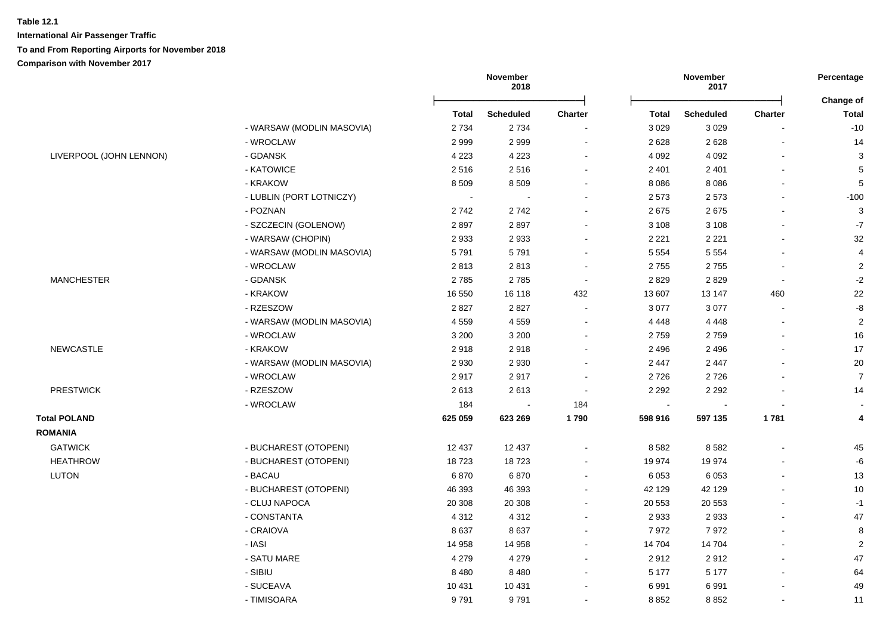**Table 12.1**

**International Air Passenger Traffic**

**To and From Reporting Airports for November 2018**

**Comparison with November 2017**

| | | November 2018 | | | November 2017 | | | Percentage |
|---|---|---|---|---|---|---|---|---|
| | | **Total** | **Scheduled** | **Charter** | **Total** | **Scheduled** | **Charter** | **Change of Total** |
| | - WARSAW (MODLIN MASOVIA) | 2 734 | 2 734 | - | 3 029 | 3 029 | - | -10 |
| | - WROCLAW | 2 999 | 2 999 | - | 2 628 | 2 628 | - | 14 |
| LIVERPOOL (JOHN LENNON) | - GDANSK | 4 223 | 4 223 | - | 4 092 | 4 092 | - | 3 |
| | - KATOWICE | 2 516 | 2 516 | - | 2 401 | 2 401 | - | 5 |
| | - KRAKOW | 8 509 | 8 509 | - | 8 086 | 8 086 | - | 5 |
| | - LUBLIN (PORT LOTNICZY) | - | - | - | 2 573 | 2 573 | - | -100 |
| | - POZNAN | 2 742 | 2 742 | - | 2 675 | 2 675 | - | 3 |
| | - SZCZECIN (GOLENOW) | 2 897 | 2 897 | - | 3 108 | 3 108 | - | -7 |
| | - WARSAW (CHOPIN) | 2 933 | 2 933 | - | 2 221 | 2 221 | - | 32 |
| | - WARSAW (MODLIN MASOVIA) | 5 791 | 5 791 | - | 5 554 | 5 554 | - | 4 |
| | - WROCLAW | 2 813 | 2 813 | - | 2 755 | 2 755 | - | 2 |
| MANCHESTER | - GDANSK | 2 785 | 2 785 | - | 2 829 | 2 829 | - | -2 |
| | - KRAKOW | 16 550 | 16 118 | 432 | 13 607 | 13 147 | 460 | 22 |
| | - RZESZOW | 2 827 | 2 827 | - | 3 077 | 3 077 | - | -8 |
| | - WARSAW (MODLIN MASOVIA) | 4 559 | 4 559 | - | 4 448 | 4 448 | - | 2 |
| | - WROCLAW | 3 200 | 3 200 | - | 2 759 | 2 759 | - | 16 |
| NEWCASTLE | - KRAKOW | 2 918 | 2 918 | - | 2 496 | 2 496 | - | 17 |
| | - WARSAW (MODLIN MASOVIA) | 2 930 | 2 930 | - | 2 447 | 2 447 | - | 20 |
| | - WROCLAW | 2 917 | 2 917 | - | 2 726 | 2 726 | - | 7 |
| PRESTWICK | - RZESZOW | 2 613 | 2 613 | - | 2 292 | 2 292 | - | 14 |
| | - WROCLAW | 184 | - | 184 | - | - | - | - |
| **Total POLAND** | | **625 059** | **623 269** | **1 790** | **598 916** | **597 135** | **1 781** | **4** |
| **ROMANIA** | | | | | | | | |
| GATWICK | - BUCHAREST (OTOPENI) | 12 437 | 12 437 | - | 8 582 | 8 582 | - | 45 |
| HEATHROW | - BUCHAREST (OTOPENI) | 18 723 | 18 723 | - | 19 974 | 19 974 | - | -6 |
| LUTON | - BACAU | 6 870 | 6 870 | - | 6 053 | 6 053 | - | 13 |
| | - BUCHAREST (OTOPENI) | 46 393 | 46 393 | - | 42 129 | 42 129 | - | 10 |
| | - CLUJ NAPOCA | 20 308 | 20 308 | - | 20 553 | 20 553 | - | -1 |
| | - CONSTANTA | 4 312 | 4 312 | - | 2 933 | 2 933 | - | 47 |
| | - CRAIOVA | 8 637 | 8 637 | - | 7 972 | 7 972 | - | 8 |
| | - IASI | 14 958 | 14 958 | - | 14 704 | 14 704 | - | 2 |
| | - SATU MARE | 4 279 | 4 279 | - | 2 912 | 2 912 | - | 47 |
| | - SIBIU | 8 480 | 8 480 | - | 5 177 | 5 177 | - | 64 |
| | - SUCEAVA | 10 431 | 10 431 | - | 6 991 | 6 991 | - | 49 |
| | - TIMISOARA | 9 791 | 9 791 | - | 8 852 | 8 852 | - | 11 |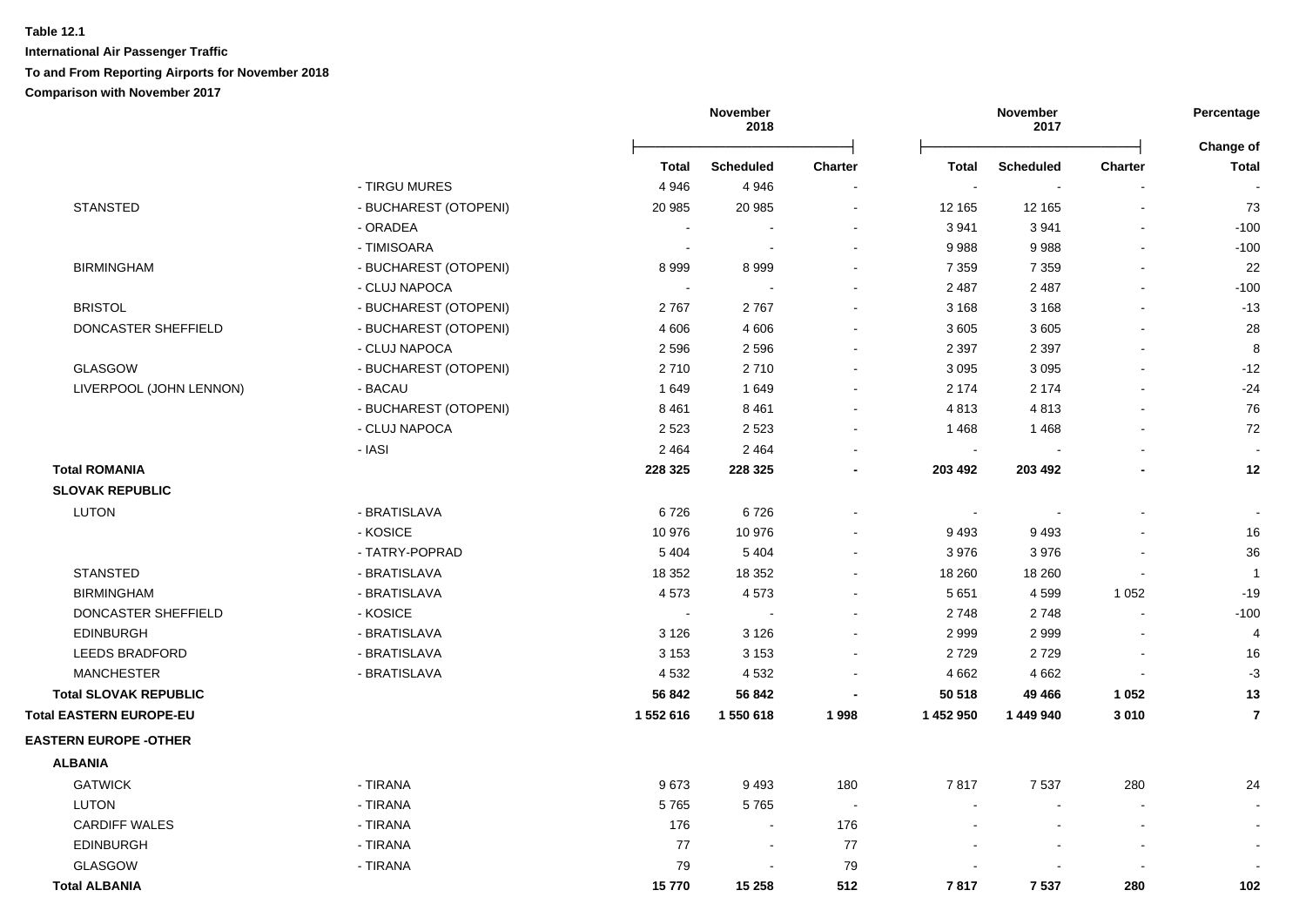**Table 12.1**

**International Air Passenger Traffic**

**To and From Reporting Airports for November 2018**

**Comparison with November 2017**

| | | November 2018 | | | November 2017 | | | Percentage |
|---|---|---|---|---|---|---|---|---|
| | | **Total** | **Scheduled** | **Charter** | **Total** | **Scheduled** | **Charter** | **Change of Total** |
| | - TIRGU MURES | 4 946 | 4 946 | - | - | - | - | - |
| STANSTED | - BUCHAREST (OTOPENI) | 20 985 | 20 985 | - | 12 165 | 12 165 | - | 73 |
| | - ORADEA | - | - | - | 3 941 | 3 941 | - | -100 |
| | - TIMISOARA | - | - | - | 9 988 | 9 988 | - | -100 |
| BIRMINGHAM | - BUCHAREST (OTOPENI) | 8 999 | 8 999 | - | 7 359 | 7 359 | - | 22 |
| | - CLUJ NAPOCA | - | - | - | 2 487 | 2 487 | - | -100 |
| BRISTOL | - BUCHAREST (OTOPENI) | 2 767 | 2 767 | - | 3 168 | 3 168 | - | -13 |
| DONCASTER SHEFFIELD | - BUCHAREST (OTOPENI) | 4 606 | 4 606 | - | 3 605 | 3 605 | - | 28 |
| | - CLUJ NAPOCA | 2 596 | 2 596 | - | 2 397 | 2 397 | - | 8 |
| GLASGOW | - BUCHAREST (OTOPENI) | 2 710 | 2 710 | - | 3 095 | 3 095 | - | -12 |
| LIVERPOOL (JOHN LENNON) | - BACAU | 1 649 | 1 649 | - | 2 174 | 2 174 | - | -24 |
| | - BUCHAREST (OTOPENI) | 8 461 | 8 461 | - | 4 813 | 4 813 | - | 76 |
| | - CLUJ NAPOCA | 2 523 | 2 523 | - | 1 468 | 1 468 | - | 72 |
| | - IASI | 2 464 | 2 464 | - | - | - | - | - |
| **Total ROMANIA** | | **228 325** | **228 325** | **-** | **203 492** | **203 492** | **-** | **12** |
| **SLOVAK REPUBLIC** | | | | | | | | |
| LUTON | - BRATISLAVA | 6 726 | 6 726 | - | - | - | - | - |
| | - KOSICE | 10 976 | 10 976 | - | 9 493 | 9 493 | - | 16 |
| | - TATRY-POPRAD | 5 404 | 5 404 | - | 3 976 | 3 976 | - | 36 |
| STANSTED | - BRATISLAVA | 18 352 | 18 352 | - | 18 260 | 18 260 | - | 1 |
| BIRMINGHAM | - BRATISLAVA | 4 573 | 4 573 | - | 5 651 | 4 599 | 1 052 | -19 |
| DONCASTER SHEFFIELD | - KOSICE | - | - | - | 2 748 | 2 748 | - | -100 |
| EDINBURGH | - BRATISLAVA | 3 126 | 3 126 | - | 2 999 | 2 999 | - | 4 |
| LEEDS BRADFORD | - BRATISLAVA | 3 153 | 3 153 | - | 2 729 | 2 729 | - | 16 |
| MANCHESTER | - BRATISLAVA | 4 532 | 4 532 | - | 4 662 | 4 662 | - | -3 |
| **Total SLOVAK REPUBLIC** | | **56 842** | **56 842** | **-** | **50 518** | **49 466** | **1 052** | **13** |
| **Total EASTERN EUROPE-EU** | | **1 552 616** | **1 550 618** | **1 998** | **1 452 950** | **1 449 940** | **3 010** | **7** |
| **EASTERN EUROPE -OTHER** | | | | | | | | |
| **ALBANIA** | | | | | | | | |
| GATWICK | - TIRANA | 9 673 | 9 493 | 180 | 7 817 | 7 537 | 280 | 24 |
| LUTON | - TIRANA | 5 765 | 5 765 | - | - | - | - | - |
| CARDIFF WALES | - TIRANA | 176 | - | 176 | - | - | - | - |
| EDINBURGH | - TIRANA | 77 | - | 77 | - | - | - | - |
| GLASGOW | - TIRANA | 79 | - | 79 | - | - | - | - |
| **Total ALBANIA** | | **15 770** | **15 258** | **512** | **7 817** | **7 537** | **280** | **102** |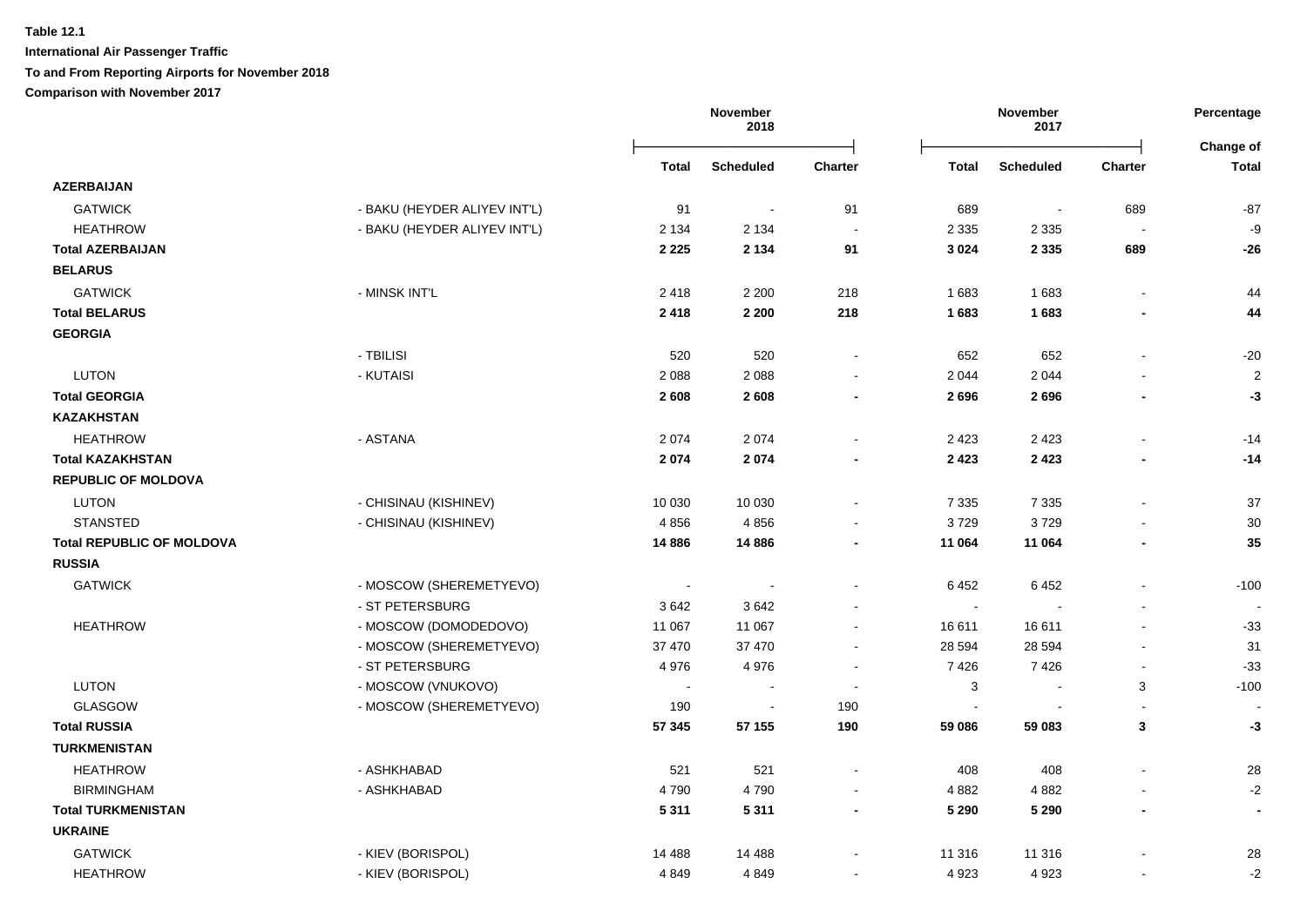**Table 12.1**

**International Air Passenger Traffic**

**To and From Reporting Airports for November 2018**

**Comparison with November 2017**

| | | November 2018 | | | November 2017 | | | Percentage |
|---|---|---|---|---|---|---|---|---|
| | | **Total** | **Scheduled** | **Charter** | **Total** | **Scheduled** | **Charter** | **Change of Total** |
| **AZERBAIJAN** | | | | | | | | |
| GATWICK | - BAKU (HEYDER ALIYEV INT'L) | 91 | - | 91 | 689 | - | 689 | -87 |
| HEATHROW | - BAKU (HEYDER ALIYEV INT'L) | 2 134 | 2 134 | - | 2 335 | 2 335 | - | -9 |
| **Total AZERBAIJAN** | | **2 225** | **2 134** | **91** | **3 024** | **2 335** | **689** | **-26** |
| **BELARUS** | | | | | | | | |
| GATWICK | - MINSK INT'L | 2 418 | 2 200 | 218 | 1 683 | 1 683 | - | 44 |
| **Total BELARUS** | | **2 418** | **2 200** | **218** | **1 683** | **1 683** | **-** | **44** |
| **GEORGIA** | | | | | | | | |
| | - TBILISI | 520 | 520 | - | 652 | 652 | - | -20 |
| LUTON | - KUTAISI | 2 088 | 2 088 | - | 2 044 | 2 044 | - | 2 |
| **Total GEORGIA** | | **2 608** | **2 608** | **-** | **2 696** | **2 696** | **-** | **-3** |
| **KAZAKHSTAN** | | | | | | | | |
| HEATHROW | - ASTANA | 2 074 | 2 074 | - | 2 423 | 2 423 | - | -14 |
| **Total KAZAKHSTAN** | | **2 074** | **2 074** | **-** | **2 423** | **2 423** | **-** | **-14** |
| **REPUBLIC OF MOLDOVA** | | | | | | | | |
| LUTON | - CHISINAU (KISHINEV) | 10 030 | 10 030 | - | 7 335 | 7 335 | - | 37 |
| STANSTED | - CHISINAU (KISHINEV) | 4 856 | 4 856 | - | 3 729 | 3 729 | - | 30 |
| **Total REPUBLIC OF MOLDOVA** | | **14 886** | **14 886** | **-** | **11 064** | **11 064** | **-** | **35** |
| **RUSSIA** | | | | | | | | |
| GATWICK | - MOSCOW (SHEREMETYEVO) | - | - | - | 6 452 | 6 452 | - | -100 |
| | - ST PETERSBURG | 3 642 | 3 642 | - | - | - | - | - |
| HEATHROW | - MOSCOW (DOMODEDOVO) | 11 067 | 11 067 | - | 16 611 | 16 611 | - | -33 |
| | - MOSCOW (SHEREMETYEVO) | 37 470 | 37 470 | - | 28 594 | 28 594 | - | 31 |
| | - ST PETERSBURG | 4 976 | 4 976 | - | 7 426 | 7 426 | - | -33 |
| LUTON | - MOSCOW (VNUKOVO) | - | - | - | 3 | - | 3 | -100 |
| GLASGOW | - MOSCOW (SHEREMETYEVO) | 190 | - | 190 | - | - | - | - |
| **Total RUSSIA** | | **57 345** | **57 155** | **190** | **59 086** | **59 083** | **3** | **-3** |
| **TURKMENISTAN** | | | | | | | | |
| HEATHROW | - ASHKHABAD | 521 | 521 | - | 408 | 408 | - | 28 |
| BIRMINGHAM | - ASHKHABAD | 4 790 | 4 790 | - | 4 882 | 4 882 | - | -2 |
| **Total TURKMENISTAN** | | **5 311** | **5 311** | **-** | **5 290** | **5 290** | **-** | **-** |
| **UKRAINE** | | | | | | | | |
| GATWICK | - KIEV (BORISPOL) | 14 488 | 14 488 | - | 11 316 | 11 316 | - | 28 |
| HEATHROW | - KIEV (BORISPOL) | 4 849 | 4 849 | - | 4 923 | 4 923 | - | -2 |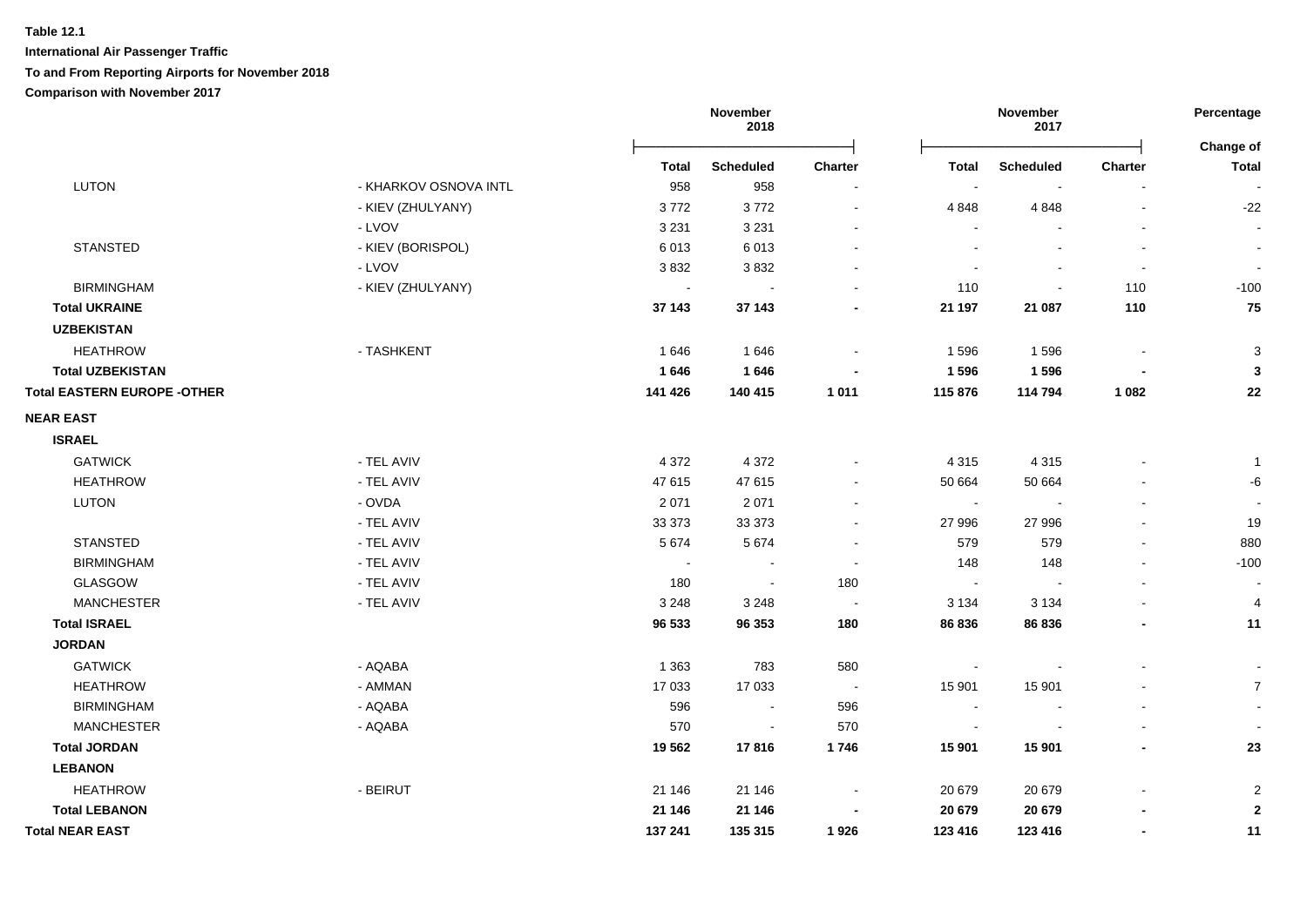**Table 12.1**

**International Air Passenger Traffic**

**To and From Reporting Airports for November 2018**

**Comparison with November 2017**

| | | November 2018 | | | November 2017 | | | Percentage |
|---|---|---|---|---|---|---|---|---|
| | | **Total** | **Scheduled** | **Charter** | **Total** | **Scheduled** | **Charter** | **Change of Total** |
| LUTON | - KHARKOV OSNOVA INTL | 958 | 958 | - | - | - | - | - |
| | - KIEV (ZHULYANY) | 3 772 | 3 772 | - | 4 848 | 4 848 | - | -22 |
| | - LVOV | 3 231 | 3 231 | - | - | - | - | - |
| STANSTED | - KIEV (BORISPOL) | 6 013 | 6 013 | - | - | - | - | - |
| | - LVOV | 3 832 | 3 832 | - | - | - | - | - |
| BIRMINGHAM | - KIEV (ZHULYANY) | - | - | - | 110 | - | 110 | -100 |
| **Total UKRAINE** | | **37 143** | **37 143** | **-** | **21 197** | **21 087** | **110** | **75** |
| **UZBEKISTAN** | | | | | | | | |
| HEATHROW | - TASHKENT | 1 646 | 1 646 | - | 1 596 | 1 596 | - | 3 |
| **Total UZBEKISTAN** | | **1 646** | **1 646** | **-** | **1 596** | **1 596** | **-** | **3** |
| **Total EASTERN EUROPE -OTHER** | | **141 426** | **140 415** | **1 011** | **115 876** | **114 794** | **1 082** | **22** |
| **NEAR EAST** | | | | | | | | |
| **ISRAEL** | | | | | | | | |
| GATWICK | - TEL AVIV | 4 372 | 4 372 | - | 4 315 | 4 315 | - | 1 |
| HEATHROW | - TEL AVIV | 47 615 | 47 615 | - | 50 664 | 50 664 | - | -6 |
| LUTON | - OVDA | 2 071 | 2 071 | - | - | - | - | - |
| | - TEL AVIV | 33 373 | 33 373 | - | 27 996 | 27 996 | - | 19 |
| STANSTED | - TEL AVIV | 5 674 | 5 674 | - | 579 | 579 | - | 880 |
| BIRMINGHAM | - TEL AVIV | - | - | - | 148 | 148 | - | -100 |
| GLASGOW | - TEL AVIV | 180 | - | 180 | - | - | - | - |
| MANCHESTER | - TEL AVIV | 3 248 | 3 248 | - | 3 134 | 3 134 | - | 4 |
| **Total ISRAEL** | | **96 533** | **96 353** | **180** | **86 836** | **86 836** | **-** | **11** |
| **JORDAN** | | | | | | | | |
| GATWICK | - AQABA | 1 363 | 783 | 580 | - | - | - | - |
| HEATHROW | - AMMAN | 17 033 | 17 033 | - | 15 901 | 15 901 | - | 7 |
| BIRMINGHAM | - AQABA | 596 | - | 596 | - | - | - | - |
| MANCHESTER | - AQABA | 570 | - | 570 | - | - | - | - |
| **Total JORDAN** | | **19 562** | **17 816** | **1 746** | **15 901** | **15 901** | **-** | **23** |
| **LEBANON** | | | | | | | | |
| HEATHROW | - BEIRUT | 21 146 | 21 146 | - | 20 679 | 20 679 | - | 2 |
| **Total LEBANON** | | **21 146** | **21 146** | **-** | **20 679** | **20 679** | **-** | **2** |
| **Total NEAR EAST** | | **137 241** | **135 315** | **1 926** | **123 416** | **123 416** | **-** | **11** |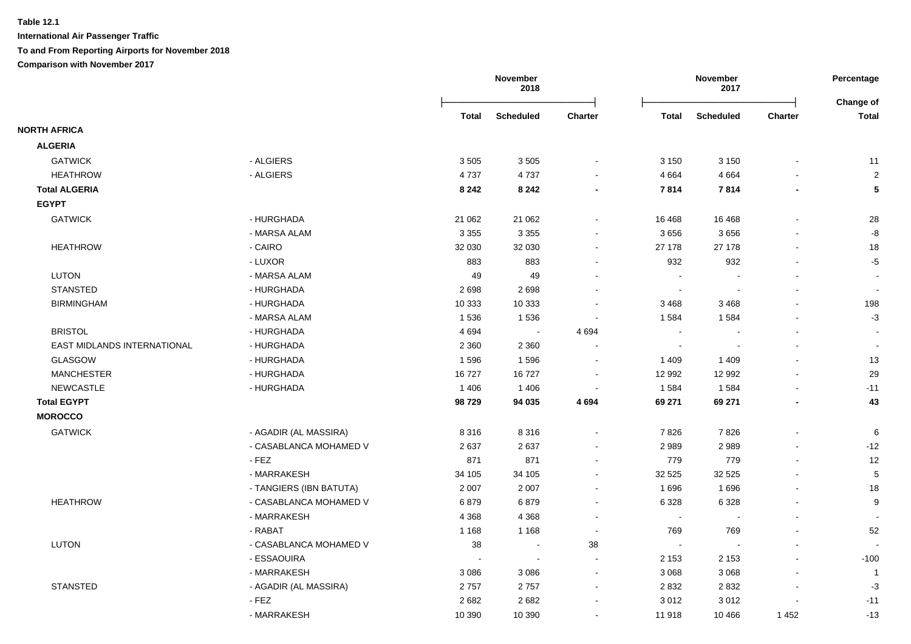**Table 12.1**

**International Air Passenger Traffic**

**To and From Reporting Airports for November 2018**

**Comparison with November 2017**

| | | November 2018 | | | November 2017 | | | Percentage |
|---|---|---|---|---|---|---|---|---|
| | | Total | Scheduled | Charter | Total | Scheduled | Charter | Change of Total |
| **NORTH AFRICA** | | | | | | | | |
| **ALGERIA** | | | | | | | | |
| GATWICK | - ALGIERS | 3 505 | 3 505 | - | 3 150 | 3 150 | - | 11 |
| HEATHROW | - ALGIERS | 4 737 | 4 737 | - | 4 664 | 4 664 | - | 2 |
| **Total ALGERIA** | | **8 242** | **8 242** | **-** | **7 814** | **7 814** | **-** | **5** |
| **EGYPT** | | | | | | | | |
| GATWICK | - HURGHADA | 21 062 | 21 062 | - | 16 468 | 16 468 | - | 28 |
| | - MARSA ALAM | 3 355 | 3 355 | - | 3 656 | 3 656 | - | -8 |
| HEATHROW | - CAIRO | 32 030 | 32 030 | - | 27 178 | 27 178 | - | 18 |
| | - LUXOR | 883 | 883 | - | 932 | 932 | - | -5 |
| LUTON | - MARSA ALAM | 49 | 49 | - | - | - | - | - |
| STANSTED | - HURGHADA | 2 698 | 2 698 | - | - | - | - | - |
| BIRMINGHAM | - HURGHADA | 10 333 | 10 333 | - | 3 468 | 3 468 | - | 198 |
| | - MARSA ALAM | 1 536 | 1 536 | - | 1 584 | 1 584 | - | -3 |
| BRISTOL | - HURGHADA | 4 694 | - | 4 694 | - | - | - | - |
| EAST MIDLANDS INTERNATIONAL | - HURGHADA | 2 360 | 2 360 | - | - | - | - | - |
| GLASGOW | - HURGHADA | 1 596 | 1 596 | - | 1 409 | 1 409 | - | 13 |
| MANCHESTER | - HURGHADA | 16 727 | 16 727 | - | 12 992 | 12 992 | - | 29 |
| NEWCASTLE | - HURGHADA | 1 406 | 1 406 | - | 1 584 | 1 584 | - | -11 |
| **Total EGYPT** | | **98 729** | **94 035** | **4 694** | **69 271** | **69 271** | **-** | **43** |
| **MOROCCO** | | | | | | | | |
| GATWICK | - AGADIR (AL MASSIRA) | 8 316 | 8 316 | - | 7 826 | 7 826 | - | 6 |
| | - CASABLANCA MOHAMED V | 2 637 | 2 637 | - | 2 989 | 2 989 | - | -12 |
| | - FEZ | 871 | 871 | - | 779 | 779 | - | 12 |
| | - MARRAKESH | 34 105 | 34 105 | - | 32 525 | 32 525 | - | 5 |
| | - TANGIERS (IBN BATUTA) | 2 007 | 2 007 | - | 1 696 | 1 696 | - | 18 |
| HEATHROW | - CASABLANCA MOHAMED V | 6 879 | 6 879 | - | 6 328 | 6 328 | - | 9 |
| | - MARRAKESH | 4 368 | 4 368 | - | - | - | - | - |
| | - RABAT | 1 168 | 1 168 | - | 769 | 769 | - | 52 |
| LUTON | - CASABLANCA MOHAMED V | 38 | - | 38 | - | - | - | - |
| | - ESSAOUIRA | - | - | - | 2 153 | 2 153 | - | -100 |
| | - MARRAKESH | 3 086 | 3 086 | - | 3 068 | 3 068 | - | 1 |
| STANSTED | - AGADIR (AL MASSIRA) | 2 757 | 2 757 | - | 2 832 | 2 832 | - | -3 |
| | - FEZ | 2 682 | 2 682 | - | 3 012 | 3 012 | - | -11 |
| | - MARRAKESH | 10 390 | 10 390 | - | 11 918 | 10 466 | 1 452 | -13 |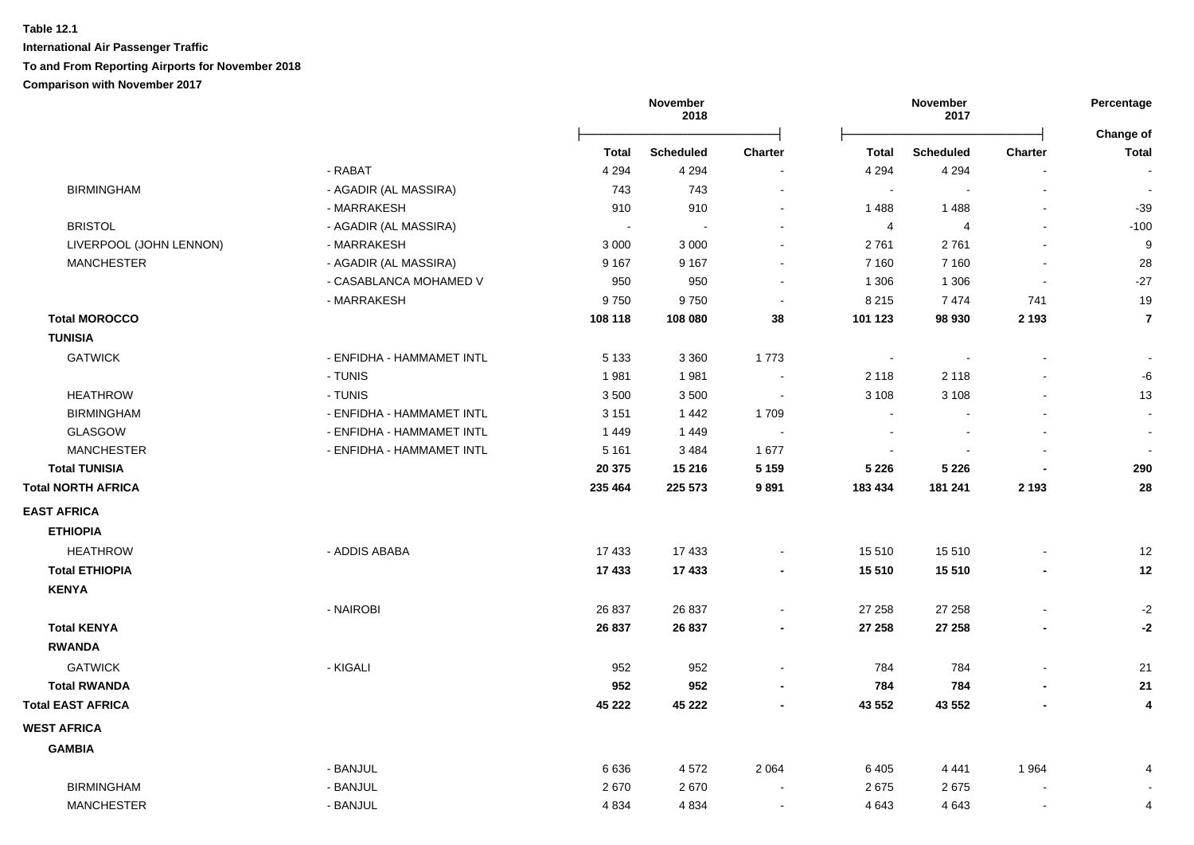**Table 12.1**

**International Air Passenger Traffic**

**To and From Reporting Airports for November 2018**

**Comparison with November 2017**

| | | November 2018 | | | November 2017 | | | Percentage |
|---|---|---|---|---|---|---|---|---|
| | | **Total** | **Scheduled** | **Charter** | **Total** | **Scheduled** | **Charter** | **Change of Total** |
| | - RABAT | 4 294 | 4 294 | - | 4 294 | 4 294 | - | - |
| BIRMINGHAM | - AGADIR (AL MASSIRA) | 743 | 743 | - | - | - | - | - |
| | - MARRAKESH | 910 | 910 | - | 1 488 | 1 488 | - | -39 |
| BRISTOL | - AGADIR (AL MASSIRA) | - | - | - | 4 | 4 | - | -100 |
| LIVERPOOL (JOHN LENNON) | - MARRAKESH | 3 000 | 3 000 | - | 2 761 | 2 761 | - | 9 |
| MANCHESTER | - AGADIR (AL MASSIRA) | 9 167 | 9 167 | - | 7 160 | 7 160 | - | 28 |
| | - CASABLANCA MOHAMED V | 950 | 950 | - | 1 306 | 1 306 | - | -27 |
| | - MARRAKESH | 9 750 | 9 750 | - | 8 215 | 7 474 | 741 | 19 |
| **Total MOROCCO** | | **108 118** | **108 080** | **38** | **101 123** | **98 930** | **2 193** | **7** |
| **TUNISIA** | | | | | | | | |
| GATWICK | - ENFIDHA - HAMMAMET INTL | 5 133 | 3 360 | 1 773 | - | - | - | - |
| | - TUNIS | 1 981 | 1 981 | - | 2 118 | 2 118 | - | -6 |
| HEATHROW | - TUNIS | 3 500 | 3 500 | - | 3 108 | 3 108 | - | 13 |
| BIRMINGHAM | - ENFIDHA - HAMMAMET INTL | 3 151 | 1 442 | 1 709 | - | - | - | - |
| GLASGOW | - ENFIDHA - HAMMAMET INTL | 1 449 | 1 449 | - | - | - | - | - |
| MANCHESTER | - ENFIDHA - HAMMAMET INTL | 5 161 | 3 484 | 1 677 | - | - | - | - |
| **Total TUNISIA** | | **20 375** | **15 216** | **5 159** | **5 226** | **5 226** | **-** | **290** |
| **Total NORTH AFRICA** | | **235 464** | **225 573** | **9 891** | **183 434** | **181 241** | **2 193** | **28** |
| **EAST AFRICA** | | | | | | | | |
| **ETHIOPIA** | | | | | | | | |
| HEATHROW | - ADDIS ABABA | 17 433 | 17 433 | - | 15 510 | 15 510 | - | 12 |
| **Total ETHIOPIA** | | **17 433** | **17 433** | **-** | **15 510** | **15 510** | **-** | **12** |
| **KENYA** | | | | | | | | |
| | - NAIROBI | 26 837 | 26 837 | - | 27 258 | 27 258 | - | -2 |
| **Total KENYA** | | **26 837** | **26 837** | **-** | **27 258** | **27 258** | **-** | **-2** |
| **RWANDA** | | | | | | | | |
| GATWICK | - KIGALI | 952 | 952 | - | 784 | 784 | - | 21 |
| **Total RWANDA** | | **952** | **952** | **-** | **784** | **784** | **-** | **21** |
| **Total EAST AFRICA** | | **45 222** | **45 222** | **-** | **43 552** | **43 552** | **-** | **4** |
| **WEST AFRICA** | | | | | | | | |
| **GAMBIA** | | | | | | | | |
| | - BANJUL | 6 636 | 4 572 | 2 064 | 6 405 | 4 441 | 1 964 | 4 |
| BIRMINGHAM | - BANJUL | 2 670 | 2 670 | - | 2 675 | 2 675 | - | - |
| MANCHESTER | - BANJUL | 4 834 | 4 834 | - | 4 643 | 4 643 | - | 4 |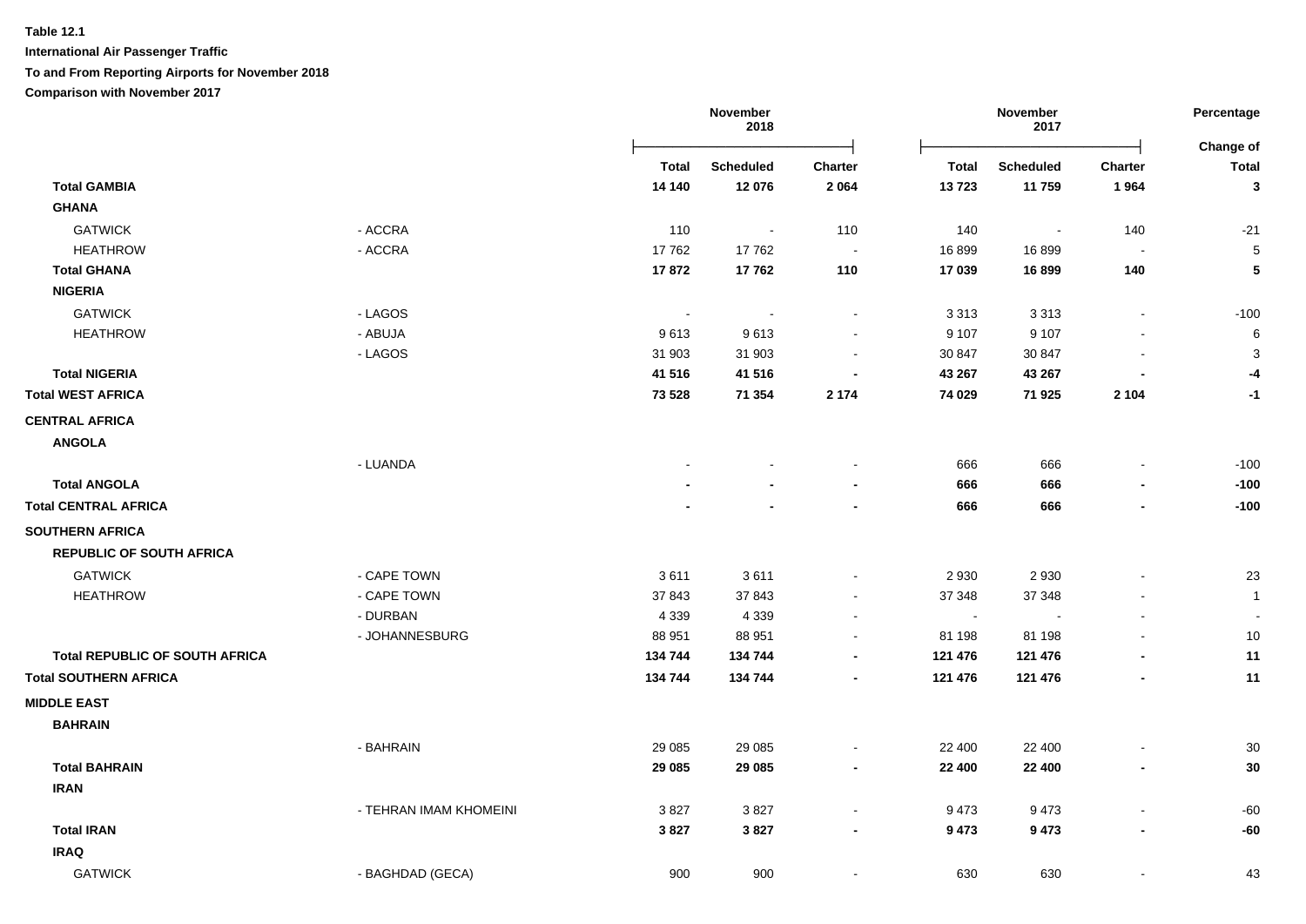**Table 12.1**

**International Air Passenger Traffic**

**To and From Reporting Airports for November 2018**

**Comparison with November 2017**

| | | November 2018 | | | November 2017 | | | Percentage Change of |
|---|---|---|---|---|---|---|---|---|
| | | Total | Scheduled | Charter | Total | Scheduled | Charter | Total |
| **Total GAMBIA** | | **14 140** | **12 076** | **2 064** | **13 723** | **11 759** | **1 964** | **3** |
| **GHANA** | | | | | | | | |
| GATWICK | - ACCRA | 110 | - | 110 | 140 | - | 140 | -21 |
| HEATHROW | - ACCRA | 17 762 | 17 762 | - | 16 899 | 16 899 | - | 5 |
| **Total GHANA** | | **17 872** | **17 762** | **110** | **17 039** | **16 899** | **140** | **5** |
| **NIGERIA** | | | | | | | | |
| GATWICK | - LAGOS | - | - | - | 3 313 | 3 313 | - | -100 |
| HEATHROW | - ABUJA | 9 613 | 9 613 | - | 9 107 | 9 107 | - | 6 |
| | - LAGOS | 31 903 | 31 903 | - | 30 847 | 30 847 | - | 3 |
| **Total NIGERIA** | | **41 516** | **41 516** | **-** | **43 267** | **43 267** | **-** | **-4** |
| **Total WEST AFRICA** | | **73 528** | **71 354** | **2 174** | **74 029** | **71 925** | **2 104** | **-1** |
| **CENTRAL AFRICA** | | | | | | | | |
| **ANGOLA** | | | | | | | | |
| | - LUANDA | - | - | - | 666 | 666 | - | -100 |
| **Total ANGOLA** | | **-** | **-** | **-** | **666** | **666** | **-** | **-100** |
| **Total CENTRAL AFRICA** | | **-** | **-** | **-** | **666** | **666** | **-** | **-100** |
| **SOUTHERN AFRICA** | | | | | | | | |
| **REPUBLIC OF SOUTH AFRICA** | | | | | | | | |
| GATWICK | - CAPE TOWN | 3 611 | 3 611 | - | 2 930 | 2 930 | - | 23 |
| HEATHROW | - CAPE TOWN | 37 843 | 37 843 | - | 37 348 | 37 348 | - | 1 |
| | - DURBAN | 4 339 | 4 339 | - | - | - | - | - |
| | - JOHANNESBURG | 88 951 | 88 951 | - | 81 198 | 81 198 | - | 10 |
| **Total REPUBLIC OF SOUTH AFRICA** | | **134 744** | **134 744** | **-** | **121 476** | **121 476** | **-** | **11** |
| **Total SOUTHERN AFRICA** | | **134 744** | **134 744** | **-** | **121 476** | **121 476** | **-** | **11** |
| **MIDDLE EAST** | | | | | | | | |
| **BAHRAIN** | | | | | | | | |
| | - BAHRAIN | 29 085 | 29 085 | - | 22 400 | 22 400 | - | 30 |
| **Total BAHRAIN** | | **29 085** | **29 085** | **-** | **22 400** | **22 400** | **-** | **30** |
| **IRAN** | | | | | | | | |
| | - TEHRAN IMAM KHOMEINI | 3 827 | 3 827 | - | 9 473 | 9 473 | - | -60 |
| **Total IRAN** | | **3 827** | **3 827** | **-** | **9 473** | **9 473** | **-** | **-60** |
| **IRAQ** | | | | | | | | |
| GATWICK | - BAGHDAD (GECA) | 900 | 900 | - | 630 | 630 | - | 43 |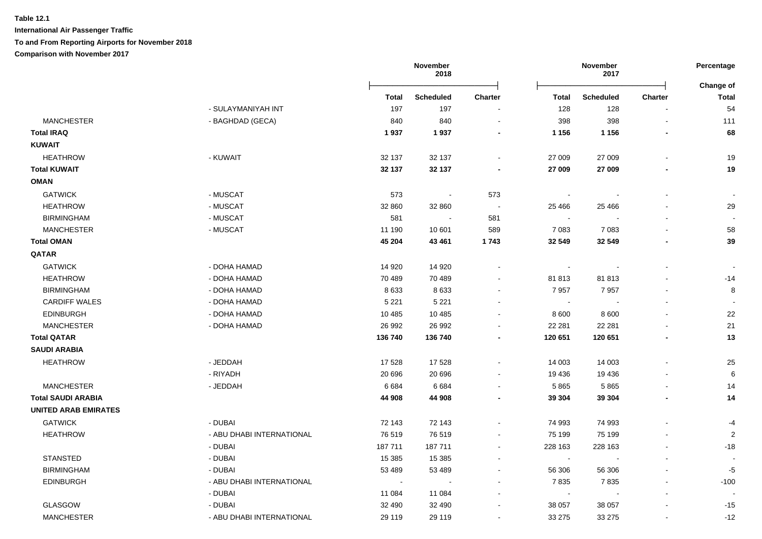**Table 12.1**

**International Air Passenger Traffic**

**To and From Reporting Airports for November 2018**

**Comparison with November 2017**

| | | November 2018 | | | November 2017 | | | Percentage |
|---|---|---|---|---|---|---|---|---|
| | | **Total** | **Scheduled** | **Charter** | **Total** | **Scheduled** | **Charter** | **Change of Total** |
| | - SULAYMANIYAH INT | 197 | 197 | - | 128 | 128 | - | 54 |
| MANCHESTER | - BAGHDAD (GECA) | 840 | 840 | - | 398 | 398 | - | 111 |
| **Total IRAQ** | | **1 937** | **1 937** | **-** | **1 156** | **1 156** | **-** | **68** |
| **KUWAIT** | | | | | | | | |
| HEATHROW | - KUWAIT | 32 137 | 32 137 | - | 27 009 | 27 009 | - | 19 |
| **Total KUWAIT** | | **32 137** | **32 137** | **-** | **27 009** | **27 009** | **-** | **19** |
| **OMAN** | | | | | | | | |
| GATWICK | - MUSCAT | 573 | - | 573 | - | - | - | - |
| HEATHROW | - MUSCAT | 32 860 | 32 860 | - | 25 466 | 25 466 | - | 29 |
| BIRMINGHAM | - MUSCAT | 581 | - | 581 | - | - | - | - |
| MANCHESTER | - MUSCAT | 11 190 | 10 601 | 589 | 7 083 | 7 083 | - | 58 |
| **Total OMAN** | | **45 204** | **43 461** | **1 743** | **32 549** | **32 549** | **-** | **39** |
| **QATAR** | | | | | | | | |
| GATWICK | - DOHA HAMAD | 14 920 | 14 920 | - | - | - | - | - |
| HEATHROW | - DOHA HAMAD | 70 489 | 70 489 | - | 81 813 | 81 813 | - | -14 |
| BIRMINGHAM | - DOHA HAMAD | 8 633 | 8 633 | - | 7 957 | 7 957 | - | 8 |
| CARDIFF WALES | - DOHA HAMAD | 5 221 | 5 221 | - | - | - | - | - |
| EDINBURGH | - DOHA HAMAD | 10 485 | 10 485 | - | 8 600 | 8 600 | - | 22 |
| MANCHESTER | - DOHA HAMAD | 26 992 | 26 992 | - | 22 281 | 22 281 | - | 21 |
| **Total QATAR** | | **136 740** | **136 740** | **-** | **120 651** | **120 651** | **-** | **13** |
| **SAUDI ARABIA** | | | | | | | | |
| HEATHROW | - JEDDAH | 17 528 | 17 528 | - | 14 003 | 14 003 | - | 25 |
| | - RIYADH | 20 696 | 20 696 | - | 19 436 | 19 436 | - | 6 |
| MANCHESTER | - JEDDAH | 6 684 | 6 684 | - | 5 865 | 5 865 | - | 14 |
| **Total SAUDI ARABIA** | | **44 908** | **44 908** | **-** | **39 304** | **39 304** | **-** | **14** |
| **UNITED ARAB EMIRATES** | | | | | | | | |
| GATWICK | - DUBAI | 72 143 | 72 143 | - | 74 993 | 74 993 | - | -4 |
| HEATHROW | - ABU DHABI INTERNATIONAL | 76 519 | 76 519 | - | 75 199 | 75 199 | - | 2 |
| | - DUBAI | 187 711 | 187 711 | - | 228 163 | 228 163 | - | -18 |
| STANSTED | - DUBAI | 15 385 | 15 385 | - | - | - | - | - |
| BIRMINGHAM | - DUBAI | 53 489 | 53 489 | - | 56 306 | 56 306 | - | -5 |
| EDINBURGH | - ABU DHABI INTERNATIONAL | - | - | - | 7 835 | 7 835 | - | -100 |
| | - DUBAI | 11 084 | 11 084 | - | - | - | - | - |
| GLASGOW | - DUBAI | 32 490 | 32 490 | - | 38 057 | 38 057 | - | -15 |
| MANCHESTER | - ABU DHABI INTERNATIONAL | 29 119 | 29 119 | - | 33 275 | 33 275 | - | -12 |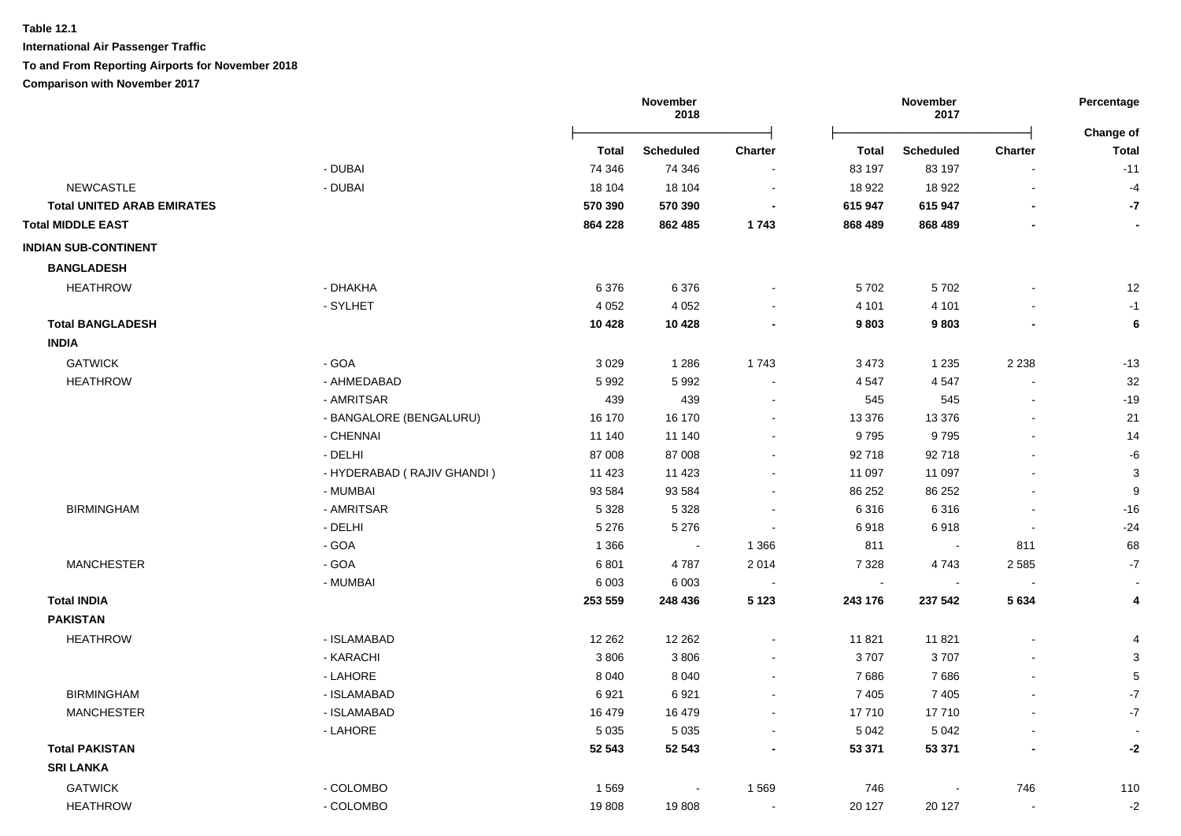**Table 12.1**

**International Air Passenger Traffic**

**To and From Reporting Airports for November 2018**

**Comparison with November 2017**

| | | November 2018 | | | November 2017 | | | Percentage |
|---|---|---|---|---|---|---|---|---|
| | | **Total** | **Scheduled** | **Charter** | **Total** | **Scheduled** | **Charter** | **Change of Total** |
| | - DUBAI | 74 346 | 74 346 | - | 83 197 | 83 197 | - | -11 |
| NEWCASTLE | - DUBAI | 18 104 | 18 104 | - | 18 922 | 18 922 | - | -4 |
| **Total UNITED ARAB EMIRATES** | | **570 390** | **570 390** | **-** | **615 947** | **615 947** | **-** | **-7** |
| **Total MIDDLE EAST** | | **864 228** | **862 485** | **1 743** | **868 489** | **868 489** | **-** | **-** |
| **INDIAN SUB-CONTINENT** | | | | | | | | |
| **BANGLADESH** | | | | | | | | |
| HEATHROW | - DHAKHA | 6 376 | 6 376 | - | 5 702 | 5 702 | - | 12 |
| | - SYLHET | 4 052 | 4 052 | - | 4 101 | 4 101 | - | -1 |
| **Total BANGLADESH** | | **10 428** | **10 428** | **-** | **9 803** | **9 803** | **-** | **6** |
| **INDIA** | | | | | | | | |
| GATWICK | - GOA | 3 029 | 1 286 | 1 743 | 3 473 | 1 235 | 2 238 | -13 |
| HEATHROW | - AHMEDABAD | 5 992 | 5 992 | - | 4 547 | 4 547 | - | 32 |
| | - AMRITSAR | 439 | 439 | - | 545 | 545 | - | -19 |
| | - BANGALORE (BENGALURU) | 16 170 | 16 170 | - | 13 376 | 13 376 | - | 21 |
| | - CHENNAI | 11 140 | 11 140 | - | 9 795 | 9 795 | - | 14 |
| | - DELHI | 87 008 | 87 008 | - | 92 718 | 92 718 | - | -6 |
| | - HYDERABAD ( RAJIV GHANDI ) | 11 423 | 11 423 | - | 11 097 | 11 097 | - | 3 |
| | - MUMBAI | 93 584 | 93 584 | - | 86 252 | 86 252 | - | 9 |
| BIRMINGHAM | - AMRITSAR | 5 328 | 5 328 | - | 6 316 | 6 316 | - | -16 |
| | - DELHI | 5 276 | 5 276 | - | 6 918 | 6 918 | - | -24 |
| | - GOA | 1 366 | - | 1 366 | 811 | - | 811 | 68 |
| MANCHESTER | - GOA | 6 801 | 4 787 | 2 014 | 7 328 | 4 743 | 2 585 | -7 |
| | - MUMBAI | 6 003 | 6 003 | - | - | - | - | - |
| **Total INDIA** | | **253 559** | **248 436** | **5 123** | **243 176** | **237 542** | **5 634** | **4** |
| **PAKISTAN** | | | | | | | | |
| HEATHROW | - ISLAMABAD | 12 262 | 12 262 | - | 11 821 | 11 821 | - | 4 |
| | - KARACHI | 3 806 | 3 806 | - | 3 707 | 3 707 | - | 3 |
| | - LAHORE | 8 040 | 8 040 | - | 7 686 | 7 686 | - | 5 |
| BIRMINGHAM | - ISLAMABAD | 6 921 | 6 921 | - | 7 405 | 7 405 | - | -7 |
| MANCHESTER | - ISLAMABAD | 16 479 | 16 479 | - | 17 710 | 17 710 | - | -7 |
| | - LAHORE | 5 035 | 5 035 | - | 5 042 | 5 042 | - | - |
| **Total PAKISTAN** | | **52 543** | **52 543** | **-** | **53 371** | **53 371** | **-** | **-2** |
| **SRI LANKA** | | | | | | | | |
| GATWICK | - COLOMBO | 1 569 | - | 1 569 | 746 | - | 746 | 110 |
| HEATHROW | - COLOMBO | 19 808 | 19 808 | - | 20 127 | 20 127 | - | -2 |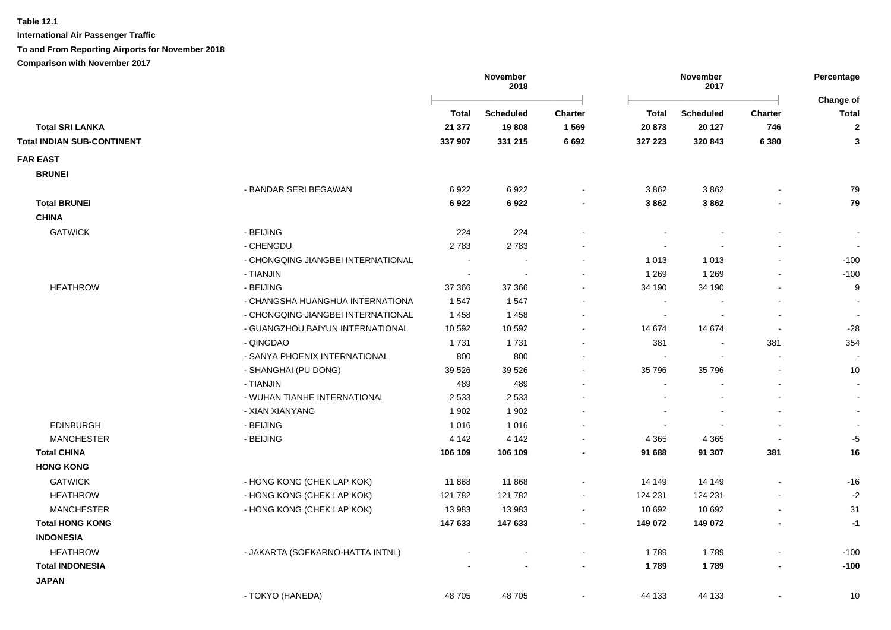**Table 12.1**

**International Air Passenger Traffic**

**To and From Reporting Airports for November 2018**

**Comparison with November 2017**

| | | November 2018 | | | November 2017 | | | Percentage |
|---|---|---|---|---|---|---|---|---|
| | | **Total** | **Scheduled** | **Charter** | **Total** | **Scheduled** | **Charter** | **Change of Total** |
| **Total SRI LANKA** | | **21 377** | **19 808** | **1 569** | **20 873** | **20 127** | **746** | **2** |
| **Total INDIAN SUB-CONTINENT** | | **337 907** | **331 215** | **6 692** | **327 223** | **320 843** | **6 380** | **3** |
| **FAR EAST** | | | | | | | | |
| **BRUNEI** | | | | | | | | |
| | - BANDAR SERI BEGAWAN | 6 922 | 6 922 | - | 3 862 | 3 862 | - | 79 |
| **Total BRUNEI** | | **6 922** | **6 922** | **-** | **3 862** | **3 862** | **-** | **79** |
| **CHINA** | | | | | | | | |
| GATWICK | - BEIJING | 224 | 224 | - | - | - | - | - |
| | - CHENGDU | 2 783 | 2 783 | - | - | - | - | - |
| | - CHONGQING JIANGBEI INTERNATIONAL | - | - | - | 1 013 | 1 013 | - | -100 |
| | - TIANJIN | - | - | - | 1 269 | 1 269 | - | -100 |
| HEATHROW | - BEIJING | 37 366 | 37 366 | - | 34 190 | 34 190 | - | 9 |
| | - CHANGSHA HUANGHUA INTERNATIONA | 1 547 | 1 547 | - | - | - | - | - |
| | - CHONGQING JIANGBEI INTERNATIONAL | 1 458 | 1 458 | - | - | - | - | - |
| | - GUANGZHOU BAIYUN INTERNATIONAL | 10 592 | 10 592 | - | 14 674 | 14 674 | - | -28 |
| | - QINGDAO | 1 731 | 1 731 | - | 381 | - | 381 | 354 |
| | - SANYA PHOENIX INTERNATIONAL | 800 | 800 | - | - | - | - | - |
| | - SHANGHAI (PU DONG) | 39 526 | 39 526 | - | 35 796 | 35 796 | - | 10 |
| | - TIANJIN | 489 | 489 | - | - | - | - | - |
| | - WUHAN TIANHE INTERNATIONAL | 2 533 | 2 533 | - | - | - | - | - |
| | - XIAN XIANYANG | 1 902 | 1 902 | - | - | - | - | - |
| EDINBURGH | - BEIJING | 1 016 | 1 016 | - | - | - | - | - |
| MANCHESTER | - BEIJING | 4 142 | 4 142 | - | 4 365 | 4 365 | - | -5 |
| **Total CHINA** | | **106 109** | **106 109** | **-** | **91 688** | **91 307** | **381** | **16** |
| **HONG KONG** | | | | | | | | |
| GATWICK | - HONG KONG (CHEK LAP KOK) | 11 868 | 11 868 | - | 14 149 | 14 149 | - | -16 |
| HEATHROW | - HONG KONG (CHEK LAP KOK) | 121 782 | 121 782 | - | 124 231 | 124 231 | - | -2 |
| MANCHESTER | - HONG KONG (CHEK LAP KOK) | 13 983 | 13 983 | - | 10 692 | 10 692 | - | 31 |
| **Total HONG KONG** | | **147 633** | **147 633** | **-** | **149 072** | **149 072** | **-** | **-1** |
| **INDONESIA** | | | | | | | | |
| HEATHROW | - JAKARTA (SOEKARNO-HATTA INTNL) | - | - | - | 1 789 | 1 789 | - | -100 |
| **Total INDONESIA** | | **-** | **-** | **-** | **1 789** | **1 789** | **-** | **-100** |
| **JAPAN** | | | | | | | | |
| | - TOKYO (HANEDA) | 48 705 | 48 705 | - | 44 133 | 44 133 | - | 10 |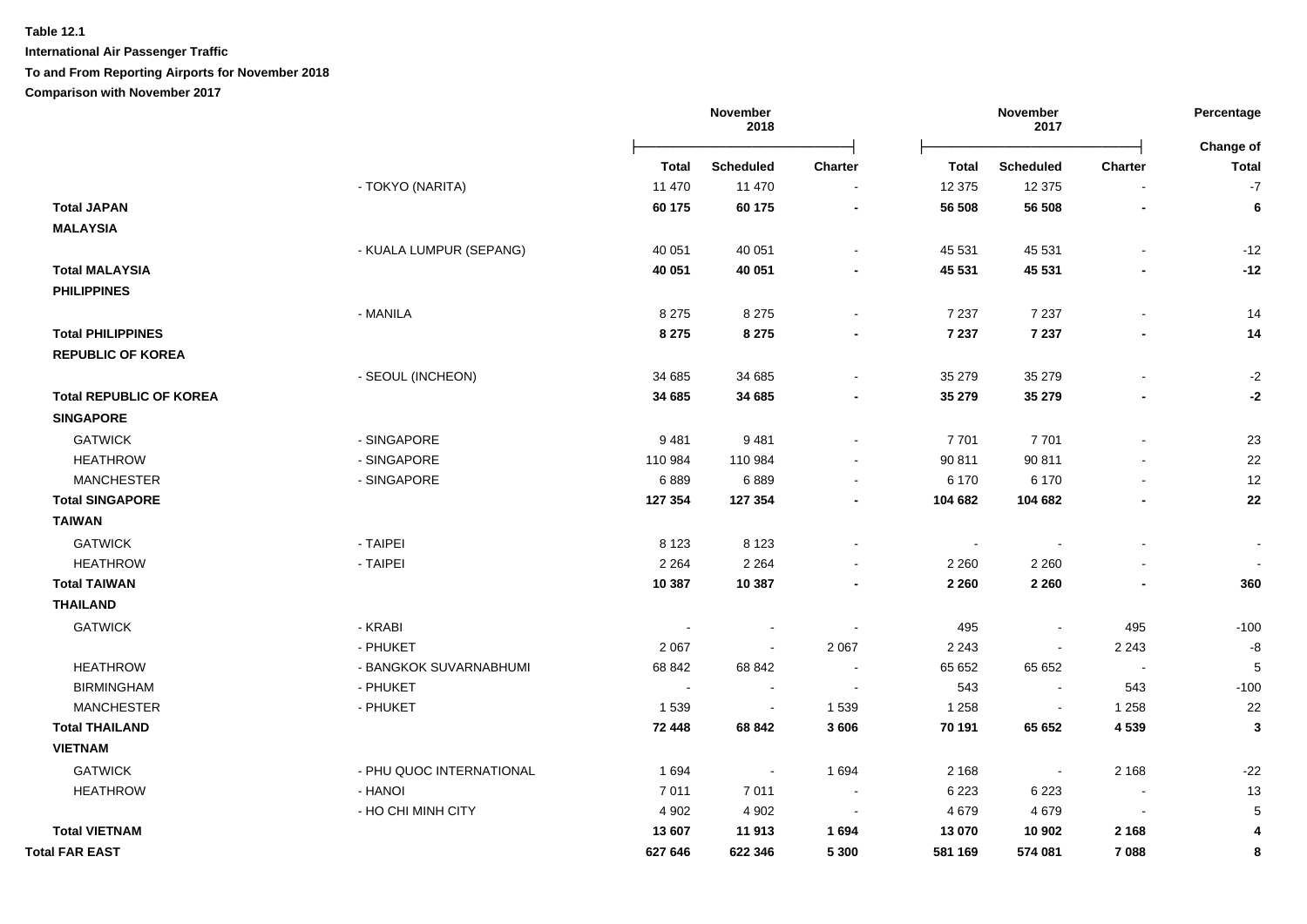**Table 12.1**

**International Air Passenger Traffic**

**To and From Reporting Airports for November 2018**

**Comparison with November 2017**

| | | November 2018 | | | November 2017 | | | Percentage |
|---|---|---|---|---|---|---|---|---|
| | | **Total** | **Scheduled** | **Charter** | **Total** | **Scheduled** | **Charter** | **Change of Total** |
| | - TOKYO (NARITA) | 11 470 | 11 470 | - | 12 375 | 12 375 | - | -7 |
| **Total JAPAN** | | **60 175** | **60 175** | **-** | **56 508** | **56 508** | **-** | **6** |
| **MALAYSIA** | | | | | | | | |
| | - KUALA LUMPUR (SEPANG) | 40 051 | 40 051 | - | 45 531 | 45 531 | - | -12 |
| **Total MALAYSIA** | | **40 051** | **40 051** | **-** | **45 531** | **45 531** | **-** | **-12** |
| **PHILIPPINES** | | | | | | | | |
| | - MANILA | 8 275 | 8 275 | - | 7 237 | 7 237 | - | 14 |
| **Total PHILIPPINES** | | **8 275** | **8 275** | **-** | **7 237** | **7 237** | **-** | **14** |
| **REPUBLIC OF KOREA** | | | | | | | | |
| | - SEOUL (INCHEON) | 34 685 | 34 685 | - | 35 279 | 35 279 | - | -2 |
| **Total REPUBLIC OF KOREA** | | **34 685** | **34 685** | **-** | **35 279** | **35 279** | **-** | **-2** |
| **SINGAPORE** | | | | | | | | |
| GATWICK | - SINGAPORE | 9 481 | 9 481 | - | 7 701 | 7 701 | - | 23 |
| HEATHROW | - SINGAPORE | 110 984 | 110 984 | - | 90 811 | 90 811 | - | 22 |
| MANCHESTER | - SINGAPORE | 6 889 | 6 889 | - | 6 170 | 6 170 | - | 12 |
| **Total SINGAPORE** | | **127 354** | **127 354** | **-** | **104 682** | **104 682** | **-** | **22** |
| **TAIWAN** | | | | | | | | |
| GATWICK | - TAIPEI | 8 123 | 8 123 | - | - | - | - | - |
| HEATHROW | - TAIPEI | 2 264 | 2 264 | - | 2 260 | 2 260 | - | - |
| **Total TAIWAN** | | **10 387** | **10 387** | **-** | **2 260** | **2 260** | **-** | **360** |
| **THAILAND** | | | | | | | | |
| GATWICK | - KRABI | - | - | - | 495 | - | 495 | -100 |
| | - PHUKET | 2 067 | - | 2 067 | 2 243 | - | 2 243 | -8 |
| HEATHROW | - BANGKOK SUVARNABHUMI | 68 842 | 68 842 | - | 65 652 | 65 652 | - | 5 |
| BIRMINGHAM | - PHUKET | - | - | - | 543 | - | 543 | -100 |
| MANCHESTER | - PHUKET | 1 539 | - | 1 539 | 1 258 | - | 1 258 | 22 |
| **Total THAILAND** | | **72 448** | **68 842** | **3 606** | **70 191** | **65 652** | **4 539** | **3** |
| **VIETNAM** | | | | | | | | |
| GATWICK | - PHU QUOC INTERNATIONAL | 1 694 | - | 1 694 | 2 168 | - | 2 168 | -22 |
| HEATHROW | - HANOI | 7 011 | 7 011 | - | 6 223 | 6 223 | - | 13 |
| | - HO CHI MINH CITY | 4 902 | 4 902 | - | 4 679 | 4 679 | - | 5 |
| **Total VIETNAM** | | **13 607** | **11 913** | **1 694** | **13 070** | **10 902** | **2 168** | **4** |
| **Total FAR EAST** | | **627 646** | **622 346** | **5 300** | **581 169** | **574 081** | **7 088** | **8** |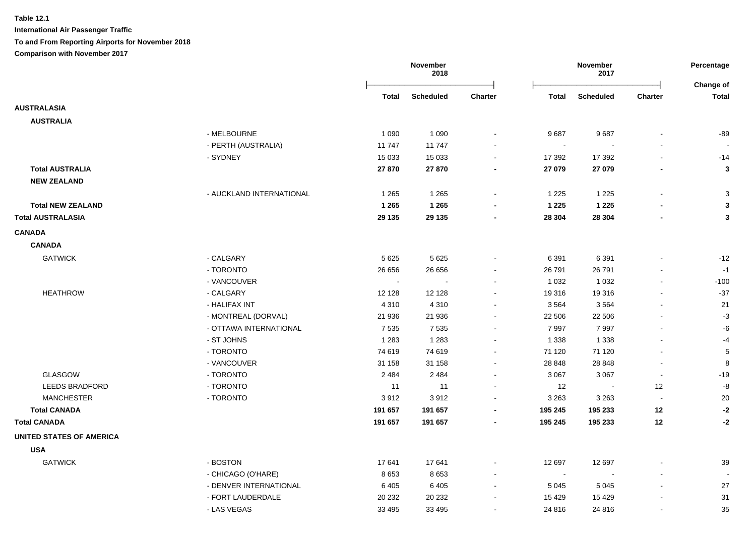**Table 12.1**

**International Air Passenger Traffic**

**To and From Reporting Airports for November 2018**

**Comparison with November 2017**

| | | November 2018 | | | November 2017 | | | Percentage |
|---|---|---|---|---|---|---|---|---|
| | | **Total** | **Scheduled** | **Charter** | **Total** | **Scheduled** | **Charter** | **Change of Total** |
| **AUSTRALASIA** | | | | | | | | |
| **AUSTRALIA** | | | | | | | | |
| | - MELBOURNE | 1 090 | 1 090 | - | 9 687 | 9 687 | - | -89 |
| | - PERTH (AUSTRALIA) | 11 747 | 11 747 | - | - | - | - | - |
| | - SYDNEY | 15 033 | 15 033 | - | 17 392 | 17 392 | - | -14 |
| **Total AUSTRALIA** | | **27 870** | **27 870** | **-** | **27 079** | **27 079** | **-** | **3** |
| **NEW ZEALAND** | | | | | | | | |
| | - AUCKLAND INTERNATIONAL | 1 265 | 1 265 | - | 1 225 | 1 225 | - | 3 |
| **Total NEW ZEALAND** | | **1 265** | **1 265** | **-** | **1 225** | **1 225** | **-** | **3** |
| **Total AUSTRALASIA** | | **29 135** | **29 135** | **-** | **28 304** | **28 304** | **-** | **3** |
| **CANADA** | | | | | | | | |
| **CANADA** | | | | | | | | |
| GATWICK | - CALGARY | 5 625 | 5 625 | - | 6 391 | 6 391 | - | -12 |
| | - TORONTO | 26 656 | 26 656 | - | 26 791 | 26 791 | - | -1 |
| | - VANCOUVER | - | - | - | 1 032 | 1 032 | - | -100 |
| HEATHROW | - CALGARY | 12 128 | 12 128 | - | 19 316 | 19 316 | - | -37 |
| | - HALIFAX INT | 4 310 | 4 310 | - | 3 564 | 3 564 | - | 21 |
| | - MONTREAL (DORVAL) | 21 936 | 21 936 | - | 22 506 | 22 506 | - | -3 |
| | - OTTAWA INTERNATIONAL | 7 535 | 7 535 | - | 7 997 | 7 997 | - | -6 |
| | - ST JOHNS | 1 283 | 1 283 | - | 1 338 | 1 338 | - | -4 |
| | - TORONTO | 74 619 | 74 619 | - | 71 120 | 71 120 | - | 5 |
| | - VANCOUVER | 31 158 | 31 158 | - | 28 848 | 28 848 | - | 8 |
| GLASGOW | - TORONTO | 2 484 | 2 484 | - | 3 067 | 3 067 | - | -19 |
| LEEDS BRADFORD | - TORONTO | 11 | 11 | - | 12 | - | 12 | -8 |
| MANCHESTER | - TORONTO | 3 912 | 3 912 | - | 3 263 | 3 263 | - | 20 |
| **Total CANADA** | | **191 657** | **191 657** | **-** | **195 245** | **195 233** | **12** | **-2** |
| **Total CANADA** | | **191 657** | **191 657** | **-** | **195 245** | **195 233** | **12** | **-2** |
| **UNITED STATES OF AMERICA** | | | | | | | | |
| **USA** | | | | | | | | |
| GATWICK | - BOSTON | 17 641 | 17 641 | - | 12 697 | 12 697 | - | 39 |
| | - CHICAGO (O'HARE) | 8 653 | 8 653 | - | - | - | - | - |
| | - DENVER INTERNATIONAL | 6 405 | 6 405 | - | 5 045 | 5 045 | - | 27 |
| | - FORT LAUDERDALE | 20 232 | 20 232 | - | 15 429 | 15 429 | - | 31 |
| | - LAS VEGAS | 33 495 | 33 495 | - | 24 816 | 24 816 | - | 35 |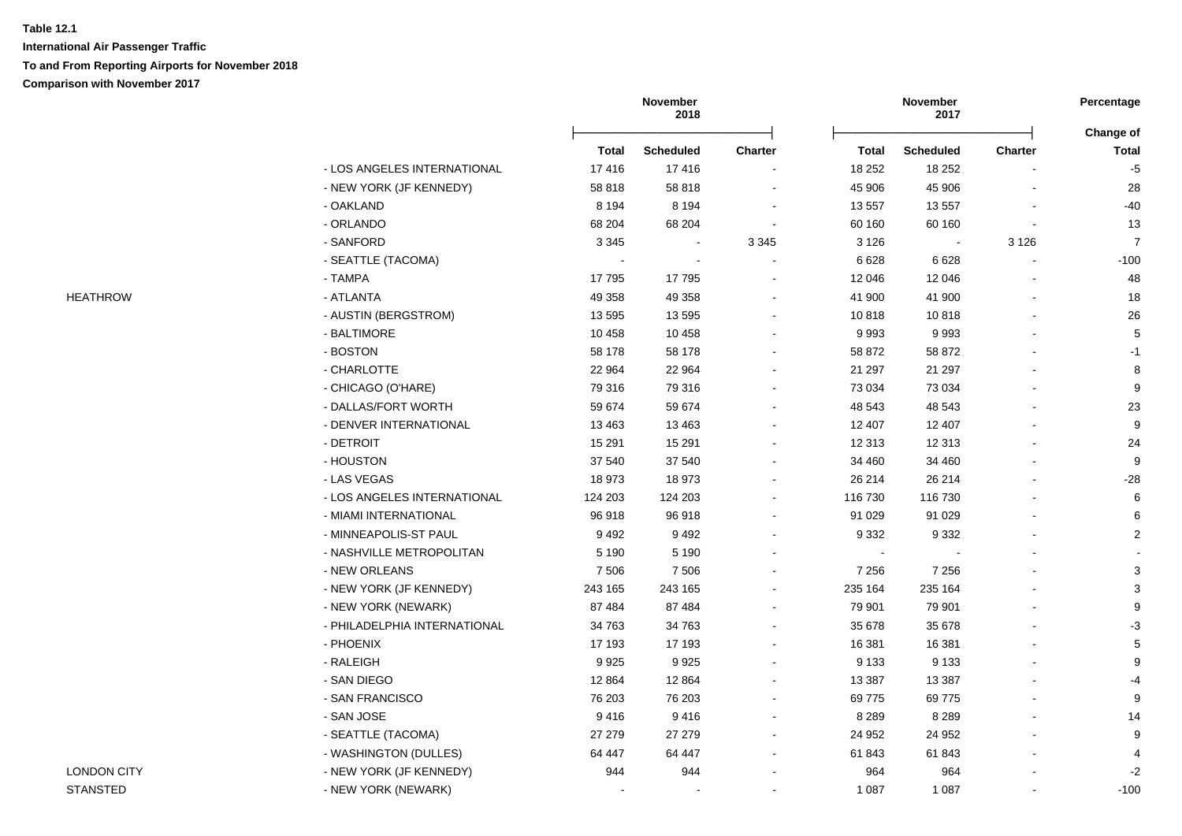**Table 12.1**

**International Air Passenger Traffic**

**To and From Reporting Airports for November 2018**

**Comparison with November 2017**

| | | November 2018 | | | November 2017 | | | Percentage |
|---|---|---|---|---|---|---|---|---|
| | | **Total** | **Scheduled** | **Charter** | **Total** | **Scheduled** | **Charter** | **Change of Total** |
| | - LOS ANGELES INTERNATIONAL | 17 416 | 17 416 | - | 18 252 | 18 252 | - | -5 |
| | - NEW YORK (JF KENNEDY) | 58 818 | 58 818 | - | 45 906 | 45 906 | - | 28 |
| | - OAKLAND | 8 194 | 8 194 | - | 13 557 | 13 557 | - | -40 |
| | - ORLANDO | 68 204 | 68 204 | - | 60 160 | 60 160 | - | 13 |
| | - SANFORD | 3 345 | - | 3 345 | 3 126 | - | 3 126 | 7 |
| | - SEATTLE (TACOMA) | - | - | - | 6 628 | 6 628 | - | -100 |
| | - TAMPA | 17 795 | 17 795 | - | 12 046 | 12 046 | - | 48 |
| HEATHROW | - ATLANTA | 49 358 | 49 358 | - | 41 900 | 41 900 | - | 18 |
| | - AUSTIN (BERGSTROM) | 13 595 | 13 595 | - | 10 818 | 10 818 | - | 26 |
| | - BALTIMORE | 10 458 | 10 458 | - | 9 993 | 9 993 | - | 5 |
| | - BOSTON | 58 178 | 58 178 | - | 58 872 | 58 872 | - | -1 |
| | - CHARLOTTE | 22 964 | 22 964 | - | 21 297 | 21 297 | - | 8 |
| | - CHICAGO (O'HARE) | 79 316 | 79 316 | - | 73 034 | 73 034 | - | 9 |
| | - DALLAS/FORT WORTH | 59 674 | 59 674 | - | 48 543 | 48 543 | - | 23 |
| | - DENVER INTERNATIONAL | 13 463 | 13 463 | - | 12 407 | 12 407 | - | 9 |
| | - DETROIT | 15 291 | 15 291 | - | 12 313 | 12 313 | - | 24 |
| | - HOUSTON | 37 540 | 37 540 | - | 34 460 | 34 460 | - | 9 |
| | - LAS VEGAS | 18 973 | 18 973 | - | 26 214 | 26 214 | - | -28 |
| | - LOS ANGELES INTERNATIONAL | 124 203 | 124 203 | - | 116 730 | 116 730 | - | 6 |
| | - MIAMI INTERNATIONAL | 96 918 | 96 918 | - | 91 029 | 91 029 | - | 6 |
| | - MINNEAPOLIS-ST PAUL | 9 492 | 9 492 | - | 9 332 | 9 332 | - | 2 |
| | - NASHVILLE METROPOLITAN | 5 190 | 5 190 | - | - | - | - | - |
| | - NEW ORLEANS | 7 506 | 7 506 | - | 7 256 | 7 256 | - | 3 |
| | - NEW YORK (JF KENNEDY) | 243 165 | 243 165 | - | 235 164 | 235 164 | - | 3 |
| | - NEW YORK (NEWARK) | 87 484 | 87 484 | - | 79 901 | 79 901 | - | 9 |
| | - PHILADELPHIA INTERNATIONAL | 34 763 | 34 763 | - | 35 678 | 35 678 | - | -3 |
| | - PHOENIX | 17 193 | 17 193 | - | 16 381 | 16 381 | - | 5 |
| | - RALEIGH | 9 925 | 9 925 | - | 9 133 | 9 133 | - | 9 |
| | - SAN DIEGO | 12 864 | 12 864 | - | 13 387 | 13 387 | - | -4 |
| | - SAN FRANCISCO | 76 203 | 76 203 | - | 69 775 | 69 775 | - | 9 |
| | - SAN JOSE | 9 416 | 9 416 | - | 8 289 | 8 289 | - | 14 |
| | - SEATTLE (TACOMA) | 27 279 | 27 279 | - | 24 952 | 24 952 | - | 9 |
| | - WASHINGTON (DULLES) | 64 447 | 64 447 | - | 61 843 | 61 843 | - | 4 |
| LONDON CITY | - NEW YORK (JF KENNEDY) | 944 | 944 | - | 964 | 964 | - | -2 |
| STANSTED | - NEW YORK (NEWARK) | - | - | - | 1 087 | 1 087 | - | -100 |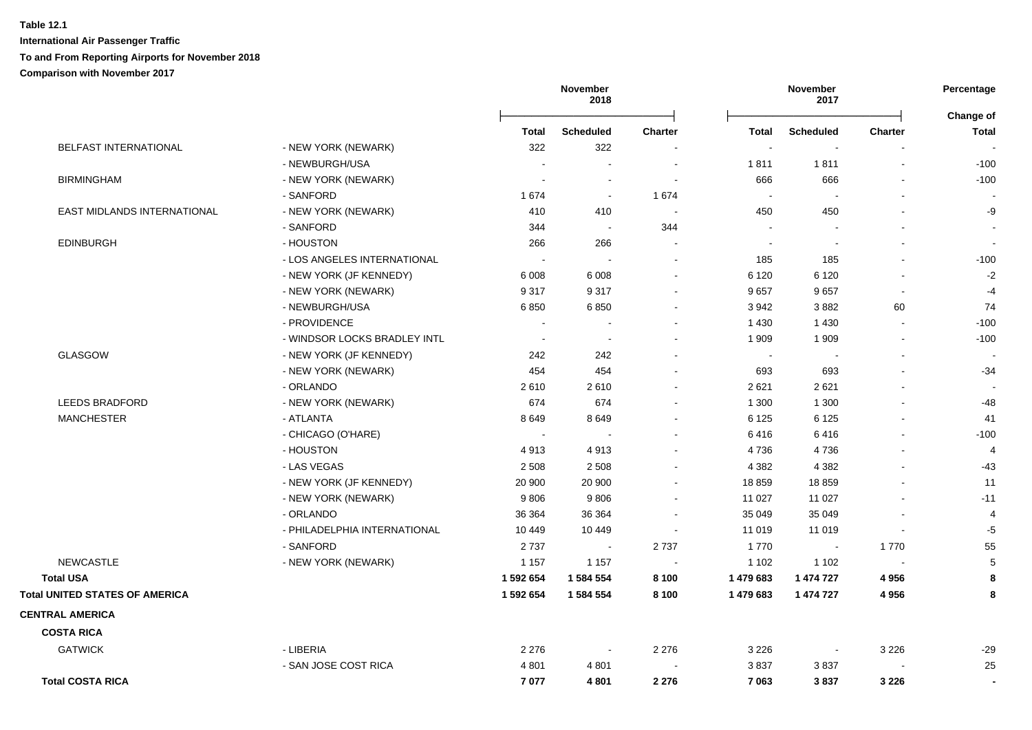**Table 12.1**

**International Air Passenger Traffic**

**To and From Reporting Airports for November 2018**

**Comparison with November 2017**

| | | November 2018 | | | November 2017 | | | Percentage |
|---|---|---|---|---|---|---|---|---|
| | | **Total** | **Scheduled** | **Charter** | **Total** | **Scheduled** | **Charter** | **Change of Total** |
| BELFAST INTERNATIONAL | - NEW YORK (NEWARK) | 322 | 322 | - | - | - | - | - |
| | - NEWBURGH/USA | - | - | - | 1 811 | 1 811 | - | -100 |
| BIRMINGHAM | - NEW YORK (NEWARK) | - | - | - | 666 | 666 | - | -100 |
| | - SANFORD | 1 674 | - | 1 674 | - | - | - | - |
| EAST MIDLANDS INTERNATIONAL | - NEW YORK (NEWARK) | 410 | 410 | - | 450 | 450 | - | -9 |
| | - SANFORD | 344 | - | 344 | - | - | - | - |
| EDINBURGH | - HOUSTON | 266 | 266 | - | - | - | - | - |
| | - LOS ANGELES INTERNATIONAL | - | - | - | 185 | 185 | - | -100 |
| | - NEW YORK (JF KENNEDY) | 6 008 | 6 008 | - | 6 120 | 6 120 | - | -2 |
| | - NEW YORK (NEWARK) | 9 317 | 9 317 | - | 9 657 | 9 657 | - | -4 |
| | - NEWBURGH/USA | 6 850 | 6 850 | - | 3 942 | 3 882 | 60 | 74 |
| | - PROVIDENCE | - | - | - | 1 430 | 1 430 | - | -100 |
| | - WINDSOR LOCKS BRADLEY INTL | - | - | - | 1 909 | 1 909 | - | -100 |
| GLASGOW | - NEW YORK (JF KENNEDY) | 242 | 242 | - | - | - | - | - |
| | - NEW YORK (NEWARK) | 454 | 454 | - | 693 | 693 | - | -34 |
| | - ORLANDO | 2 610 | 2 610 | - | 2 621 | 2 621 | - | - |
| LEEDS BRADFORD | - NEW YORK (NEWARK) | 674 | 674 | - | 1 300 | 1 300 | - | -48 |
| MANCHESTER | - ATLANTA | 8 649 | 8 649 | - | 6 125 | 6 125 | - | 41 |
| | - CHICAGO (O'HARE) | - | - | - | 6 416 | 6 416 | - | -100 |
| | - HOUSTON | 4 913 | 4 913 | - | 4 736 | 4 736 | - | 4 |
| | - LAS VEGAS | 2 508 | 2 508 | - | 4 382 | 4 382 | - | -43 |
| | - NEW YORK (JF KENNEDY) | 20 900 | 20 900 | - | 18 859 | 18 859 | - | 11 |
| | - NEW YORK (NEWARK) | 9 806 | 9 806 | - | 11 027 | 11 027 | - | -11 |
| | - ORLANDO | 36 364 | 36 364 | - | 35 049 | 35 049 | - | 4 |
| | - PHILADELPHIA INTERNATIONAL | 10 449 | 10 449 | - | 11 019 | 11 019 | - | -5 |
| | - SANFORD | 2 737 | - | 2 737 | 1 770 | - | 1 770 | 55 |
| NEWCASTLE | - NEW YORK (NEWARK) | 1 157 | 1 157 | - | 1 102 | 1 102 | - | 5 |
| **Total USA** | | **1 592 654** | **1 584 554** | **8 100** | **1 479 683** | **1 474 727** | **4 956** | **8** |
| **Total UNITED STATES OF AMERICA** | | **1 592 654** | **1 584 554** | **8 100** | **1 479 683** | **1 474 727** | **4 956** | **8** |
| **CENTRAL AMERICA** | | | | | | | | |
| **COSTA RICA** | | | | | | | | |
| GATWICK | - LIBERIA | 2 276 | - | 2 276 | 3 226 | - | 3 226 | -29 |
| | - SAN JOSE COST RICA | 4 801 | 4 801 | - | 3 837 | 3 837 | - | 25 |
| **Total COSTA RICA** | | **7 077** | **4 801** | **2 276** | **7 063** | **3 837** | **3 226** | **-** |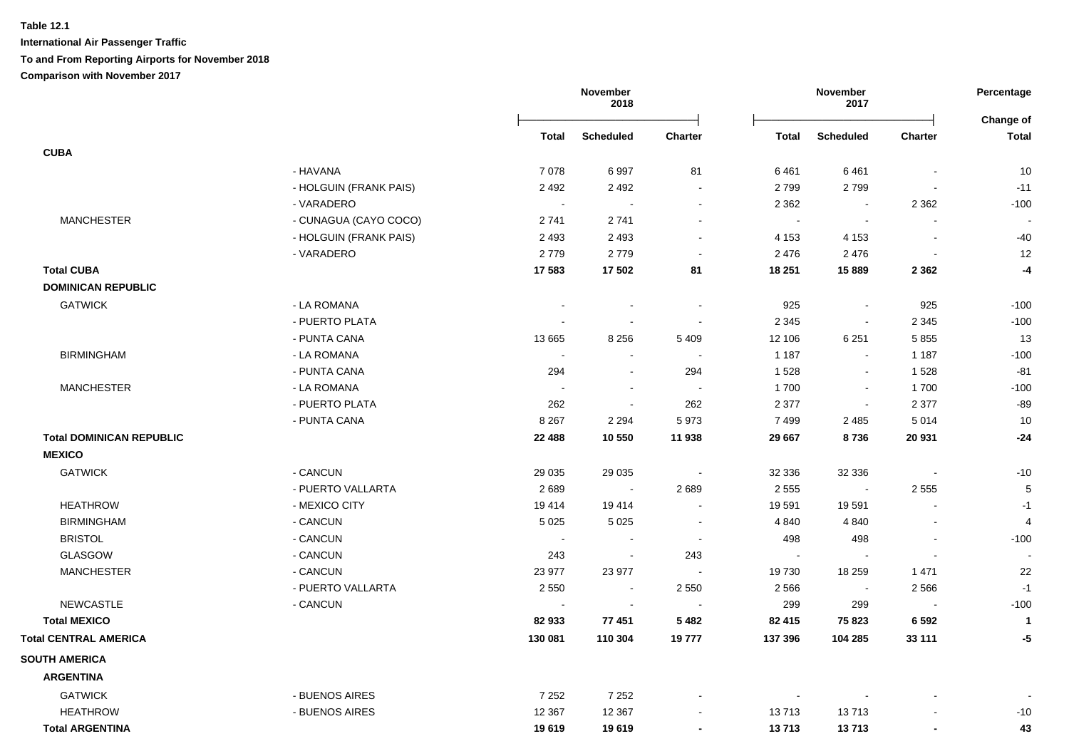**Table 12.1**

**International Air Passenger Traffic**

**To and From Reporting Airports for November 2018**

**Comparison with November 2017**

| | | November 2018 | | | November 2017 | | | Percentage |
|---|---|---|---|---|---|---|---|---|
| | | **Total** | **Scheduled** | **Charter** | **Total** | **Scheduled** | **Charter** | **Change of Total** |
| **CUBA** | | | | | | | | |
| | - HAVANA | 7 078 | 6 997 | 81 | 6 461 | 6 461 | - | 10 |
| | - HOLGUIN (FRANK PAIS) | 2 492 | 2 492 | - | 2 799 | 2 799 | - | -11 |
| | - VARADERO | - | - | - | 2 362 | - | 2 362 | -100 |
| MANCHESTER | - CUNAGUA (CAYO COCO) | 2 741 | 2 741 | - | - | - | - | - |
| | - HOLGUIN (FRANK PAIS) | 2 493 | 2 493 | - | 4 153 | 4 153 | - | -40 |
| | - VARADERO | 2 779 | 2 779 | - | 2 476 | 2 476 | - | 12 |
| **Total CUBA** | | **17 583** | **17 502** | **81** | **18 251** | **15 889** | **2 362** | **-4** |
| **DOMINICAN REPUBLIC** | | | | | | | | |
| GATWICK | - LA ROMANA | - | - | - | 925 | - | 925 | -100 |
| | - PUERTO PLATA | - | - | - | 2 345 | - | 2 345 | -100 |
| | - PUNTA CANA | 13 665 | 8 256 | 5 409 | 12 106 | 6 251 | 5 855 | 13 |
| BIRMINGHAM | - LA ROMANA | - | - | - | 1 187 | - | 1 187 | -100 |
| | - PUNTA CANA | 294 | - | 294 | 1 528 | - | 1 528 | -81 |
| MANCHESTER | - LA ROMANA | - | - | - | 1 700 | - | 1 700 | -100 |
| | - PUERTO PLATA | 262 | - | 262 | 2 377 | - | 2 377 | -89 |
| | - PUNTA CANA | 8 267 | 2 294 | 5 973 | 7 499 | 2 485 | 5 014 | 10 |
| **Total DOMINICAN REPUBLIC** | | **22 488** | **10 550** | **11 938** | **29 667** | **8 736** | **20 931** | **-24** |
| **MEXICO** | | | | | | | | |
| GATWICK | - CANCUN | 29 035 | 29 035 | - | 32 336 | 32 336 | - | -10 |
| | - PUERTO VALLARTA | 2 689 | - | 2 689 | 2 555 | - | 2 555 | 5 |
| HEATHROW | - MEXICO CITY | 19 414 | 19 414 | - | 19 591 | 19 591 | - | -1 |
| BIRMINGHAM | - CANCUN | 5 025 | 5 025 | - | 4 840 | 4 840 | - | 4 |
| BRISTOL | - CANCUN | - | - | - | 498 | 498 | - | -100 |
| GLASGOW | - CANCUN | 243 | - | 243 | - | - | - | - |
| MANCHESTER | - CANCUN | 23 977 | 23 977 | - | 19 730 | 18 259 | 1 471 | 22 |
| | - PUERTO VALLARTA | 2 550 | - | 2 550 | 2 566 | - | 2 566 | -1 |
| NEWCASTLE | - CANCUN | - | - | - | 299 | 299 | - | -100 |
| **Total MEXICO** | | **82 933** | **77 451** | **5 482** | **82 415** | **75 823** | **6 592** | **1** |
| **Total CENTRAL AMERICA** | | **130 081** | **110 304** | **19 777** | **137 396** | **104 285** | **33 111** | **-5** |
| **SOUTH AMERICA** | | | | | | | | |
| **ARGENTINA** | | | | | | | | |
| GATWICK | - BUENOS AIRES | 7 252 | 7 252 | - | - | - | - | - |
| HEATHROW | - BUENOS AIRES | 12 367 | 12 367 | - | 13 713 | 13 713 | - | -10 |
| **Total ARGENTINA** | | **19 619** | **19 619** | **-** | **13 713** | **13 713** | **-** | **43** |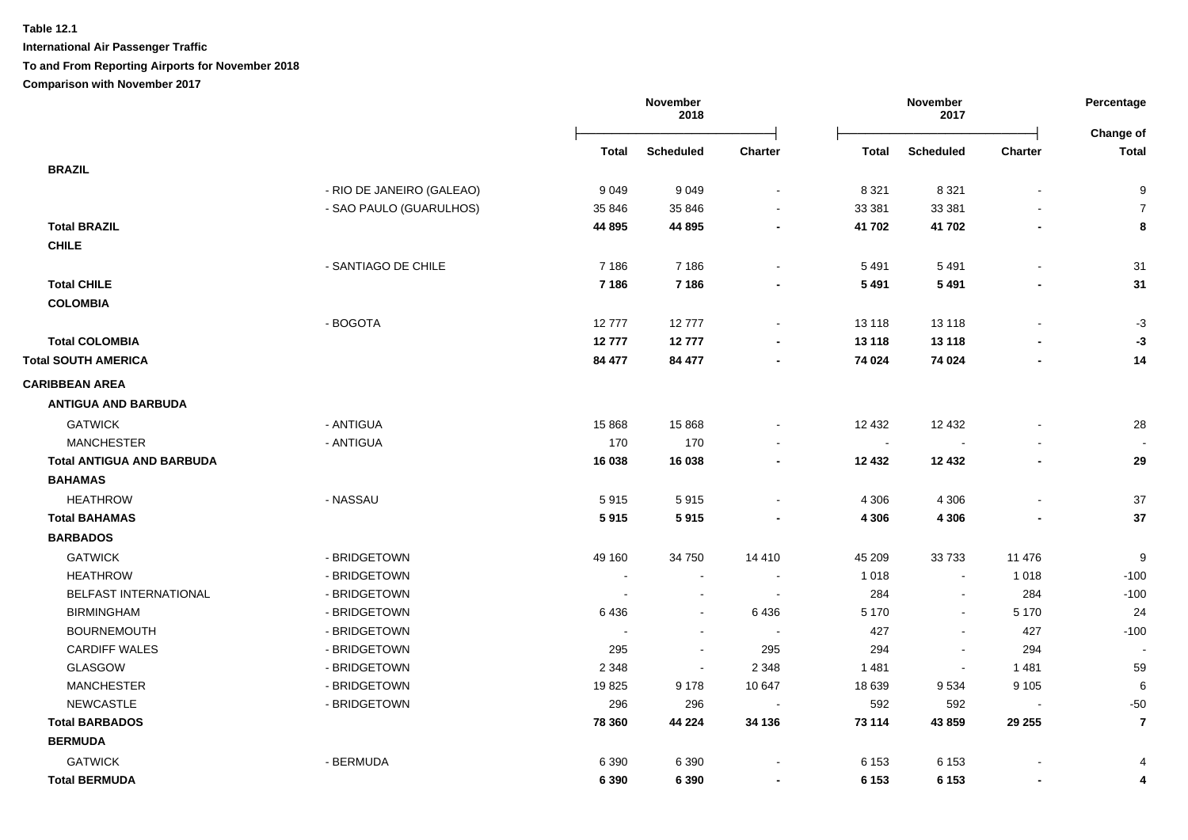**Table 12.1**

**International Air Passenger Traffic**

**To and From Reporting Airports for November 2018**

**Comparison with November 2017**

| | | November 2018 | | | November 2017 | | | Percentage |
|---|---|---|---|---|---|---|---|---|
| | | **Total** | **Scheduled** | **Charter** | **Total** | **Scheduled** | **Charter** | **Change of Total** |
| **BRAZIL** | | | | | | | | |
| | - RIO DE JANEIRO (GALEAO) | 9 049 | 9 049 | - | 8 321 | 8 321 | - | 9 |
| | - SAO PAULO (GUARULHOS) | 35 846 | 35 846 | - | 33 381 | 33 381 | - | 7 |
| **Total BRAZIL** | | **44 895** | **44 895** | **-** | **41 702** | **41 702** | **-** | **8** |
| **CHILE** | | | | | | | | |
| | - SANTIAGO DE CHILE | 7 186 | 7 186 | - | 5 491 | 5 491 | - | 31 |
| **Total CHILE** | | **7 186** | **7 186** | **-** | **5 491** | **5 491** | **-** | **31** |
| **COLOMBIA** | | | | | | | | |
| | - BOGOTA | 12 777 | 12 777 | - | 13 118 | 13 118 | - | -3 |
| **Total COLOMBIA** | | **12 777** | **12 777** | **-** | **13 118** | **13 118** | **-** | **-3** |
| **Total SOUTH AMERICA** | | **84 477** | **84 477** | **-** | **74 024** | **74 024** | **-** | **14** |
| **CARIBBEAN AREA** | | | | | | | | |
| **ANTIGUA AND BARBUDA** | | | | | | | | |
| GATWICK | - ANTIGUA | 15 868 | 15 868 | - | 12 432 | 12 432 | - | 28 |
| MANCHESTER | - ANTIGUA | 170 | 170 | - | - | - | - | - |
| **Total ANTIGUA AND BARBUDA** | | **16 038** | **16 038** | **-** | **12 432** | **12 432** | **-** | **29** |
| **BAHAMAS** | | | | | | | | |
| HEATHROW | - NASSAU | 5 915 | 5 915 | - | 4 306 | 4 306 | - | 37 |
| **Total BAHAMAS** | | **5 915** | **5 915** | **-** | **4 306** | **4 306** | **-** | **37** |
| **BARBADOS** | | | | | | | | |
| GATWICK | - BRIDGETOWN | 49 160 | 34 750 | 14 410 | 45 209 | 33 733 | 11 476 | 9 |
| HEATHROW | - BRIDGETOWN | - | - | - | 1 018 | - | 1 018 | -100 |
| BELFAST INTERNATIONAL | - BRIDGETOWN | - | - | - | 284 | - | 284 | -100 |
| BIRMINGHAM | - BRIDGETOWN | 6 436 | - | 6 436 | 5 170 | - | 5 170 | 24 |
| BOURNEMOUTH | - BRIDGETOWN | - | - | - | 427 | - | 427 | -100 |
| CARDIFF WALES | - BRIDGETOWN | 295 | - | 295 | 294 | - | 294 | - |
| GLASGOW | - BRIDGETOWN | 2 348 | - | 2 348 | 1 481 | - | 1 481 | 59 |
| MANCHESTER | - BRIDGETOWN | 19 825 | 9 178 | 10 647 | 18 639 | 9 534 | 9 105 | 6 |
| NEWCASTLE | - BRIDGETOWN | 296 | 296 | - | 592 | 592 | - | -50 |
| **Total BARBADOS** | | **78 360** | **44 224** | **34 136** | **73 114** | **43 859** | **29 255** | **7** |
| **BERMUDA** | | | | | | | | |
| GATWICK | - BERMUDA | 6 390 | 6 390 | - | 6 153 | 6 153 | - | 4 |
| **Total BERMUDA** | | **6 390** | **6 390** | **-** | **6 153** | **6 153** | **-** | **4** |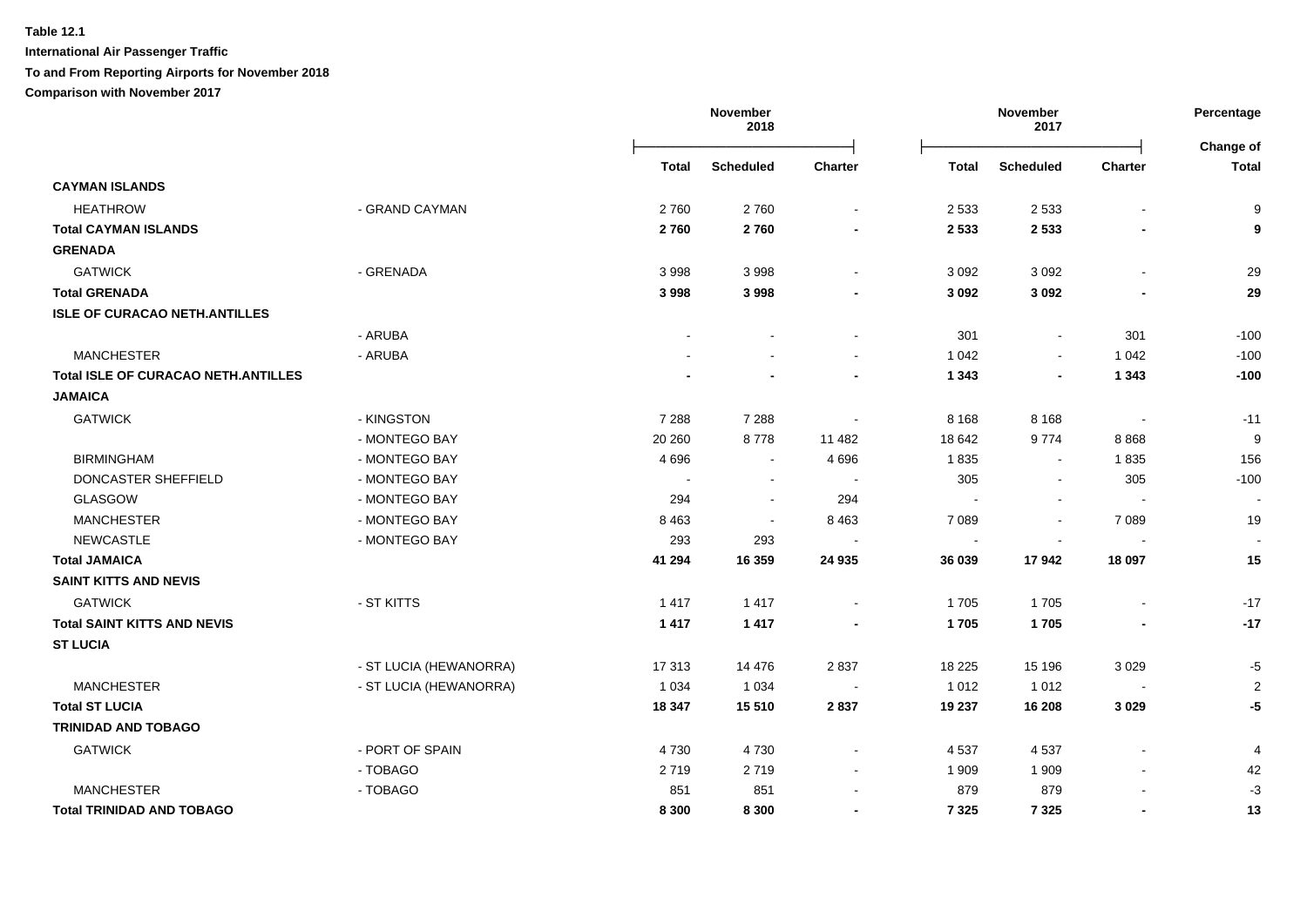**Table 12.1**

**International Air Passenger Traffic**

**To and From Reporting Airports for November 2018**

**Comparison with November 2017**

| | | November 2018 | | | November 2017 | | | Percentage |
|---|---|---|---|---|---|---|---|---|
| | | **Total** | **Scheduled** | **Charter** | **Total** | **Scheduled** | **Charter** | **Change of Total** |
| **CAYMAN ISLANDS** | | | | | | | | |
| HEATHROW | - GRAND CAYMAN | 2 760 | 2 760 | - | 2 533 | 2 533 | - | 9 |
| **Total CAYMAN ISLANDS** | | **2 760** | **2 760** | **-** | **2 533** | **2 533** | **-** | **9** |
| **GRENADA** | | | | | | | | |
| GATWICK | - GRENADA | 3 998 | 3 998 | - | 3 092 | 3 092 | - | 29 |
| **Total GRENADA** | | **3 998** | **3 998** | **-** | **3 092** | **3 092** | **-** | **29** |
| **ISLE OF CURACAO NETH.ANTILLES** | | | | | | | | |
| | - ARUBA | - | - | - | 301 | - | 301 | -100 |
| MANCHESTER | - ARUBA | - | - | - | 1 042 | - | 1 042 | -100 |
| **Total ISLE OF CURACAO NETH.ANTILLES** | | **-** | **-** | **-** | **1 343** | **-** | **1 343** | **-100** |
| **JAMAICA** | | | | | | | | |
| GATWICK | - KINGSTON | 7 288 | 7 288 | - | 8 168 | 8 168 | - | -11 |
| | - MONTEGO BAY | 20 260 | 8 778 | 11 482 | 18 642 | 9 774 | 8 868 | 9 |
| BIRMINGHAM | - MONTEGO BAY | 4 696 | - | 4 696 | 1 835 | - | 1 835 | 156 |
| DONCASTER SHEFFIELD | - MONTEGO BAY | - | - | - | 305 | - | 305 | -100 |
| GLASGOW | - MONTEGO BAY | 294 | - | 294 | - | - | - | - |
| MANCHESTER | - MONTEGO BAY | 8 463 | - | 8 463 | 7 089 | - | 7 089 | 19 |
| NEWCASTLE | - MONTEGO BAY | 293 | 293 | - | - | - | - | - |
| **Total JAMAICA** | | **41 294** | **16 359** | **24 935** | **36 039** | **17 942** | **18 097** | **15** |
| **SAINT KITTS AND NEVIS** | | | | | | | | |
| GATWICK | - ST KITTS | 1 417 | 1 417 | - | 1 705 | 1 705 | - | -17 |
| **Total SAINT KITTS AND NEVIS** | | **1 417** | **1 417** | **-** | **1 705** | **1 705** | **-** | **-17** |
| **ST LUCIA** | | | | | | | | |
| | - ST LUCIA (HEWANORRA) | 17 313 | 14 476 | 2 837 | 18 225 | 15 196 | 3 029 | -5 |
| MANCHESTER | - ST LUCIA (HEWANORRA) | 1 034 | 1 034 | - | 1 012 | 1 012 | - | 2 |
| **Total ST LUCIA** | | **18 347** | **15 510** | **2 837** | **19 237** | **16 208** | **3 029** | **-5** |
| **TRINIDAD AND TOBAGO** | | | | | | | | |
| GATWICK | - PORT OF SPAIN | 4 730 | 4 730 | - | 4 537 | 4 537 | - | 4 |
| | - TOBAGO | 2 719 | 2 719 | - | 1 909 | 1 909 | - | 42 |
| MANCHESTER | - TOBAGO | 851 | 851 | - | 879 | 879 | - | -3 |
| **Total TRINIDAD AND TOBAGO** | | **8 300** | **8 300** | **-** | **7 325** | **7 325** | **-** | **13** |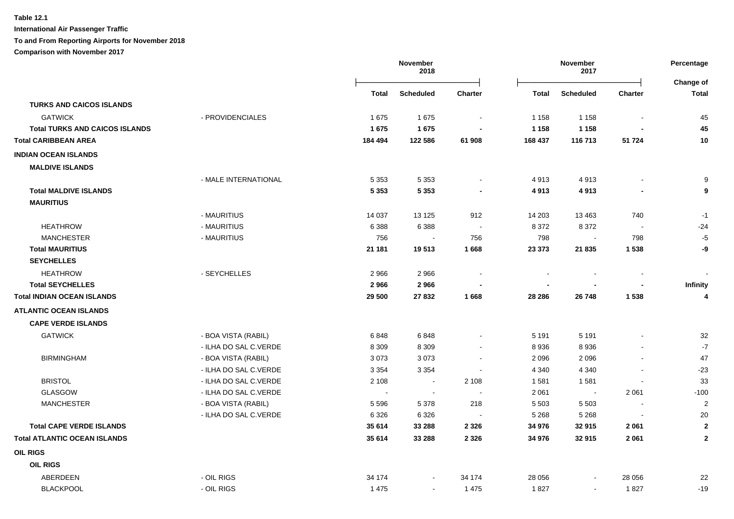**Table 12.1**

**International Air Passenger Traffic**

**To and From Reporting Airports for November 2018**

**Comparison with November 2017**

| | | November 2018 | | | November 2017 | | | Percentage |
|---|---|---|---|---|---|---|---|---|
| | | **Total** | **Scheduled** | **Charter** | **Total** | **Scheduled** | **Charter** | **Change of Total** |
| **TURKS AND CAICOS ISLANDS** | | | | | | | | |
| GATWICK | - PROVIDENCIALES | 1 675 | 1 675 | - | 1 158 | 1 158 | - | 45 |
| **Total TURKS AND CAICOS ISLANDS** | | **1 675** | **1 675** | **-** | **1 158** | **1 158** | **-** | **45** |
| **Total CARIBBEAN AREA** | | **184 494** | **122 586** | **61 908** | **168 437** | **116 713** | **51 724** | **10** |
| **INDIAN OCEAN ISLANDS** | | | | | | | | |
| **MALDIVE ISLANDS** | | | | | | | | |
| | - MALE INTERNATIONAL | 5 353 | 5 353 | - | 4 913 | 4 913 | - | 9 |
| **Total MALDIVE ISLANDS** | | **5 353** | **5 353** | **-** | **4 913** | **4 913** | **-** | **9** |
| **MAURITIUS** | | | | | | | | |
| | - MAURITIUS | 14 037 | 13 125 | 912 | 14 203 | 13 463 | 740 | -1 |
| HEATHROW | - MAURITIUS | 6 388 | 6 388 | - | 8 372 | 8 372 | - | -24 |
| MANCHESTER | - MAURITIUS | 756 | - | 756 | 798 | - | 798 | -5 |
| **Total MAURITIUS** | | **21 181** | **19 513** | **1 668** | **23 373** | **21 835** | **1 538** | **-9** |
| **SEYCHELLES** | | | | | | | | |
| HEATHROW | - SEYCHELLES | 2 966 | 2 966 | - | - | - | - | - |
| **Total SEYCHELLES** | | **2 966** | **2 966** | **-** | **-** | **-** | **-** | **Infinity** |
| **Total INDIAN OCEAN ISLANDS** | | **29 500** | **27 832** | **1 668** | **28 286** | **26 748** | **1 538** | **4** |
| **ATLANTIC OCEAN ISLANDS** | | | | | | | | |
| **CAPE VERDE ISLANDS** | | | | | | | | |
| GATWICK | - BOA VISTA (RABIL) | 6 848 | 6 848 | - | 5 191 | 5 191 | - | 32 |
| | - ILHA DO SAL C.VERDE | 8 309 | 8 309 | - | 8 936 | 8 936 | - | -7 |
| BIRMINGHAM | - BOA VISTA (RABIL) | 3 073 | 3 073 | - | 2 096 | 2 096 | - | 47 |
| | - ILHA DO SAL C.VERDE | 3 354 | 3 354 | - | 4 340 | 4 340 | - | -23 |
| BRISTOL | - ILHA DO SAL C.VERDE | 2 108 | - | 2 108 | 1 581 | 1 581 | - | 33 |
| GLASGOW | - ILHA DO SAL C.VERDE | - | - | - | 2 061 | - | 2 061 | -100 |
| MANCHESTER | - BOA VISTA (RABIL) | 5 596 | 5 378 | 218 | 5 503 | 5 503 | - | 2 |
| | - ILHA DO SAL C.VERDE | 6 326 | 6 326 | - | 5 268 | 5 268 | - | 20 |
| **Total CAPE VERDE ISLANDS** | | **35 614** | **33 288** | **2 326** | **34 976** | **32 915** | **2 061** | **2** |
| **Total ATLANTIC OCEAN ISLANDS** | | **35 614** | **33 288** | **2 326** | **34 976** | **32 915** | **2 061** | **2** |
| **OIL RIGS** | | | | | | | | |
| **OIL RIGS** | | | | | | | | |
| ABERDEEN | - OIL RIGS | 34 174 | - | 34 174 | 28 056 | - | 28 056 | 22 |
| BLACKPOOL | - OIL RIGS | 1 475 | - | 1 475 | 1 827 | - | 1 827 | -19 |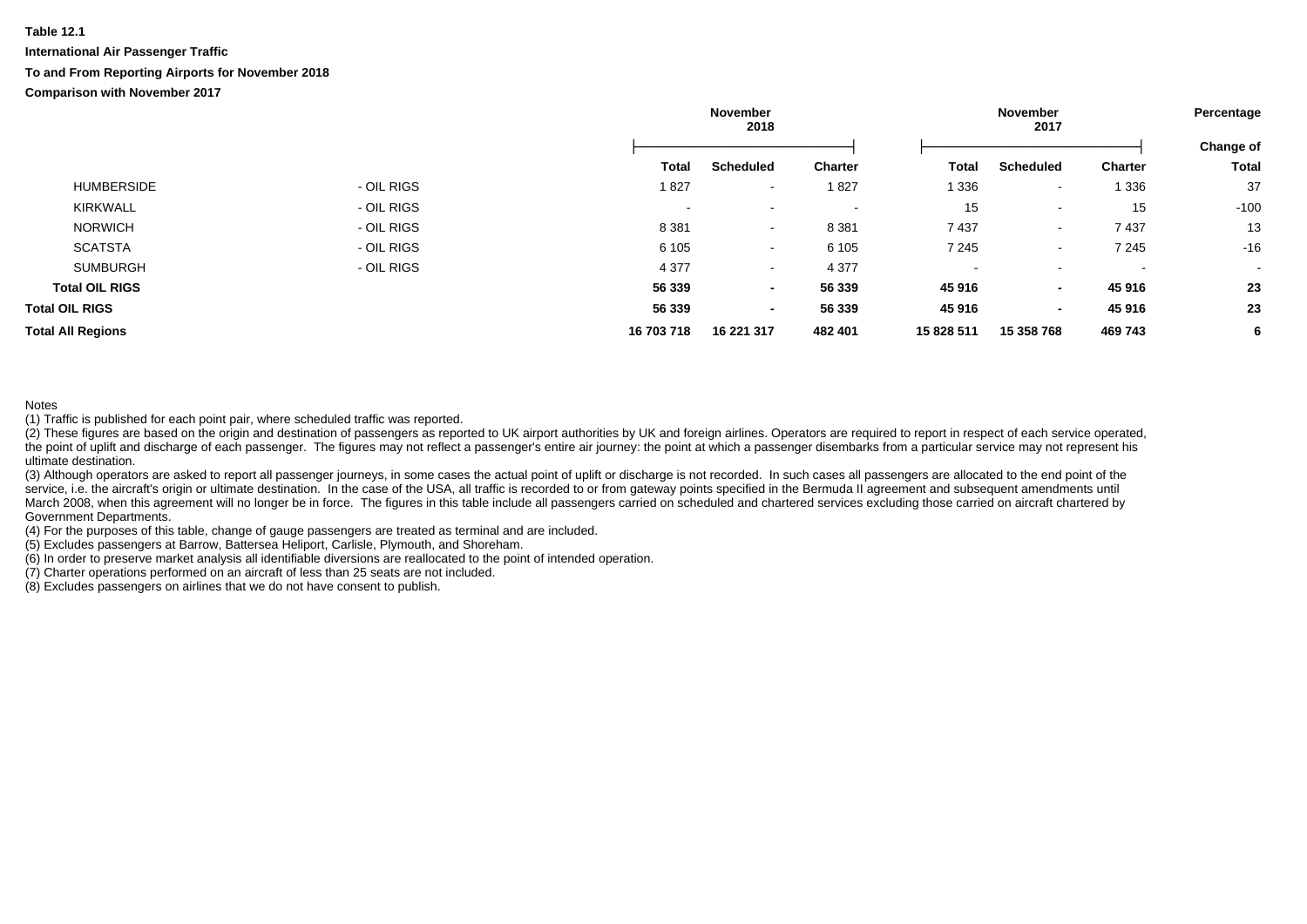**Table 12.1**

**International Air Passenger Traffic**

**To and From Reporting Airports for November 2018**

**Comparison with November 2017**

| | | November 2018 | | | November 2017 | | | Percentage |
|---|---|---|---|---|---|---|---|---|
| | | Total | Scheduled | Charter | Total | Scheduled | Charter | Change of Total |
| HUMBERSIDE | - OIL RIGS | 1 827 | - | 1 827 | 1 336 | - | 1 336 | 37 |
| KIRKWALL | - OIL RIGS | - | - | - | 15 | - | 15 | -100 |
| NORWICH | - OIL RIGS | 8 381 | - | 8 381 | 7 437 | - | 7 437 | 13 |
| SCATSTA | - OIL RIGS | 6 105 | - | 6 105 | 7 245 | - | 7 245 | -16 |
| SUMBURGH | - OIL RIGS | 4 377 | - | 4 377 | - | - | - | - |
| **Total OIL RIGS** | | **56 339** | **-** | **56 339** | **45 916** | **-** | **45 916** | **23** |
| **Total OIL RIGS** | | **56 339** | **-** | **56 339** | **45 916** | **-** | **45 916** | **23** |
| **Total All Regions** | | **16 703 718** | **16 221 317** | **482 401** | **15 828 511** | **15 358 768** | **469 743** | **6** |

Notes

(1) Traffic is published for each point pair, where scheduled traffic was reported.

(2) These figures are based on the origin and destination of passengers as reported to UK airport authorities by UK and foreign airlines. Operators are required to report in respect of each service operated, the point of uplift and discharge of each passenger. The figures may not reflect a passenger's entire air journey: the point at which a passenger disembarks from a particular service may not represent his ultimate destination.

(3) Although operators are asked to report all passenger journeys, in some cases the actual point of uplift or discharge is not recorded. In such cases all passengers are allocated to the end point of the service, i.e. the aircraft's origin or ultimate destination. In the case of the USA, all traffic is recorded to or from gateway points specified in the Bermuda II agreement and subsequent amendments until March 2008, when this agreement will no longer be in force. The figures in this table include all passengers carried on scheduled and chartered services excluding those carried on aircraft chartered by Government Departments.

(4) For the purposes of this table, change of gauge passengers are treated as terminal and are included.

(5) Excludes passengers at Barrow, Battersea Heliport, Carlisle, Plymouth, and Shoreham.

(6) In order to preserve market analysis all identifiable diversions are reallocated to the point of intended operation.

(7) Charter operations performed on an aircraft of less than 25 seats are not included.

(8) Excludes passengers on airlines that we do not have consent to publish.